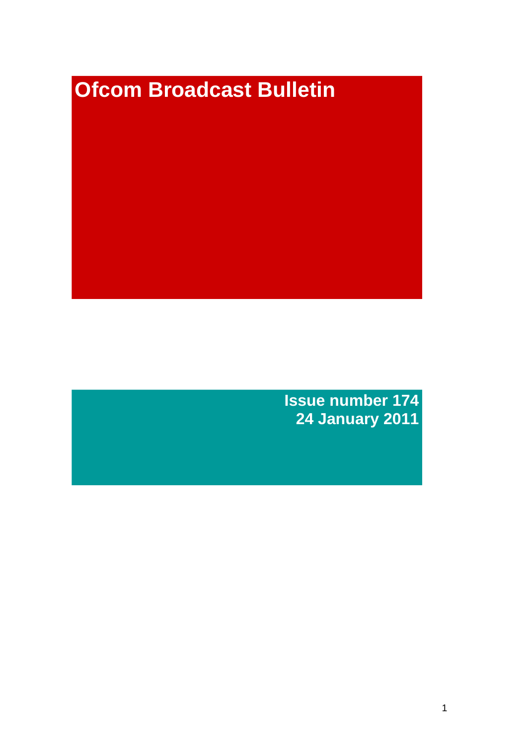# Ofcom Broadcast Bulletin

**Issue number 174**
**24 January 2011**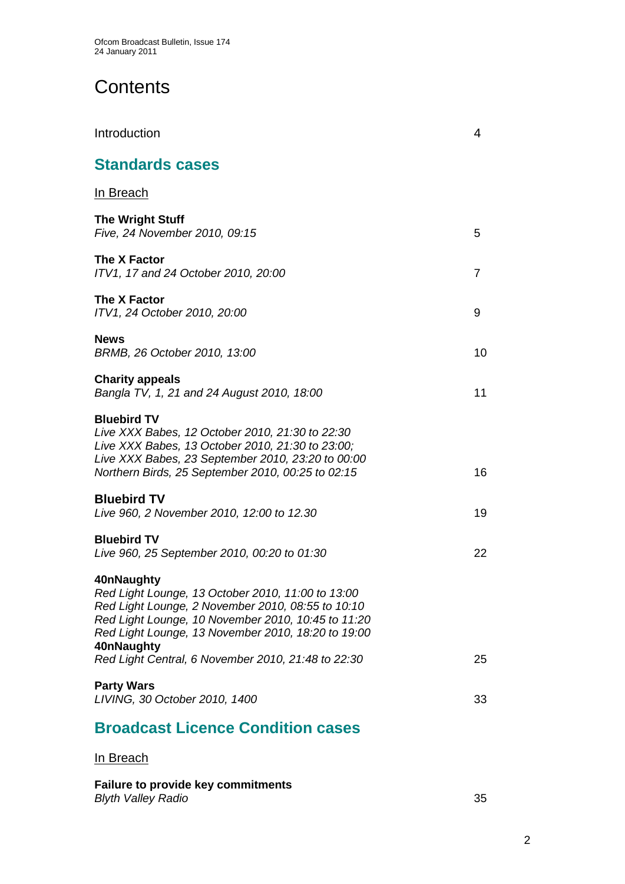# Contents

Introduction 4

## Standards cases

In Breach

**The Wright Stuff**
*Five, 24 November 2010, 09:15* 5

**The X Factor**
*ITV1, 17 and 24 October 2010, 20:00* 7

**The X Factor**
*ITV1, 24 October 2010, 20:00* 9

**News**
*BRMB, 26 October 2010, 13:00* 10

**Charity appeals**
*Bangla TV, 1, 21 and 24 August 2010, 18:00* 11

**Bluebird TV**
*Live XXX Babes, 12 October 2010, 21:30 to 22:30*
*Live XXX Babes, 13 October 2010, 21:30 to 23:00;*
*Live XXX Babes, 23 September 2010, 23:20 to 00:00*
*Northern Birds, 25 September 2010, 00:25 to 02:15* 16

**Bluebird TV**
*Live 960, 2 November 2010, 12:00 to 12.30* 19

**Bluebird TV**
*Live 960, 25 September 2010, 00:20 to 01:30* 22

**40nNaughty**
*Red Light Lounge, 13 October 2010, 11:00 to 13:00*
*Red Light Lounge, 2 November 2010, 08:55 to 10:10*
*Red Light Lounge, 10 November 2010, 10:45 to 11:20*
*Red Light Lounge, 13 November 2010, 18:20 to 19:00*
**40nNaughty**
*Red Light Central, 6 November 2010, 21:48 to 22:30* 25

**Party Wars**
*LIVING, 30 October 2010, 1400* 33

## Broadcast Licence Condition cases

In Breach

**Failure to provide key commitments**
*Blyth Valley Radio* 35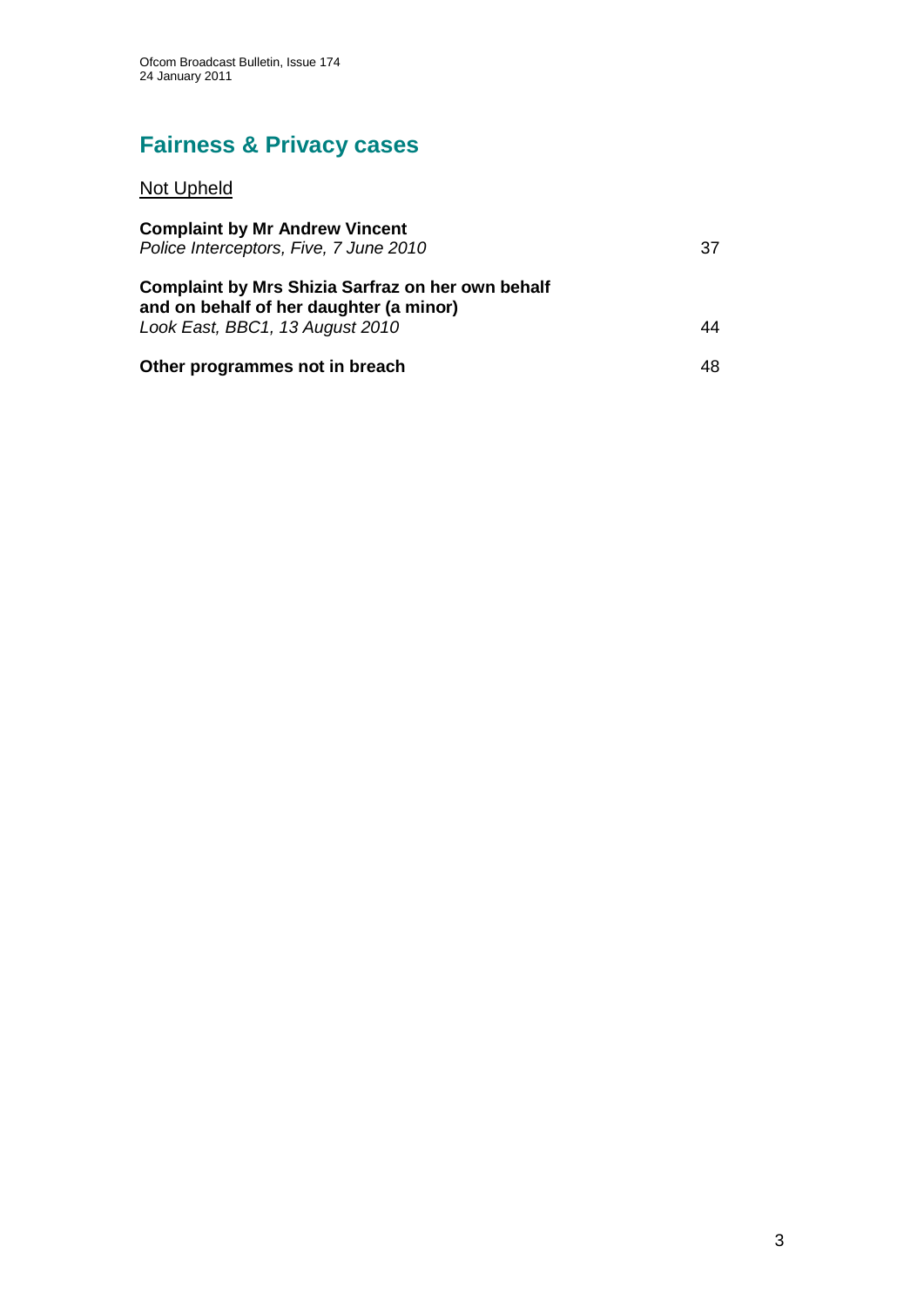# Fairness & Privacy cases

Not Upheld

**Complaint by Mr Andrew Vincent**
*Police Interceptors, Five, 7 June 2010* 37

**Complaint by Mrs Shizia Sarfraz on her own behalf and on behalf of her daughter (a minor)**
*Look East, BBC1, 13 August 2010* 44

**Other programmes not in breach** 48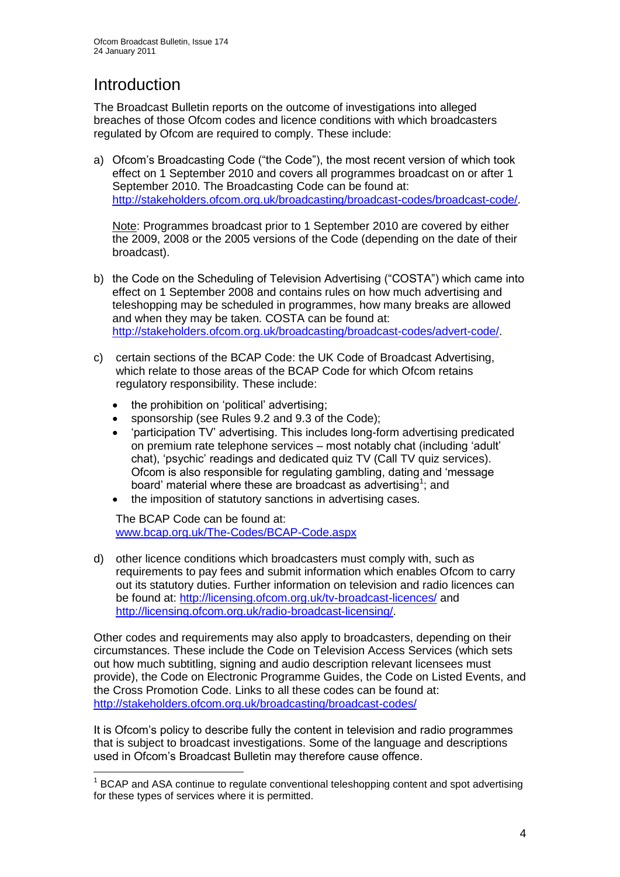# Introduction

The Broadcast Bulletin reports on the outcome of investigations into alleged breaches of those Ofcom codes and licence conditions with which broadcasters regulated by Ofcom are required to comply. These include:

a) Ofcom's Broadcasting Code ("the Code"), the most recent version of which took effect on 1 September 2010 and covers all programmes broadcast on or after 1 September 2010. The Broadcasting Code can be found at: http://stakeholders.ofcom.org.uk/broadcasting/broadcast-codes/broadcast-code/.

   Note: Programmes broadcast prior to 1 September 2010 are covered by either the 2009, 2008 or the 2005 versions of the Code (depending on the date of their broadcast).

b) the Code on the Scheduling of Television Advertising ("COSTA") which came into effect on 1 September 2008 and contains rules on how much advertising and teleshopping may be scheduled in programmes, how many breaks are allowed and when they may be taken. COSTA can be found at: http://stakeholders.ofcom.org.uk/broadcasting/broadcast-codes/advert-code/.

c) certain sections of the BCAP Code: the UK Code of Broadcast Advertising, which relate to those areas of the BCAP Code for which Ofcom retains regulatory responsibility. These include:

   - the prohibition on 'political' advertising;
   - sponsorship (see Rules 9.2 and 9.3 of the Code);
   - 'participation TV' advertising. This includes long-form advertising predicated on premium rate telephone services – most notably chat (including 'adult' chat), 'psychic' readings and dedicated quiz TV (Call TV quiz services). Ofcom is also responsible for regulating gambling, dating and 'message board' material where these are broadcast as advertising[1]; and
   - the imposition of statutory sanctions in advertising cases.

   The BCAP Code can be found at: www.bcap.org.uk/The-Codes/BCAP-Code.aspx

d) other licence conditions which broadcasters must comply with, such as requirements to pay fees and submit information which enables Ofcom to carry out its statutory duties. Further information on television and radio licences can be found at: http://licensing.ofcom.org.uk/tv-broadcast-licences/ and http://licensing.ofcom.org.uk/radio-broadcast-licensing/.

Other codes and requirements may also apply to broadcasters, depending on their circumstances. These include the Code on Television Access Services (which sets out how much subtitling, signing and audio description relevant licensees must provide), the Code on Electronic Programme Guides, the Code on Listed Events, and the Cross Promotion Code. Links to all these codes can be found at: http://stakeholders.ofcom.org.uk/broadcasting/broadcast-codes/

It is Ofcom's policy to describe fully the content in television and radio programmes that is subject to broadcast investigations. Some of the language and descriptions used in Ofcom's Broadcast Bulletin may therefore cause offence.

---

[1] BCAP and ASA continue to regulate conventional teleshopping content and spot advertising for these types of services where it is permitted.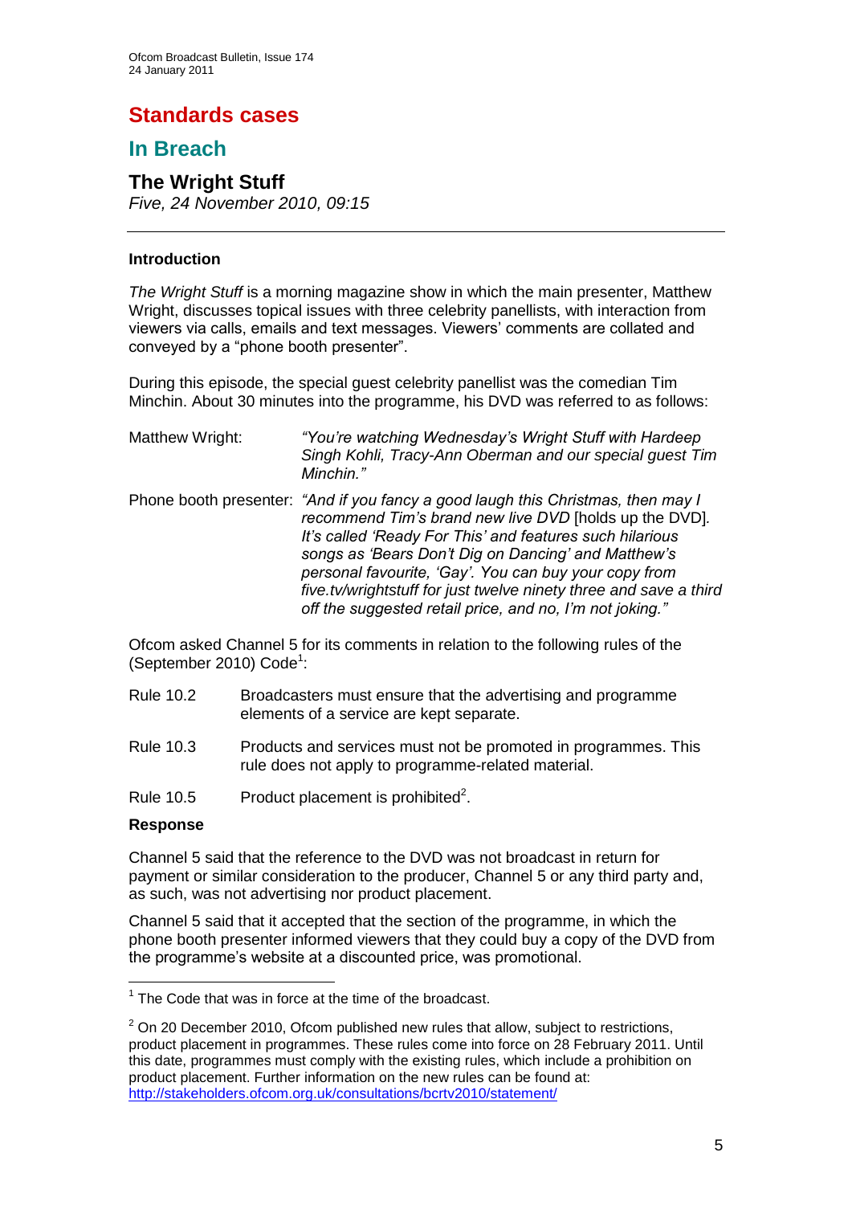# Standards cases

## In Breach

### The Wright Stuff

*Five, 24 November 2010, 09:15*

---

**Introduction**

*The Wright Stuff* is a morning magazine show in which the main presenter, Matthew Wright, discusses topical issues with three celebrity panellists, with interaction from viewers via calls, emails and text messages. Viewers' comments are collated and conveyed by a "phone booth presenter".

During this episode, the special guest celebrity panellist was the comedian Tim Minchin. About 30 minutes into the programme, his DVD was referred to as follows:

Matthew Wright: *"You're watching Wednesday's Wright Stuff with Hardeep Singh Kohli, Tracy-Ann Oberman and our special guest Tim Minchin."*

Phone booth presenter: *"And if you fancy a good laugh this Christmas, then may I recommend Tim's brand new live DVD* [holds up the DVD]*. It's called 'Ready For This' and features such hilarious songs as 'Bears Don't Dig on Dancing' and Matthew's personal favourite, 'Gay'. You can buy your copy from five.tv/wrightstuff for just twelve ninety three and save a third off the suggested retail price, and no, I'm not joking."*

Ofcom asked Channel 5 for its comments in relation to the following rules of the (September 2010) Code[1]:

Rule 10.2 Broadcasters must ensure that the advertising and programme elements of a service are kept separate.

Rule 10.3 Products and services must not be promoted in programmes. This rule does not apply to programme-related material.

Rule 10.5 Product placement is prohibited[2].

**Response**

Channel 5 said that the reference to the DVD was not broadcast in return for payment or similar consideration to the producer, Channel 5 or any third party and, as such, was not advertising nor product placement.

Channel 5 said that it accepted that the section of the programme, in which the phone booth presenter informed viewers that they could buy a copy of the DVD from the programme's website at a discounted price, was promotional.

---

[1] The Code that was in force at the time of the broadcast.

[2] On 20 December 2010, Ofcom published new rules that allow, subject to restrictions, product placement in programmes. These rules come into force on 28 February 2011. Until this date, programmes must comply with the existing rules, which include a prohibition on product placement. Further information on the new rules can be found at: http://stakeholders.ofcom.org.uk/consultations/bcrtv2010/statement/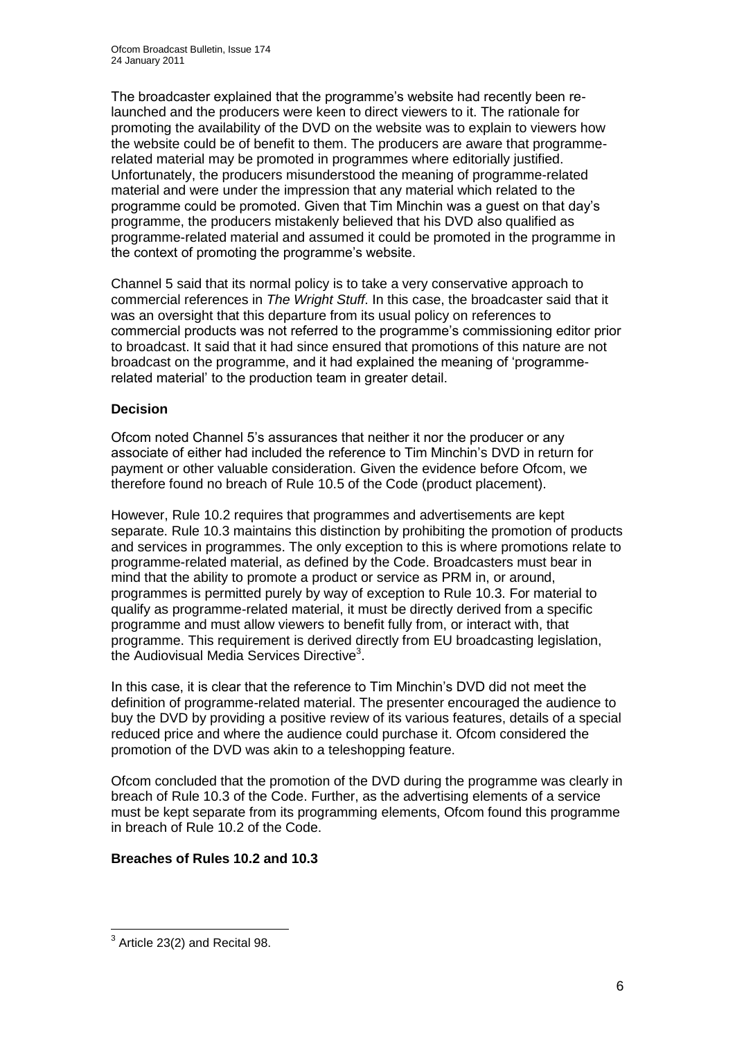The broadcaster explained that the programme's website had recently been re-launched and the producers were keen to direct viewers to it. The rationale for promoting the availability of the DVD on the website was to explain to viewers how the website could be of benefit to them. The producers are aware that programme-related material may be promoted in programmes where editorially justified. Unfortunately, the producers misunderstood the meaning of programme-related material and were under the impression that any material which related to the programme could be promoted. Given that Tim Minchin was a guest on that day's programme, the producers mistakenly believed that his DVD also qualified as programme-related material and assumed it could be promoted in the programme in the context of promoting the programme's website.

Channel 5 said that its normal policy is to take a very conservative approach to commercial references in *The Wright Stuff*. In this case, the broadcaster said that it was an oversight that this departure from its usual policy on references to commercial products was not referred to the programme's commissioning editor prior to broadcast. It said that it had since ensured that promotions of this nature are not broadcast on the programme, and it had explained the meaning of 'programme-related material' to the production team in greater detail.

**Decision**

Ofcom noted Channel 5's assurances that neither it nor the producer or any associate of either had included the reference to Tim Minchin's DVD in return for payment or other valuable consideration. Given the evidence before Ofcom, we therefore found no breach of Rule 10.5 of the Code (product placement).

However, Rule 10.2 requires that programmes and advertisements are kept separate. Rule 10.3 maintains this distinction by prohibiting the promotion of products and services in programmes. The only exception to this is where promotions relate to programme-related material, as defined by the Code. Broadcasters must bear in mind that the ability to promote a product or service as PRM in, or around, programmes is permitted purely by way of exception to Rule 10.3. For material to qualify as programme-related material, it must be directly derived from a specific programme and must allow viewers to benefit fully from, or interact with, that programme. This requirement is derived directly from EU broadcasting legislation, the Audiovisual Media Services Directive[3].

In this case, it is clear that the reference to Tim Minchin's DVD did not meet the definition of programme-related material. The presenter encouraged the audience to buy the DVD by providing a positive review of its various features, details of a special reduced price and where the audience could purchase it. Ofcom considered the promotion of the DVD was akin to a teleshopping feature.

Ofcom concluded that the promotion of the DVD during the programme was clearly in breach of Rule 10.3 of the Code. Further, as the advertising elements of a service must be kept separate from its programming elements, Ofcom found this programme in breach of Rule 10.2 of the Code.

**Breaches of Rules 10.2 and 10.3**

---

[3] Article 23(2) and Recital 98.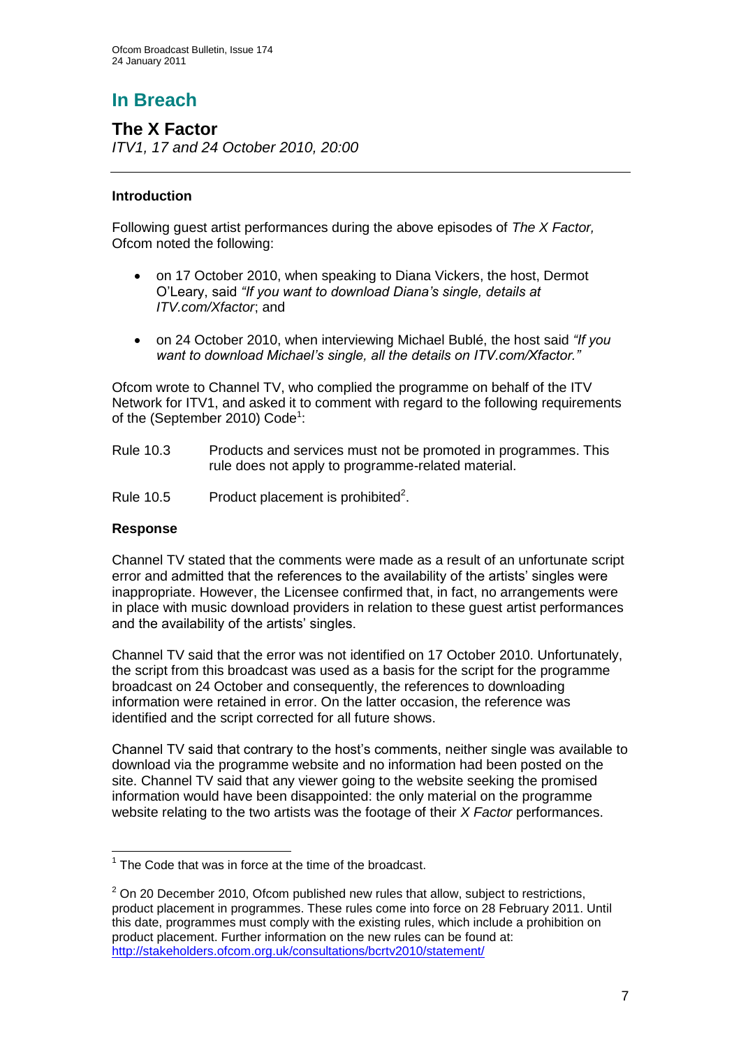# In Breach

## The X Factor

*ITV1, 17 and 24 October 2010, 20:00*

---

### Introduction

Following guest artist performances during the above episodes of *The X Factor,* Ofcom noted the following:

- on 17 October 2010, when speaking to Diana Vickers, the host, Dermot O'Leary, said *"If you want to download Diana's single, details at ITV.com/Xfactor*; and
- on 24 October 2010, when interviewing Michael Bublé, the host said *"If you want to download Michael's single, all the details on ITV.com/Xfactor."*

Ofcom wrote to Channel TV, who complied the programme on behalf of the ITV Network for ITV1, and asked it to comment with regard to the following requirements of the (September 2010) Code[1]:

| | |
|---|---|
| Rule 10.3 | Products and services must not be promoted in programmes. This rule does not apply to programme-related material. |
| Rule 10.5 | Product placement is prohibited[2]. |

### Response

Channel TV stated that the comments were made as a result of an unfortunate script error and admitted that the references to the availability of the artists' singles were inappropriate. However, the Licensee confirmed that, in fact, no arrangements were in place with music download providers in relation to these guest artist performances and the availability of the artists' singles.

Channel TV said that the error was not identified on 17 October 2010. Unfortunately, the script from this broadcast was used as a basis for the script for the programme broadcast on 24 October and consequently, the references to downloading information were retained in error. On the latter occasion, the reference was identified and the script corrected for all future shows.

Channel TV said that contrary to the host's comments, neither single was available to download via the programme website and no information had been posted on the site. Channel TV said that any viewer going to the website seeking the promised information would have been disappointed: the only material on the programme website relating to the two artists was the footage of their *X Factor* performances.

---

[1] The Code that was in force at the time of the broadcast.

[2] On 20 December 2010, Ofcom published new rules that allow, subject to restrictions, product placement in programmes. These rules come into force on 28 February 2011. Until this date, programmes must comply with the existing rules, which include a prohibition on product placement. Further information on the new rules can be found at: http://stakeholders.ofcom.org.uk/consultations/bcrtv2010/statement/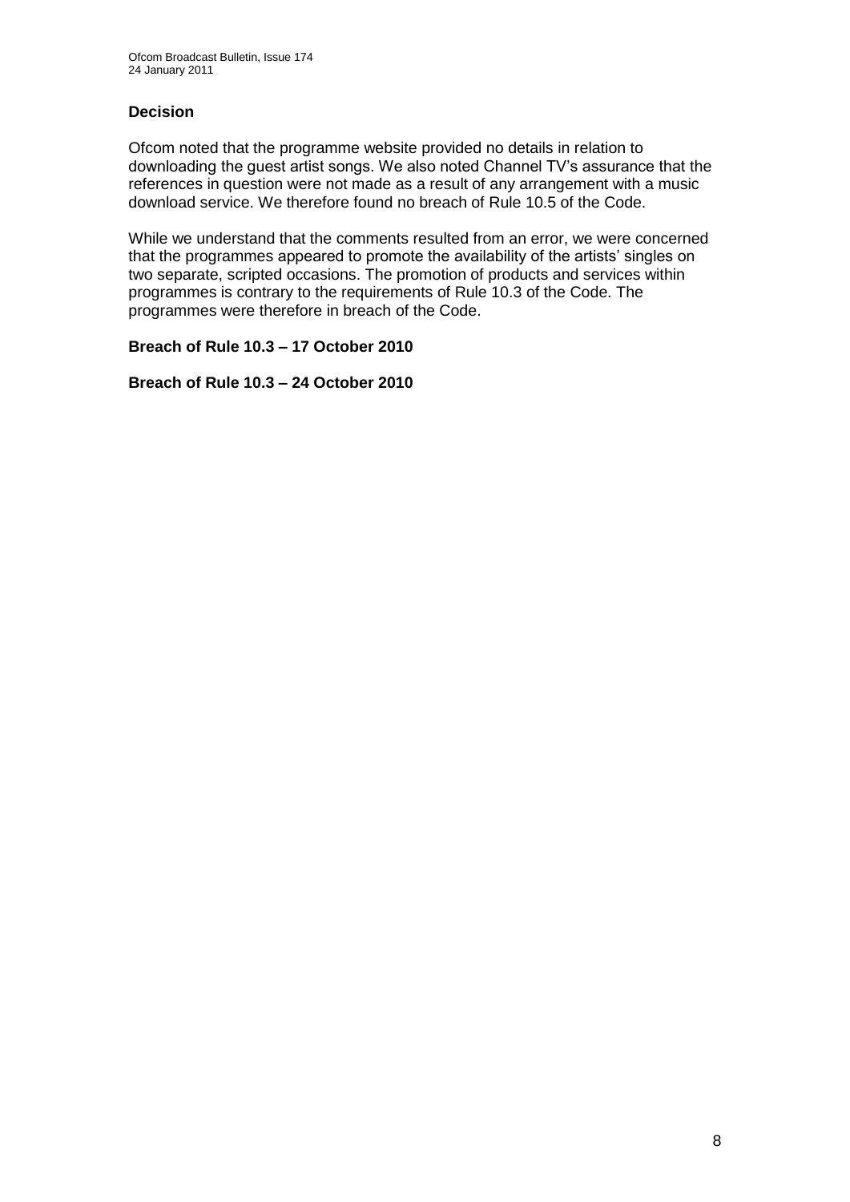### Decision

Ofcom noted that the programme website provided no details in relation to downloading the guest artist songs. We also noted Channel TV's assurance that the references in question were not made as a result of any arrangement with a music download service. We therefore found no breach of Rule 10.5 of the Code.

While we understand that the comments resulted from an error, we were concerned that the programmes appeared to promote the availability of the artists' singles on two separate, scripted occasions. The promotion of products and services within programmes is contrary to the requirements of Rule 10.3 of the Code. The programmes were therefore in breach of the Code.

**Breach of Rule 10.3 – 17 October 2010**

**Breach of Rule 10.3 – 24 October 2010**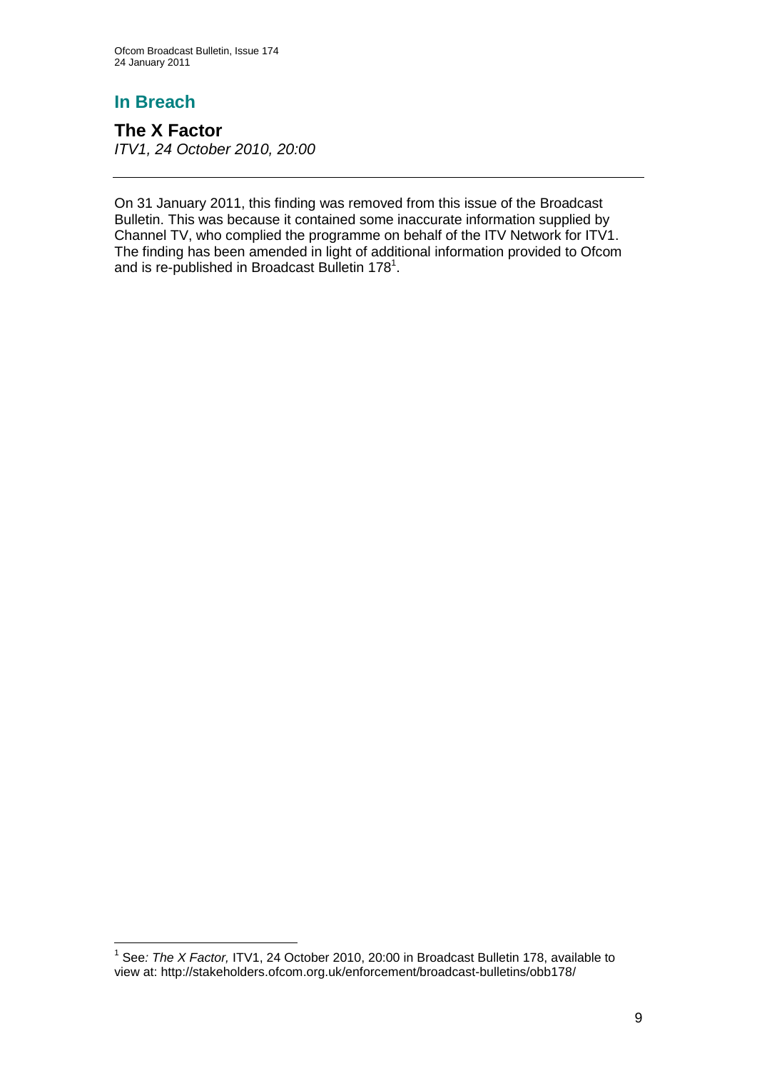## In Breach

### The X Factor

*ITV1, 24 October 2010, 20:00*

---

On 31 January 2011, this finding was removed from this issue of the Broadcast Bulletin. This was because it contained some inaccurate information supplied by Channel TV, who complied the programme on behalf of the ITV Network for ITV1. The finding has been amended in light of additional information provided to Ofcom and is re-published in Broadcast Bulletin 178[1].

---

[1] See*: The X Factor,* ITV1, 24 October 2010, 20:00 in Broadcast Bulletin 178, available to view at: http://stakeholders.ofcom.org.uk/enforcement/broadcast-bulletins/obb178/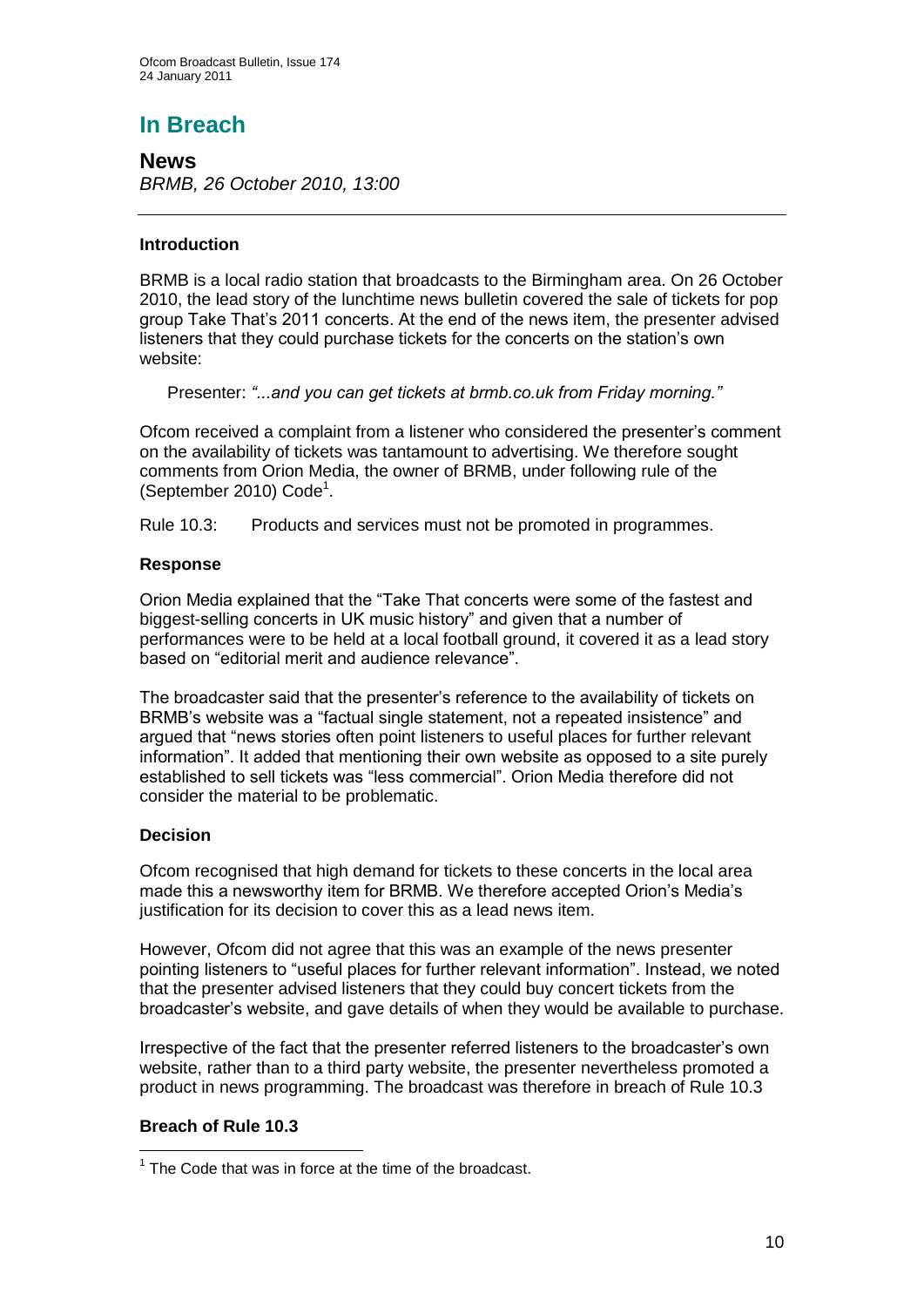# In Breach

## News

*BRMB, 26 October 2010, 13:00*

---

### Introduction

BRMB is a local radio station that broadcasts to the Birmingham area. On 26 October 2010, the lead story of the lunchtime news bulletin covered the sale of tickets for pop group Take That's 2011 concerts. At the end of the news item, the presenter advised listeners that they could purchase tickets for the concerts on the station's own website:

> Presenter: *"...and you can get tickets at brmb.co.uk from Friday morning."*

Ofcom received a complaint from a listener who considered the presenter's comment on the availability of tickets was tantamount to advertising. We therefore sought comments from Orion Media, the owner of BRMB, under following rule of the (September 2010) Code[1].

Rule 10.3: Products and services must not be promoted in programmes.

### Response

Orion Media explained that the "Take That concerts were some of the fastest and biggest-selling concerts in UK music history" and given that a number of performances were to be held at a local football ground, it covered it as a lead story based on "editorial merit and audience relevance".

The broadcaster said that the presenter's reference to the availability of tickets on BRMB's website was a "factual single statement, not a repeated insistence" and argued that "news stories often point listeners to useful places for further relevant information". It added that mentioning their own website as opposed to a site purely established to sell tickets was "less commercial". Orion Media therefore did not consider the material to be problematic.

### Decision

Ofcom recognised that high demand for tickets to these concerts in the local area made this a newsworthy item for BRMB. We therefore accepted Orion's Media's justification for its decision to cover this as a lead news item.

However, Ofcom did not agree that this was an example of the news presenter pointing listeners to "useful places for further relevant information". Instead, we noted that the presenter advised listeners that they could buy concert tickets from the broadcaster's website, and gave details of when they would be available to purchase.

Irrespective of the fact that the presenter referred listeners to the broadcaster's own website, rather than to a third party website, the presenter nevertheless promoted a product in news programming. The broadcast was therefore in breach of Rule 10.3

### Breach of Rule 10.3

---

[1] The Code that was in force at the time of the broadcast.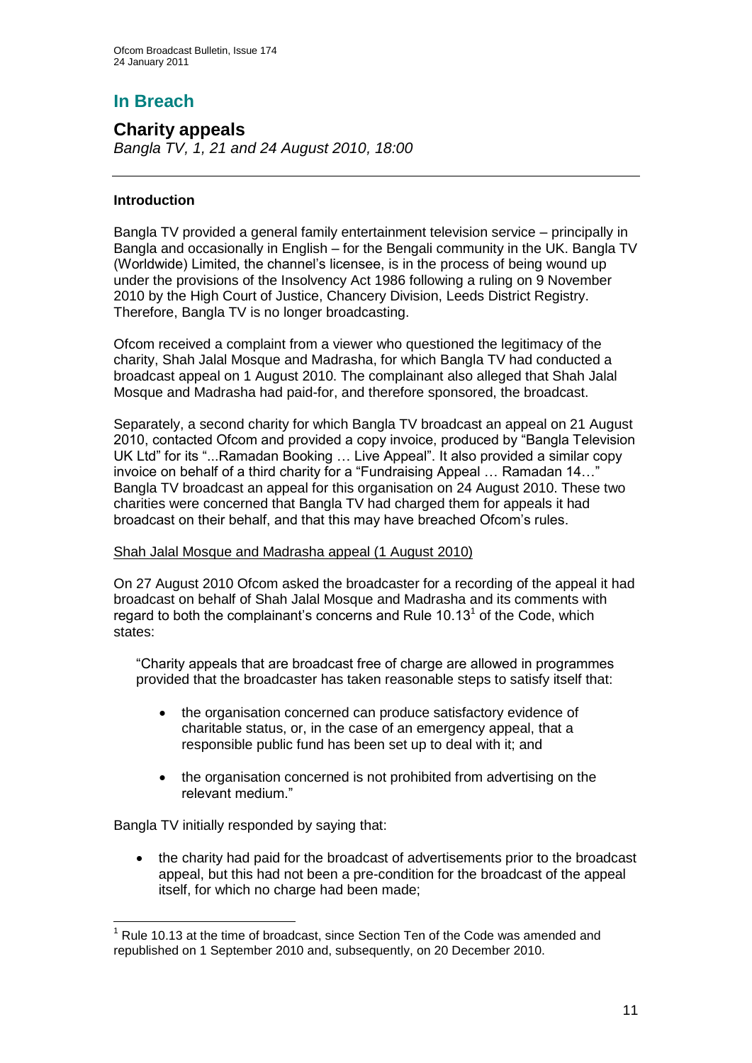## In Breach

## Charity appeals

*Bangla TV, 1, 21 and 24 August 2010, 18:00*

---

### Introduction

Bangla TV provided a general family entertainment television service – principally in Bangla and occasionally in English – for the Bengali community in the UK. Bangla TV (Worldwide) Limited, the channel's licensee, is in the process of being wound up under the provisions of the Insolvency Act 1986 following a ruling on 9 November 2010 by the High Court of Justice, Chancery Division, Leeds District Registry. Therefore, Bangla TV is no longer broadcasting.

Ofcom received a complaint from a viewer who questioned the legitimacy of the charity, Shah Jalal Mosque and Madrasha, for which Bangla TV had conducted a broadcast appeal on 1 August 2010. The complainant also alleged that Shah Jalal Mosque and Madrasha had paid-for, and therefore sponsored, the broadcast.

Separately, a second charity for which Bangla TV broadcast an appeal on 21 August 2010, contacted Ofcom and provided a copy invoice, produced by "Bangla Television UK Ltd" for its "...Ramadan Booking … Live Appeal". It also provided a similar copy invoice on behalf of a third charity for a "Fundraising Appeal … Ramadan 14…" Bangla TV broadcast an appeal for this organisation on 24 August 2010. These two charities were concerned that Bangla TV had charged them for appeals it had broadcast on their behalf, and that this may have breached Ofcom's rules.

<u>Shah Jalal Mosque and Madrasha appeal (1 August 2010)</u>

On 27 August 2010 Ofcom asked the broadcaster for a recording of the appeal it had broadcast on behalf of Shah Jalal Mosque and Madrasha and its comments with regard to both the complainant's concerns and Rule 10.13[1] of the Code, which states:

> "Charity appeals that are broadcast free of charge are allowed in programmes provided that the broadcaster has taken reasonable steps to satisfy itself that:
>
> - the organisation concerned can produce satisfactory evidence of charitable status, or, in the case of an emergency appeal, that a responsible public fund has been set up to deal with it; and
> - the organisation concerned is not prohibited from advertising on the relevant medium."

Bangla TV initially responded by saying that:

- the charity had paid for the broadcast of advertisements prior to the broadcast appeal, but this had not been a pre-condition for the broadcast of the appeal itself, for which no charge had been made;

---

[1] Rule 10.13 at the time of broadcast, since Section Ten of the Code was amended and republished on 1 September 2010 and, subsequently, on 20 December 2010.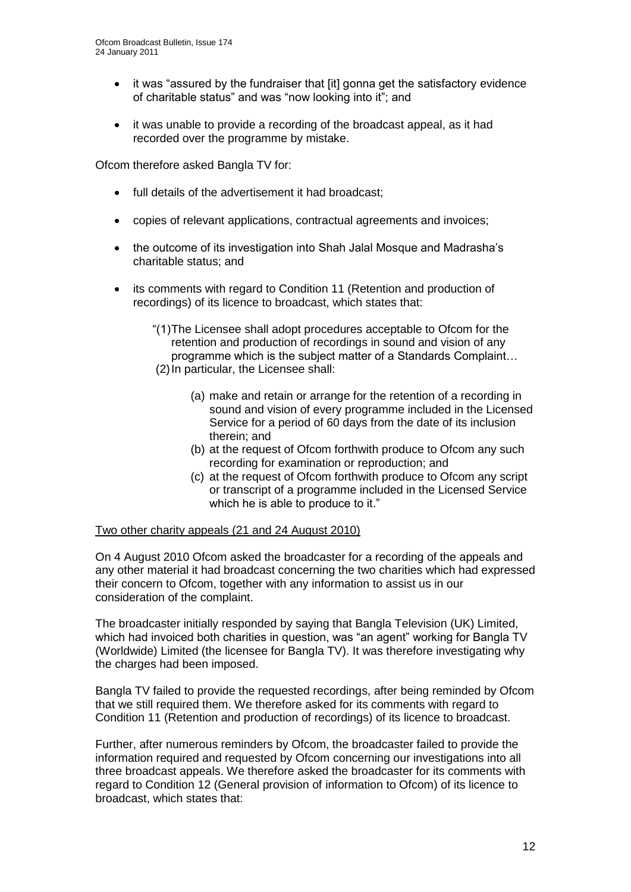- it was "assured by the fundraiser that [it] gonna get the satisfactory evidence of charitable status" and was "now looking into it"; and

- it was unable to provide a recording of the broadcast appeal, as it had recorded over the programme by mistake.

Ofcom therefore asked Bangla TV for:

- full details of the advertisement it had broadcast;

- copies of relevant applications, contractual agreements and invoices;

- the outcome of its investigation into Shah Jalal Mosque and Madrasha's charitable status; and

- its comments with regard to Condition 11 (Retention and production of recordings) of its licence to broadcast, which states that:

  "(1) The Licensee shall adopt procedures acceptable to Ofcom for the retention and production of recordings in sound and vision of any programme which is the subject matter of a Standards Complaint…

  (2) In particular, the Licensee shall:

  (a) make and retain or arrange for the retention of a recording in sound and vision of every programme included in the Licensed Service for a period of 60 days from the date of its inclusion therein; and

  (b) at the request of Ofcom forthwith produce to Ofcom any such recording for examination or reproduction; and

  (c) at the request of Ofcom forthwith produce to Ofcom any script or transcript of a programme included in the Licensed Service which he is able to produce to it."

Two other charity appeals (21 and 24 August 2010)

On 4 August 2010 Ofcom asked the broadcaster for a recording of the appeals and any other material it had broadcast concerning the two charities which had expressed their concern to Ofcom, together with any information to assist us in our consideration of the complaint.

The broadcaster initially responded by saying that Bangla Television (UK) Limited, which had invoiced both charities in question, was "an agent" working for Bangla TV (Worldwide) Limited (the licensee for Bangla TV). It was therefore investigating why the charges had been imposed.

Bangla TV failed to provide the requested recordings, after being reminded by Ofcom that we still required them. We therefore asked for its comments with regard to Condition 11 (Retention and production of recordings) of its licence to broadcast.

Further, after numerous reminders by Ofcom, the broadcaster failed to provide the information required and requested by Ofcom concerning our investigations into all three broadcast appeals. We therefore asked the broadcaster for its comments with regard to Condition 12 (General provision of information to Ofcom) of its licence to broadcast, which states that: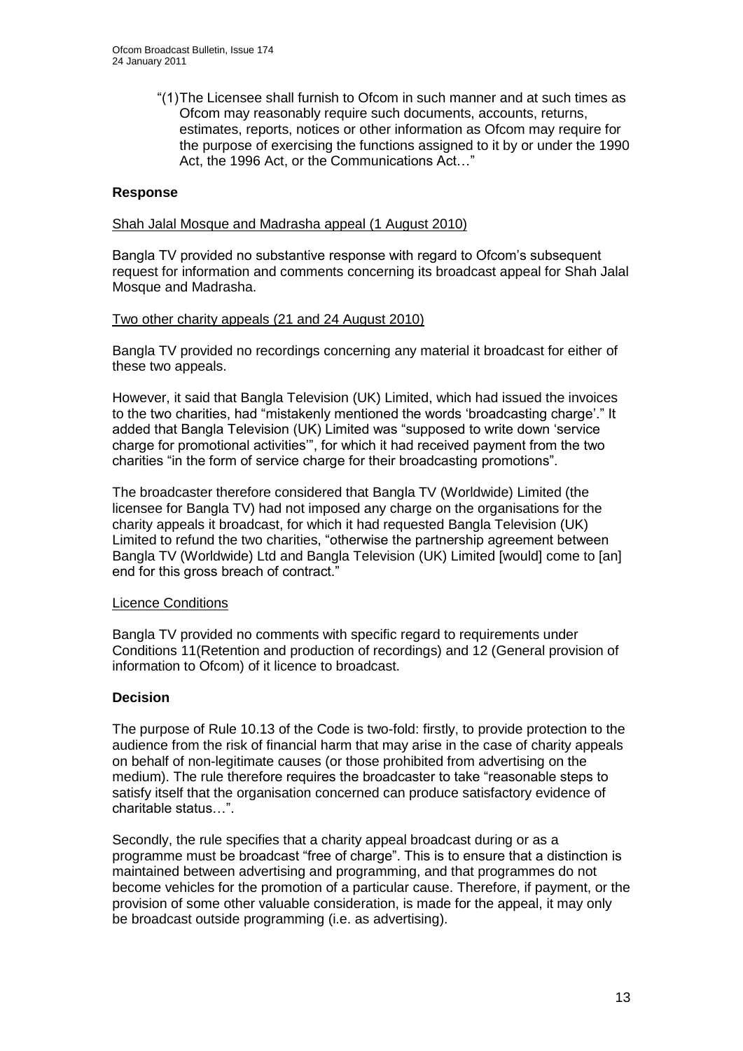"(1) The Licensee shall furnish to Ofcom in such manner and at such times as Ofcom may reasonably require such documents, accounts, returns, estimates, reports, notices or other information as Ofcom may require for the purpose of exercising the functions assigned to it by or under the 1990 Act, the 1996 Act, or the Communications Act…"

**Response**

Shah Jalal Mosque and Madrasha appeal (1 August 2010)

Bangla TV provided no substantive response with regard to Ofcom's subsequent request for information and comments concerning its broadcast appeal for Shah Jalal Mosque and Madrasha.

Two other charity appeals (21 and 24 August 2010)

Bangla TV provided no recordings concerning any material it broadcast for either of these two appeals.

However, it said that Bangla Television (UK) Limited, which had issued the invoices to the two charities, had "mistakenly mentioned the words 'broadcasting charge'." It added that Bangla Television (UK) Limited was "supposed to write down 'service charge for promotional activities'", for which it had received payment from the two charities "in the form of service charge for their broadcasting promotions".

The broadcaster therefore considered that Bangla TV (Worldwide) Limited (the licensee for Bangla TV) had not imposed any charge on the organisations for the charity appeals it broadcast, for which it had requested Bangla Television (UK) Limited to refund the two charities, "otherwise the partnership agreement between Bangla TV (Worldwide) Ltd and Bangla Television (UK) Limited [would] come to [an] end for this gross breach of contract."

Licence Conditions

Bangla TV provided no comments with specific regard to requirements under Conditions 11(Retention and production of recordings) and 12 (General provision of information to Ofcom) of it licence to broadcast.

**Decision**

The purpose of Rule 10.13 of the Code is two-fold: firstly, to provide protection to the audience from the risk of financial harm that may arise in the case of charity appeals on behalf of non-legitimate causes (or those prohibited from advertising on the medium). The rule therefore requires the broadcaster to take "reasonable steps to satisfy itself that the organisation concerned can produce satisfactory evidence of charitable status…".

Secondly, the rule specifies that a charity appeal broadcast during or as a programme must be broadcast "free of charge". This is to ensure that a distinction is maintained between advertising and programming, and that programmes do not become vehicles for the promotion of a particular cause. Therefore, if payment, or the provision of some other valuable consideration, is made for the appeal, it may only be broadcast outside programming (i.e. as advertising).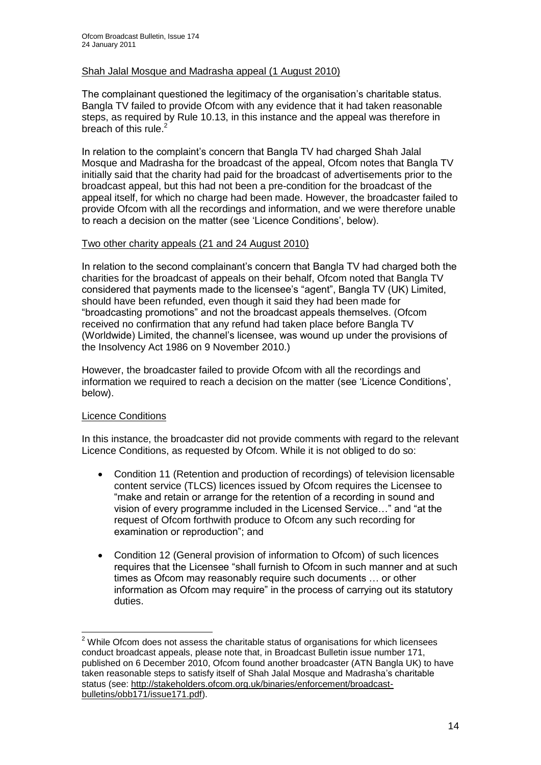Shah Jalal Mosque and Madrasha appeal (1 August 2010)

The complainant questioned the legitimacy of the organisation's charitable status. Bangla TV failed to provide Ofcom with any evidence that it had taken reasonable steps, as required by Rule 10.13, in this instance and the appeal was therefore in breach of this rule.[2]

In relation to the complaint's concern that Bangla TV had charged Shah Jalal Mosque and Madrasha for the broadcast of the appeal, Ofcom notes that Bangla TV initially said that the charity had paid for the broadcast of advertisements prior to the broadcast appeal, but this had not been a pre-condition for the broadcast of the appeal itself, for which no charge had been made. However, the broadcaster failed to provide Ofcom with all the recordings and information, and we were therefore unable to reach a decision on the matter (see 'Licence Conditions', below).

Two other charity appeals (21 and 24 August 2010)

In relation to the second complainant's concern that Bangla TV had charged both the charities for the broadcast of appeals on their behalf, Ofcom noted that Bangla TV considered that payments made to the licensee's "agent", Bangla TV (UK) Limited, should have been refunded, even though it said they had been made for "broadcasting promotions" and not the broadcast appeals themselves. (Ofcom received no confirmation that any refund had taken place before Bangla TV (Worldwide) Limited, the channel's licensee, was wound up under the provisions of the Insolvency Act 1986 on 9 November 2010.)

However, the broadcaster failed to provide Ofcom with all the recordings and information we required to reach a decision on the matter (see 'Licence Conditions', below).

Licence Conditions

In this instance, the broadcaster did not provide comments with regard to the relevant Licence Conditions, as requested by Ofcom. While it is not obliged to do so:

- Condition 11 (Retention and production of recordings) of television licensable content service (TLCS) licences issued by Ofcom requires the Licensee to "make and retain or arrange for the retention of a recording in sound and vision of every programme included in the Licensed Service…" and "at the request of Ofcom forthwith produce to Ofcom any such recording for examination or reproduction"; and

- Condition 12 (General provision of information to Ofcom) of such licences requires that the Licensee "shall furnish to Ofcom in such manner and at such times as Ofcom may reasonably require such documents … or other information as Ofcom may require" in the process of carrying out its statutory duties.

[2] While Ofcom does not assess the charitable status of organisations for which licensees conduct broadcast appeals, please note that, in Broadcast Bulletin issue number 171, published on 6 December 2010, Ofcom found another broadcaster (ATN Bangla UK) to have taken reasonable steps to satisfy itself of Shah Jalal Mosque and Madrasha's charitable status (see: http://stakeholders.ofcom.org.uk/binaries/enforcement/broadcast-bulletins/obb171/issue171.pdf).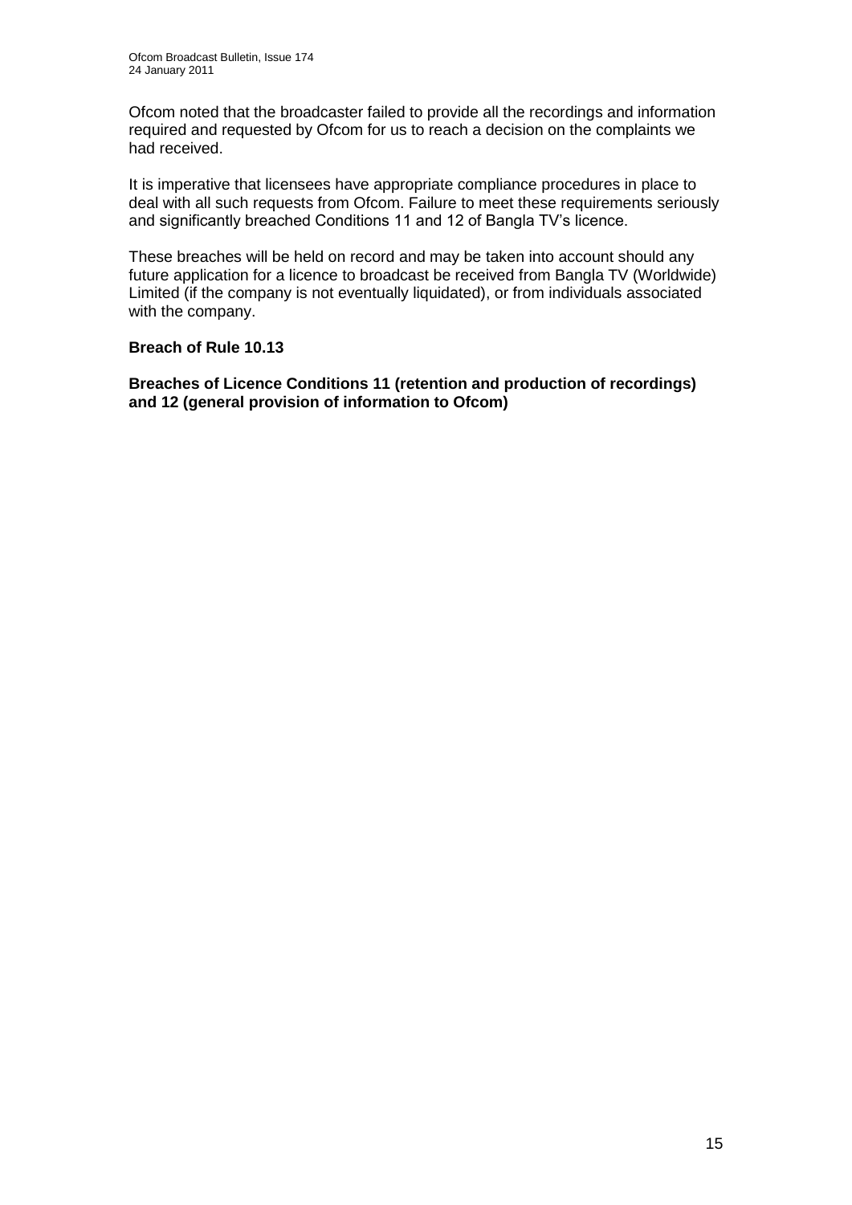Ofcom noted that the broadcaster failed to provide all the recordings and information required and requested by Ofcom for us to reach a decision on the complaints we had received.

It is imperative that licensees have appropriate compliance procedures in place to deal with all such requests from Ofcom. Failure to meet these requirements seriously and significantly breached Conditions 11 and 12 of Bangla TV's licence.

These breaches will be held on record and may be taken into account should any future application for a licence to broadcast be received from Bangla TV (Worldwide) Limited (if the company is not eventually liquidated), or from individuals associated with the company.

**Breach of Rule 10.13**

**Breaches of Licence Conditions 11 (retention and production of recordings) and 12 (general provision of information to Ofcom)**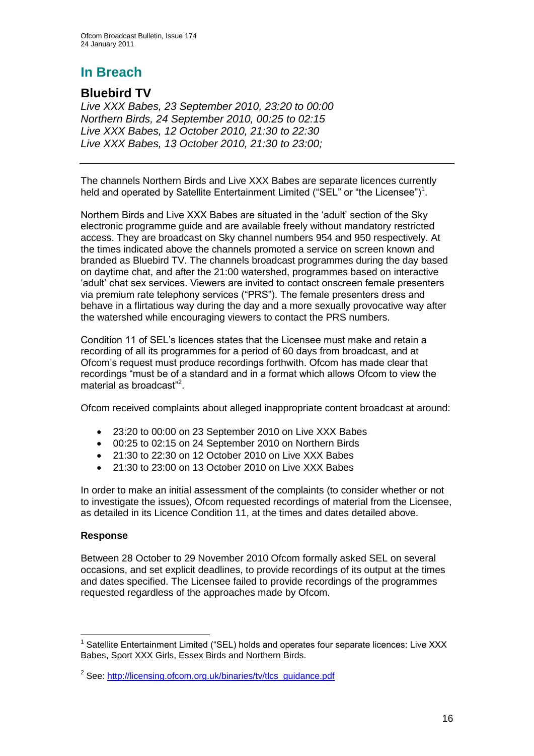# In Breach

## Bluebird TV

*Live XXX Babes, 23 September 2010, 23:20 to 00:00*
*Northern Birds, 24 September 2010, 00:25 to 02:15*
*Live XXX Babes, 12 October 2010, 21:30 to 22:30*
*Live XXX Babes, 13 October 2010, 21:30 to 23:00;*

---

The channels Northern Birds and Live XXX Babes are separate licences currently held and operated by Satellite Entertainment Limited ("SEL" or "the Licensee")[1].

Northern Birds and Live XXX Babes are situated in the 'adult' section of the Sky electronic programme guide and are available freely without mandatory restricted access. They are broadcast on Sky channel numbers 954 and 950 respectively. At the times indicated above the channels promoted a service on screen known and branded as Bluebird TV. The channels broadcast programmes during the day based on daytime chat, and after the 21:00 watershed, programmes based on interactive 'adult' chat sex services. Viewers are invited to contact onscreen female presenters via premium rate telephony services ("PRS"). The female presenters dress and behave in a flirtatious way during the day and a more sexually provocative way after the watershed while encouraging viewers to contact the PRS numbers.

Condition 11 of SEL's licences states that the Licensee must make and retain a recording of all its programmes for a period of 60 days from broadcast, and at Ofcom's request must produce recordings forthwith. Ofcom has made clear that recordings "must be of a standard and in a format which allows Ofcom to view the material as broadcast"[2].

Ofcom received complaints about alleged inappropriate content broadcast at around:

- 23:20 to 00:00 on 23 September 2010 on Live XXX Babes
- 00:25 to 02:15 on 24 September 2010 on Northern Birds
- 21:30 to 22:30 on 12 October 2010 on Live XXX Babes
- 21:30 to 23:00 on 13 October 2010 on Live XXX Babes

In order to make an initial assessment of the complaints (to consider whether or not to investigate the issues), Ofcom requested recordings of material from the Licensee, as detailed in its Licence Condition 11, at the times and dates detailed above.

**Response**

Between 28 October to 29 November 2010 Ofcom formally asked SEL on several occasions, and set explicit deadlines, to provide recordings of its output at the times and dates specified. The Licensee failed to provide recordings of the programmes requested regardless of the approaches made by Ofcom.

---

[1] Satellite Entertainment Limited ("SEL) holds and operates four separate licences: Live XXX Babes, Sport XXX Girls, Essex Birds and Northern Birds.

[2] See: http://licensing.ofcom.org.uk/binaries/tv/tlcs_guidance.pdf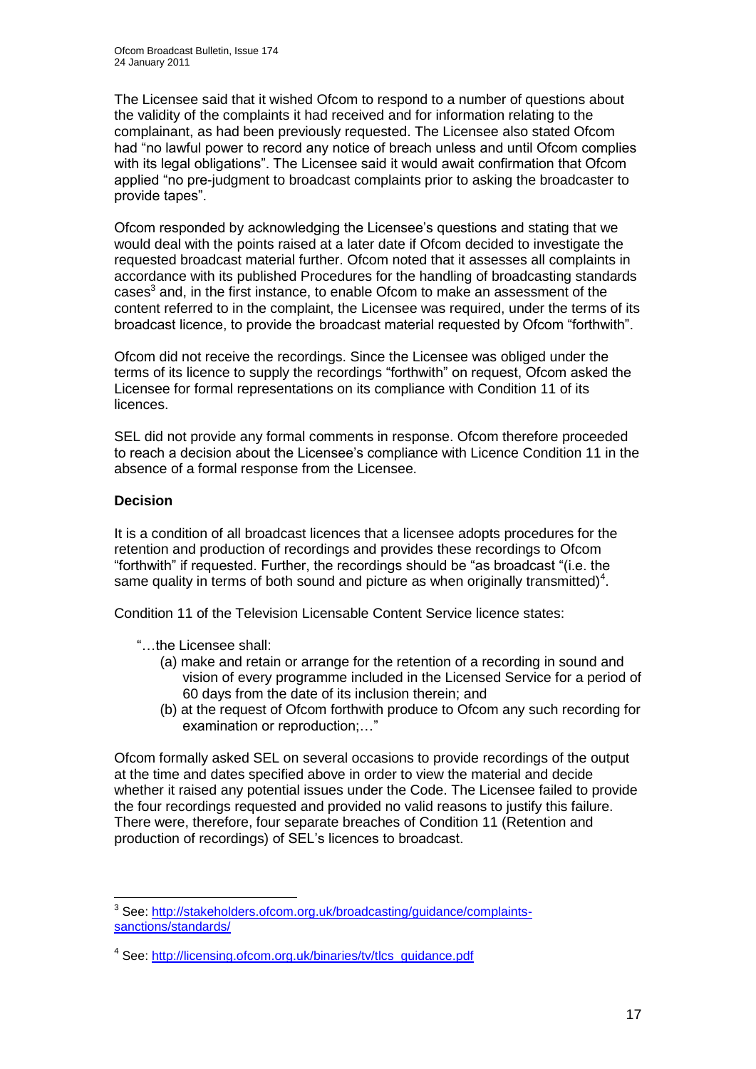The Licensee said that it wished Ofcom to respond to a number of questions about the validity of the complaints it had received and for information relating to the complainant, as had been previously requested. The Licensee also stated Ofcom had "no lawful power to record any notice of breach unless and until Ofcom complies with its legal obligations". The Licensee said it would await confirmation that Ofcom applied "no pre-judgment to broadcast complaints prior to asking the broadcaster to provide tapes".

Ofcom responded by acknowledging the Licensee's questions and stating that we would deal with the points raised at a later date if Ofcom decided to investigate the requested broadcast material further. Ofcom noted that it assesses all complaints in accordance with its published Procedures for the handling of broadcasting standards cases[3] and, in the first instance, to enable Ofcom to make an assessment of the content referred to in the complaint, the Licensee was required, under the terms of its broadcast licence, to provide the broadcast material requested by Ofcom "forthwith".

Ofcom did not receive the recordings. Since the Licensee was obliged under the terms of its licence to supply the recordings "forthwith" on request, Ofcom asked the Licensee for formal representations on its compliance with Condition 11 of its licences.

SEL did not provide any formal comments in response. Ofcom therefore proceeded to reach a decision about the Licensee's compliance with Licence Condition 11 in the absence of a formal response from the Licensee.

**Decision**

It is a condition of all broadcast licences that a licensee adopts procedures for the retention and production of recordings and provides these recordings to Ofcom "forthwith" if requested. Further, the recordings should be "as broadcast "(i.e. the same quality in terms of both sound and picture as when originally transmitted)[4].

Condition 11 of the Television Licensable Content Service licence states:

"…the Licensee shall:
- (a) make and retain or arrange for the retention of a recording in sound and vision of every programme included in the Licensed Service for a period of 60 days from the date of its inclusion therein; and
- (b) at the request of Ofcom forthwith produce to Ofcom any such recording for examination or reproduction;…"

Ofcom formally asked SEL on several occasions to provide recordings of the output at the time and dates specified above in order to view the material and decide whether it raised any potential issues under the Code. The Licensee failed to provide the four recordings requested and provided no valid reasons to justify this failure. There were, therefore, four separate breaches of Condition 11 (Retention and production of recordings) of SEL's licences to broadcast.

---

[3] See: http://stakeholders.ofcom.org.uk/broadcasting/guidance/complaints-sanctions/standards/

[4] See: http://licensing.ofcom.org.uk/binaries/tv/tlcs_guidance.pdf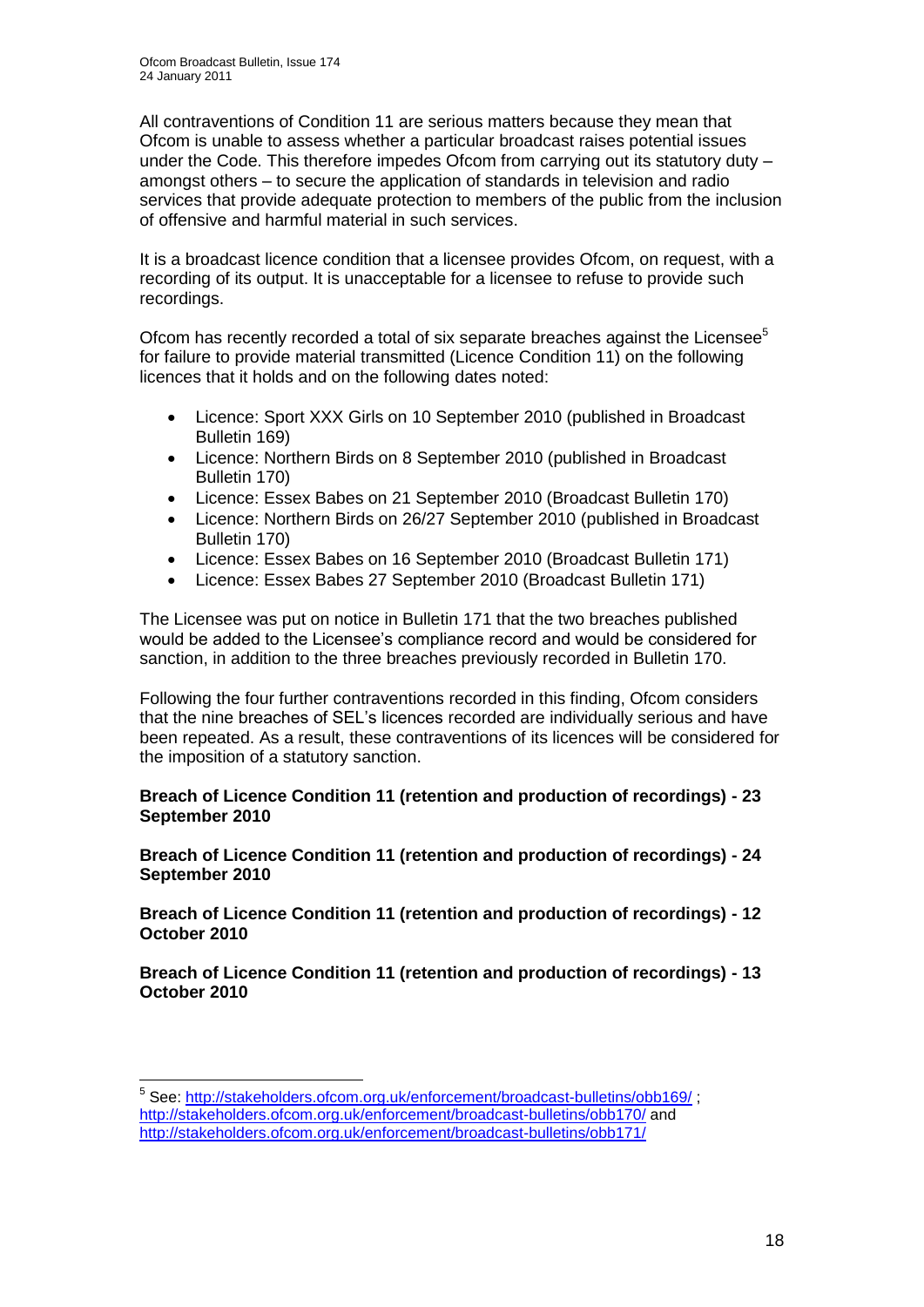All contraventions of Condition 11 are serious matters because they mean that Ofcom is unable to assess whether a particular broadcast raises potential issues under the Code. This therefore impedes Ofcom from carrying out its statutory duty – amongst others – to secure the application of standards in television and radio services that provide adequate protection to members of the public from the inclusion of offensive and harmful material in such services.

It is a broadcast licence condition that a licensee provides Ofcom, on request, with a recording of its output. It is unacceptable for a licensee to refuse to provide such recordings.

Ofcom has recently recorded a total of six separate breaches against the Licensee[5] for failure to provide material transmitted (Licence Condition 11) on the following licences that it holds and on the following dates noted:

- Licence: Sport XXX Girls on 10 September 2010 (published in Broadcast Bulletin 169)
- Licence: Northern Birds on 8 September 2010 (published in Broadcast Bulletin 170)
- Licence: Essex Babes on 21 September 2010 (Broadcast Bulletin 170)
- Licence: Northern Birds on 26/27 September 2010 (published in Broadcast Bulletin 170)
- Licence: Essex Babes on 16 September 2010 (Broadcast Bulletin 171)
- Licence: Essex Babes 27 September 2010 (Broadcast Bulletin 171)

The Licensee was put on notice in Bulletin 171 that the two breaches published would be added to the Licensee's compliance record and would be considered for sanction, in addition to the three breaches previously recorded in Bulletin 170.

Following the four further contraventions recorded in this finding, Ofcom considers that the nine breaches of SEL's licences recorded are individually serious and have been repeated. As a result, these contraventions of its licences will be considered for the imposition of a statutory sanction.

**Breach of Licence Condition 11 (retention and production of recordings) - 23 September 2010**

**Breach of Licence Condition 11 (retention and production of recordings) - 24 September 2010**

**Breach of Licence Condition 11 (retention and production of recordings) - 12 October 2010**

**Breach of Licence Condition 11 (retention and production of recordings) - 13 October 2010**

[5] See: http://stakeholders.ofcom.org.uk/enforcement/broadcast-bulletins/obb169/ ; http://stakeholders.ofcom.org.uk/enforcement/broadcast-bulletins/obb170/ and http://stakeholders.ofcom.org.uk/enforcement/broadcast-bulletins/obb171/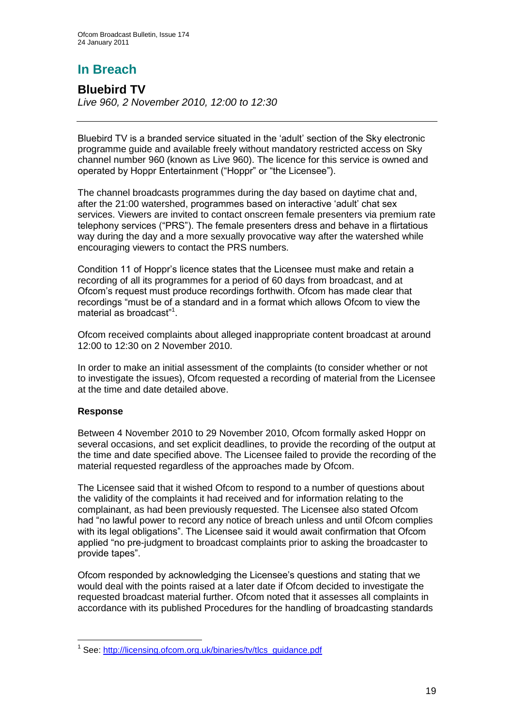## In Breach

### Bluebird TV

*Live 960, 2 November 2010, 12:00 to 12:30*

---

Bluebird TV is a branded service situated in the 'adult' section of the Sky electronic programme guide and available freely without mandatory restricted access on Sky channel number 960 (known as Live 960). The licence for this service is owned and operated by Hoppr Entertainment ("Hoppr" or "the Licensee").

The channel broadcasts programmes during the day based on daytime chat and, after the 21:00 watershed, programmes based on interactive 'adult' chat sex services. Viewers are invited to contact onscreen female presenters via premium rate telephony services ("PRS"). The female presenters dress and behave in a flirtatious way during the day and a more sexually provocative way after the watershed while encouraging viewers to contact the PRS numbers.

Condition 11 of Hoppr's licence states that the Licensee must make and retain a recording of all its programmes for a period of 60 days from broadcast, and at Ofcom's request must produce recordings forthwith. Ofcom has made clear that recordings "must be of a standard and in a format which allows Ofcom to view the material as broadcast"[1].

Ofcom received complaints about alleged inappropriate content broadcast at around 12:00 to 12:30 on 2 November 2010.

In order to make an initial assessment of the complaints (to consider whether or not to investigate the issues), Ofcom requested a recording of material from the Licensee at the time and date detailed above.

**Response**

Between 4 November 2010 to 29 November 2010, Ofcom formally asked Hoppr on several occasions, and set explicit deadlines, to provide the recording of the output at the time and date specified above. The Licensee failed to provide the recording of the material requested regardless of the approaches made by Ofcom.

The Licensee said that it wished Ofcom to respond to a number of questions about the validity of the complaints it had received and for information relating to the complainant, as had been previously requested. The Licensee also stated Ofcom had "no lawful power to record any notice of breach unless and until Ofcom complies with its legal obligations". The Licensee said it would await confirmation that Ofcom applied "no pre-judgment to broadcast complaints prior to asking the broadcaster to provide tapes".

Ofcom responded by acknowledging the Licensee's questions and stating that we would deal with the points raised at a later date if Ofcom decided to investigate the requested broadcast material further. Ofcom noted that it assesses all complaints in accordance with its published Procedures for the handling of broadcasting standards

---

[1] See: http://licensing.ofcom.org.uk/binaries/tv/tlcs_guidance.pdf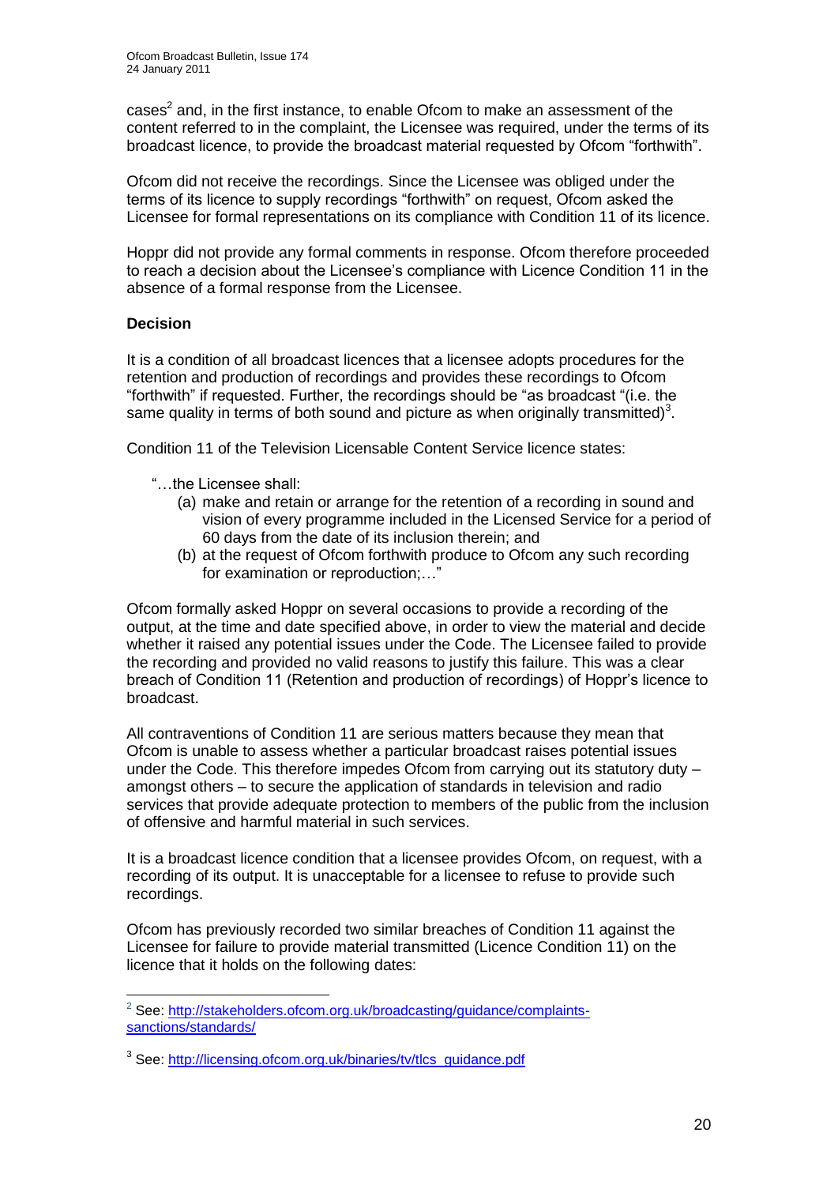cases[2] and, in the first instance, to enable Ofcom to make an assessment of the content referred to in the complaint, the Licensee was required, under the terms of its broadcast licence, to provide the broadcast material requested by Ofcom "forthwith".

Ofcom did not receive the recordings. Since the Licensee was obliged under the terms of its licence to supply recordings "forthwith" on request, Ofcom asked the Licensee for formal representations on its compliance with Condition 11 of its licence.

Hoppr did not provide any formal comments in response. Ofcom therefore proceeded to reach a decision about the Licensee's compliance with Licence Condition 11 in the absence of a formal response from the Licensee.

**Decision**

It is a condition of all broadcast licences that a licensee adopts procedures for the retention and production of recordings and provides these recordings to Ofcom "forthwith" if requested. Further, the recordings should be "as broadcast "(i.e. the same quality in terms of both sound and picture as when originally transmitted)[3].

Condition 11 of the Television Licensable Content Service licence states:

"…the Licensee shall:

(a) make and retain or arrange for the retention of a recording in sound and vision of every programme included in the Licensed Service for a period of 60 days from the date of its inclusion therein; and
(b) at the request of Ofcom forthwith produce to Ofcom any such recording for examination or reproduction;…"

Ofcom formally asked Hoppr on several occasions to provide a recording of the output, at the time and date specified above, in order to view the material and decide whether it raised any potential issues under the Code. The Licensee failed to provide the recording and provided no valid reasons to justify this failure. This was a clear breach of Condition 11 (Retention and production of recordings) of Hoppr's licence to broadcast.

All contraventions of Condition 11 are serious matters because they mean that Ofcom is unable to assess whether a particular broadcast raises potential issues under the Code. This therefore impedes Ofcom from carrying out its statutory duty – amongst others – to secure the application of standards in television and radio services that provide adequate protection to members of the public from the inclusion of offensive and harmful material in such services.

It is a broadcast licence condition that a licensee provides Ofcom, on request, with a recording of its output. It is unacceptable for a licensee to refuse to provide such recordings.

Ofcom has previously recorded two similar breaches of Condition 11 against the Licensee for failure to provide material transmitted (Licence Condition 11) on the licence that it holds on the following dates:

---

[2] See: http://stakeholders.ofcom.org.uk/broadcasting/guidance/complaints-sanctions/standards/

[3] See: http://licensing.ofcom.org.uk/binaries/tv/tlcs_guidance.pdf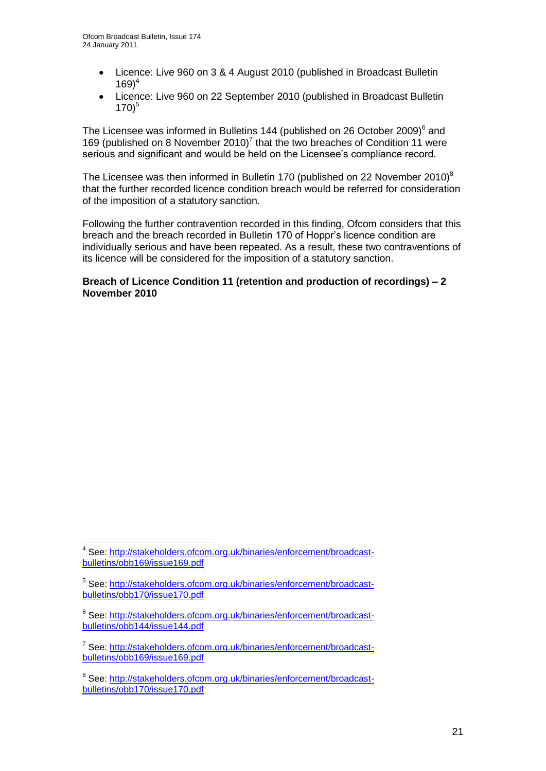- Licence: Live 960 on 3 & 4 August 2010 (published in Broadcast Bulletin 169)[4]
- Licence: Live 960 on 22 September 2010 (published in Broadcast Bulletin 170)[5]

The Licensee was informed in Bulletins 144 (published on 26 October 2009)[6] and 169 (published on 8 November 2010)[7] that the two breaches of Condition 11 were serious and significant and would be held on the Licensee's compliance record.

The Licensee was then informed in Bulletin 170 (published on 22 November 2010)[8] that the further recorded licence condition breach would be referred for consideration of the imposition of a statutory sanction.

Following the further contravention recorded in this finding, Ofcom considers that this breach and the breach recorded in Bulletin 170 of Hoppr's licence condition are individually serious and have been repeated. As a result, these two contraventions of its licence will be considered for the imposition of a statutory sanction.

**Breach of Licence Condition 11 (retention and production of recordings) – 2 November 2010**

---

[4] See: http://stakeholders.ofcom.org.uk/binaries/enforcement/broadcast-bulletins/obb169/issue169.pdf

[5] See: http://stakeholders.ofcom.org.uk/binaries/enforcement/broadcast-bulletins/obb170/issue170.pdf

[6] See: http://stakeholders.ofcom.org.uk/binaries/enforcement/broadcast-bulletins/obb144/issue144.pdf

[7] See: http://stakeholders.ofcom.org.uk/binaries/enforcement/broadcast-bulletins/obb169/issue169.pdf

[8] See: http://stakeholders.ofcom.org.uk/binaries/enforcement/broadcast-bulletins/obb170/issue170.pdf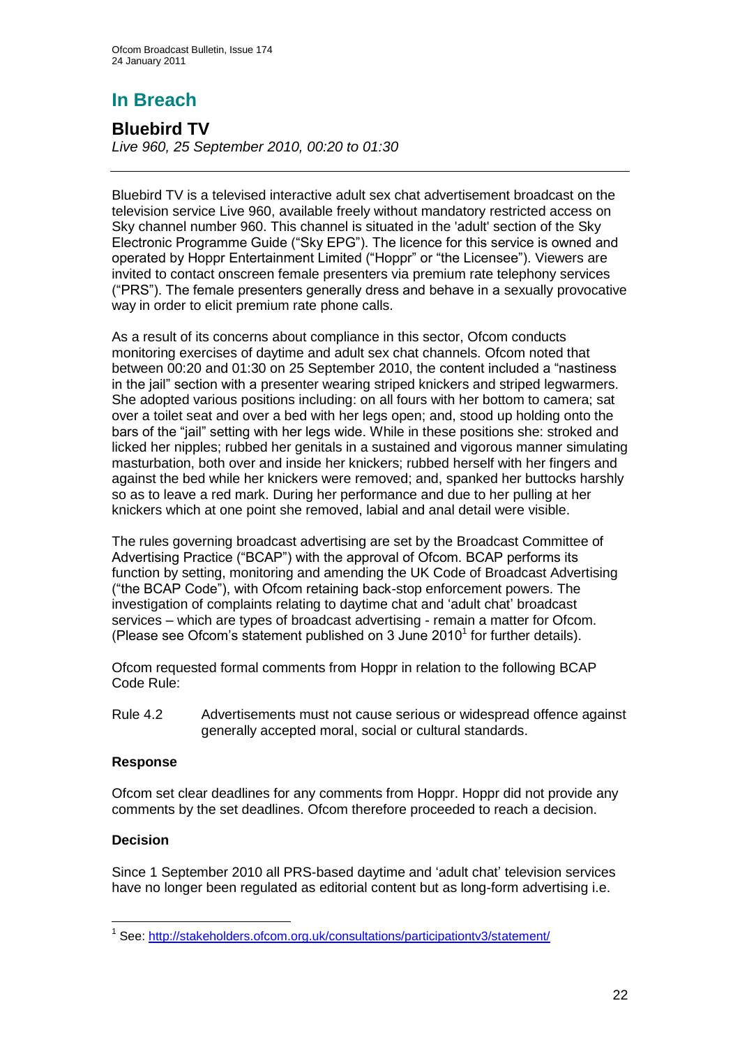# In Breach

## Bluebird TV

*Live 960, 25 September 2010, 00:20 to 01:30*

---

Bluebird TV is a televised interactive adult sex chat advertisement broadcast on the television service Live 960, available freely without mandatory restricted access on Sky channel number 960. This channel is situated in the 'adult' section of the Sky Electronic Programme Guide ("Sky EPG"). The licence for this service is owned and operated by Hoppr Entertainment Limited ("Hoppr" or "the Licensee"). Viewers are invited to contact onscreen female presenters via premium rate telephony services ("PRS"). The female presenters generally dress and behave in a sexually provocative way in order to elicit premium rate phone calls.

As a result of its concerns about compliance in this sector, Ofcom conducts monitoring exercises of daytime and adult sex chat channels. Ofcom noted that between 00:20 and 01:30 on 25 September 2010, the content included a "nastiness in the jail" section with a presenter wearing striped knickers and striped legwarmers. She adopted various positions including: on all fours with her bottom to camera; sat over a toilet seat and over a bed with her legs open; and, stood up holding onto the bars of the "jail" setting with her legs wide. While in these positions she: stroked and licked her nipples; rubbed her genitals in a sustained and vigorous manner simulating masturbation, both over and inside her knickers; rubbed herself with her fingers and against the bed while her knickers were removed; and, spanked her buttocks harshly so as to leave a red mark. During her performance and due to her pulling at her knickers which at one point she removed, labial and anal detail were visible.

The rules governing broadcast advertising are set by the Broadcast Committee of Advertising Practice ("BCAP") with the approval of Ofcom. BCAP performs its function by setting, monitoring and amending the UK Code of Broadcast Advertising ("the BCAP Code"), with Ofcom retaining back-stop enforcement powers. The investigation of complaints relating to daytime chat and 'adult chat' broadcast services – which are types of broadcast advertising - remain a matter for Ofcom. (Please see Ofcom's statement published on 3 June 2010[1] for further details).

Ofcom requested formal comments from Hoppr in relation to the following BCAP Code Rule:

Rule 4.2 Advertisements must not cause serious or widespread offence against generally accepted moral, social or cultural standards.

### Response

Ofcom set clear deadlines for any comments from Hoppr. Hoppr did not provide any comments by the set deadlines. Ofcom therefore proceeded to reach a decision.

### Decision

Since 1 September 2010 all PRS-based daytime and 'adult chat' television services have no longer been regulated as editorial content but as long-form advertising i.e.

---

[1] See: http://stakeholders.ofcom.org.uk/consultations/participationtv3/statement/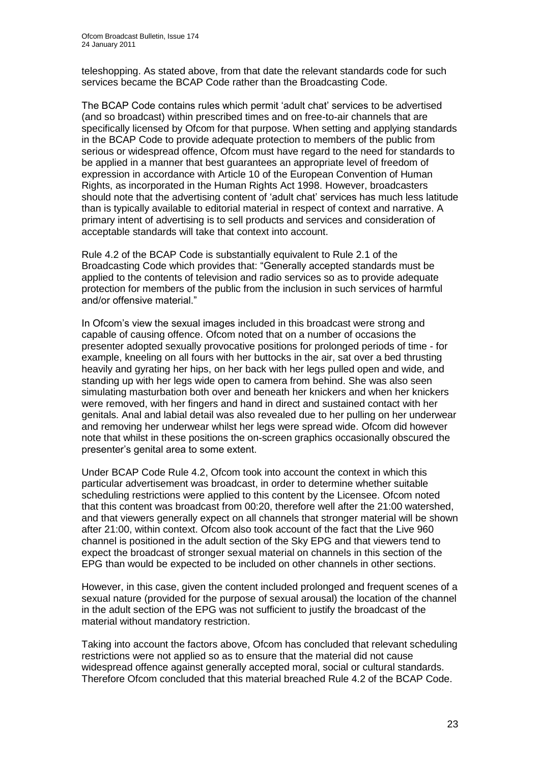teleshopping. As stated above, from that date the relevant standards code for such services became the BCAP Code rather than the Broadcasting Code.

The BCAP Code contains rules which permit 'adult chat' services to be advertised (and so broadcast) within prescribed times and on free-to-air channels that are specifically licensed by Ofcom for that purpose. When setting and applying standards in the BCAP Code to provide adequate protection to members of the public from serious or widespread offence, Ofcom must have regard to the need for standards to be applied in a manner that best guarantees an appropriate level of freedom of expression in accordance with Article 10 of the European Convention of Human Rights, as incorporated in the Human Rights Act 1998. However, broadcasters should note that the advertising content of 'adult chat' services has much less latitude than is typically available to editorial material in respect of context and narrative. A primary intent of advertising is to sell products and services and consideration of acceptable standards will take that context into account.

Rule 4.2 of the BCAP Code is substantially equivalent to Rule 2.1 of the Broadcasting Code which provides that: "Generally accepted standards must be applied to the contents of television and radio services so as to provide adequate protection for members of the public from the inclusion in such services of harmful and/or offensive material."

In Ofcom's view the sexual images included in this broadcast were strong and capable of causing offence. Ofcom noted that on a number of occasions the presenter adopted sexually provocative positions for prolonged periods of time - for example, kneeling on all fours with her buttocks in the air, sat over a bed thrusting heavily and gyrating her hips, on her back with her legs pulled open and wide, and standing up with her legs wide open to camera from behind. She was also seen simulating masturbation both over and beneath her knickers and when her knickers were removed, with her fingers and hand in direct and sustained contact with her genitals. Anal and labial detail was also revealed due to her pulling on her underwear and removing her underwear whilst her legs were spread wide. Ofcom did however note that whilst in these positions the on-screen graphics occasionally obscured the presenter's genital area to some extent.

Under BCAP Code Rule 4.2, Ofcom took into account the context in which this particular advertisement was broadcast, in order to determine whether suitable scheduling restrictions were applied to this content by the Licensee. Ofcom noted that this content was broadcast from 00:20, therefore well after the 21:00 watershed, and that viewers generally expect on all channels that stronger material will be shown after 21:00, within context. Ofcom also took account of the fact that the Live 960 channel is positioned in the adult section of the Sky EPG and that viewers tend to expect the broadcast of stronger sexual material on channels in this section of the EPG than would be expected to be included on other channels in other sections.

However, in this case, given the content included prolonged and frequent scenes of a sexual nature (provided for the purpose of sexual arousal) the location of the channel in the adult section of the EPG was not sufficient to justify the broadcast of the material without mandatory restriction.

Taking into account the factors above, Ofcom has concluded that relevant scheduling restrictions were not applied so as to ensure that the material did not cause widespread offence against generally accepted moral, social or cultural standards. Therefore Ofcom concluded that this material breached Rule 4.2 of the BCAP Code.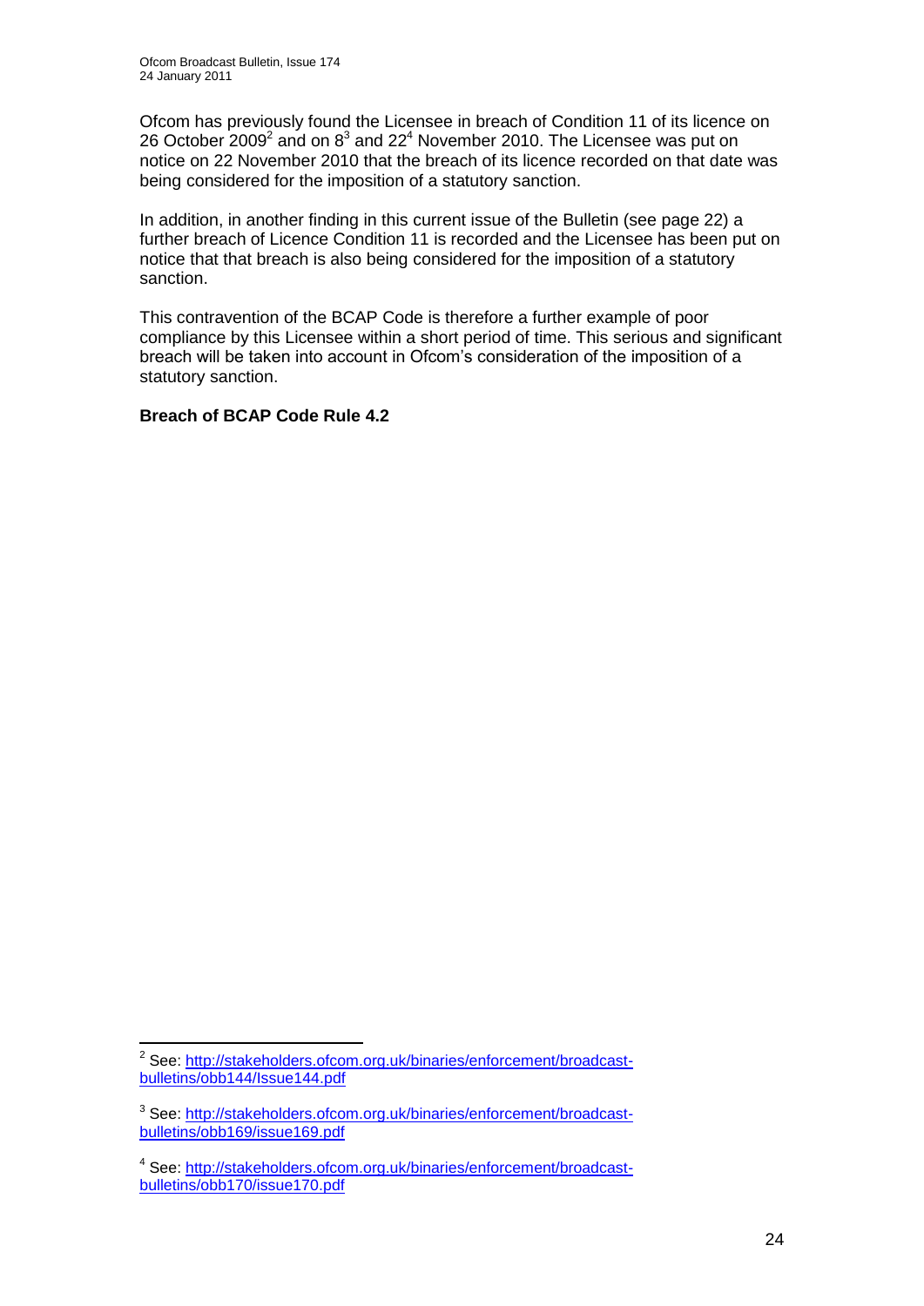Ofcom has previously found the Licensee in breach of Condition 11 of its licence on 26 October 2009[2] and on 8[3] and 22[4] November 2010. The Licensee was put on notice on 22 November 2010 that the breach of its licence recorded on that date was being considered for the imposition of a statutory sanction.

In addition, in another finding in this current issue of the Bulletin (see page 22) a further breach of Licence Condition 11 is recorded and the Licensee has been put on notice that that breach is also being considered for the imposition of a statutory sanction.

This contravention of the BCAP Code is therefore a further example of poor compliance by this Licensee within a short period of time. This serious and significant breach will be taken into account in Ofcom's consideration of the imposition of a statutory sanction.

**Breach of BCAP Code Rule 4.2**

---

[2] See: http://stakeholders.ofcom.org.uk/binaries/enforcement/broadcast-bulletins/obb144/Issue144.pdf

[3] See: http://stakeholders.ofcom.org.uk/binaries/enforcement/broadcast-bulletins/obb169/issue169.pdf

[4] See: http://stakeholders.ofcom.org.uk/binaries/enforcement/broadcast-bulletins/obb170/issue170.pdf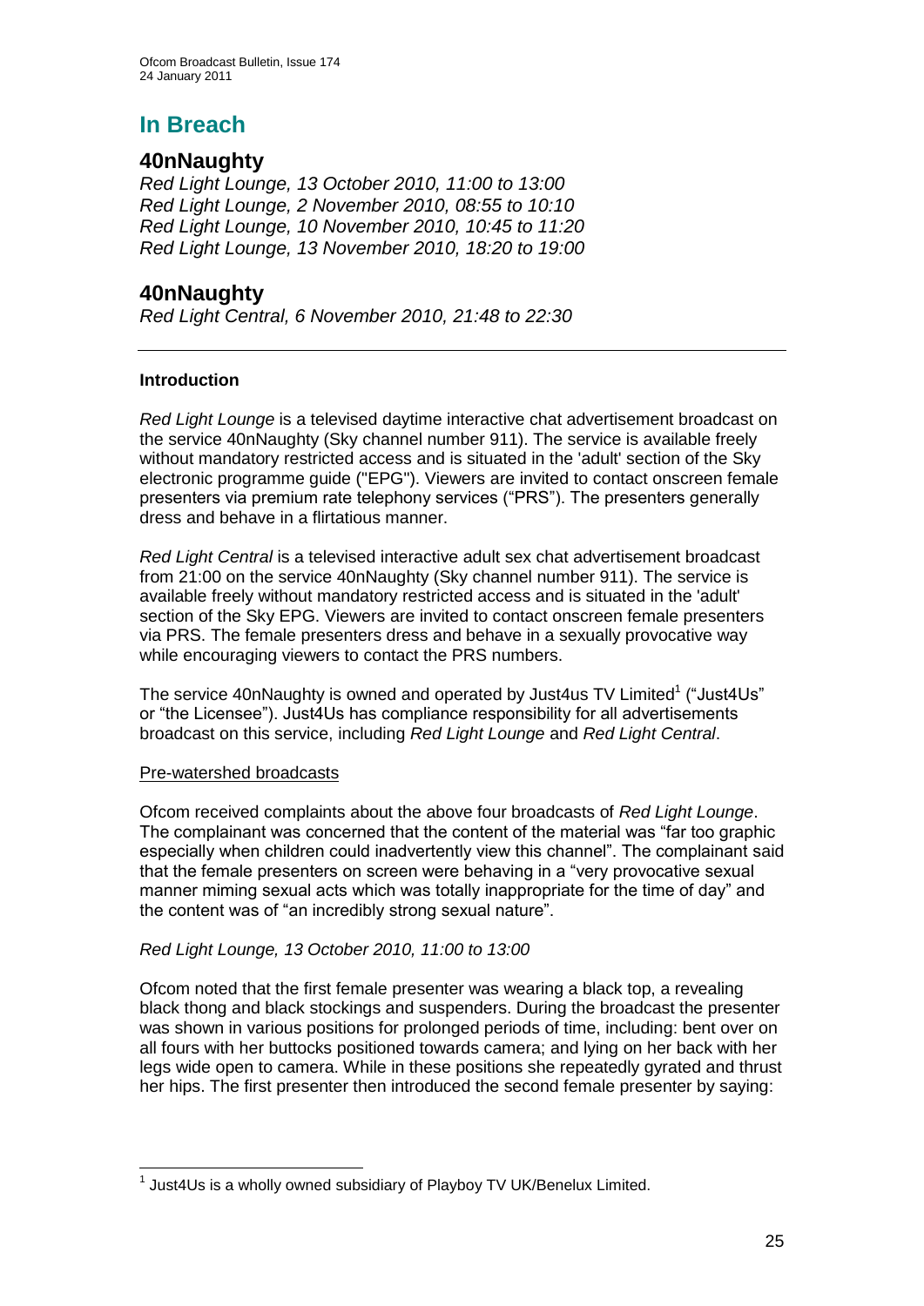# In Breach

## 40nNaughty

*Red Light Lounge, 13 October 2010, 11:00 to 13:00*
*Red Light Lounge, 2 November 2010, 08:55 to 10:10*
*Red Light Lounge, 10 November 2010, 10:45 to 11:20*
*Red Light Lounge, 13 November 2010, 18:20 to 19:00*

## 40nNaughty

*Red Light Central, 6 November 2010, 21:48 to 22:30*

---

**Introduction**

*Red Light Lounge* is a televised daytime interactive chat advertisement broadcast on the service 40nNaughty (Sky channel number 911). The service is available freely without mandatory restricted access and is situated in the 'adult' section of the Sky electronic programme guide ("EPG"). Viewers are invited to contact onscreen female presenters via premium rate telephony services ("PRS"). The presenters generally dress and behave in a flirtatious manner.

*Red Light Central* is a televised interactive adult sex chat advertisement broadcast from 21:00 on the service 40nNaughty (Sky channel number 911). The service is available freely without mandatory restricted access and is situated in the 'adult' section of the Sky EPG. Viewers are invited to contact onscreen female presenters via PRS. The female presenters dress and behave in a sexually provocative way while encouraging viewers to contact the PRS numbers.

The service 40nNaughty is owned and operated by Just4us TV Limited[1] ("Just4Us" or "the Licensee"). Just4Us has compliance responsibility for all advertisements broadcast on this service, including *Red Light Lounge* and *Red Light Central*.

Pre-watershed broadcasts

Ofcom received complaints about the above four broadcasts of *Red Light Lounge*. The complainant was concerned that the content of the material was "far too graphic especially when children could inadvertently view this channel". The complainant said that the female presenters on screen were behaving in a "very provocative sexual manner miming sexual acts which was totally inappropriate for the time of day" and the content was of "an incredibly strong sexual nature".

*Red Light Lounge, 13 October 2010, 11:00 to 13:00*

Ofcom noted that the first female presenter was wearing a black top, a revealing black thong and black stockings and suspenders. During the broadcast the presenter was shown in various positions for prolonged periods of time, including: bent over on all fours with her buttocks positioned towards camera; and lying on her back with her legs wide open to camera. While in these positions she repeatedly gyrated and thrust her hips. The first presenter then introduced the second female presenter by saying:

---

[1] Just4Us is a wholly owned subsidiary of Playboy TV UK/Benelux Limited.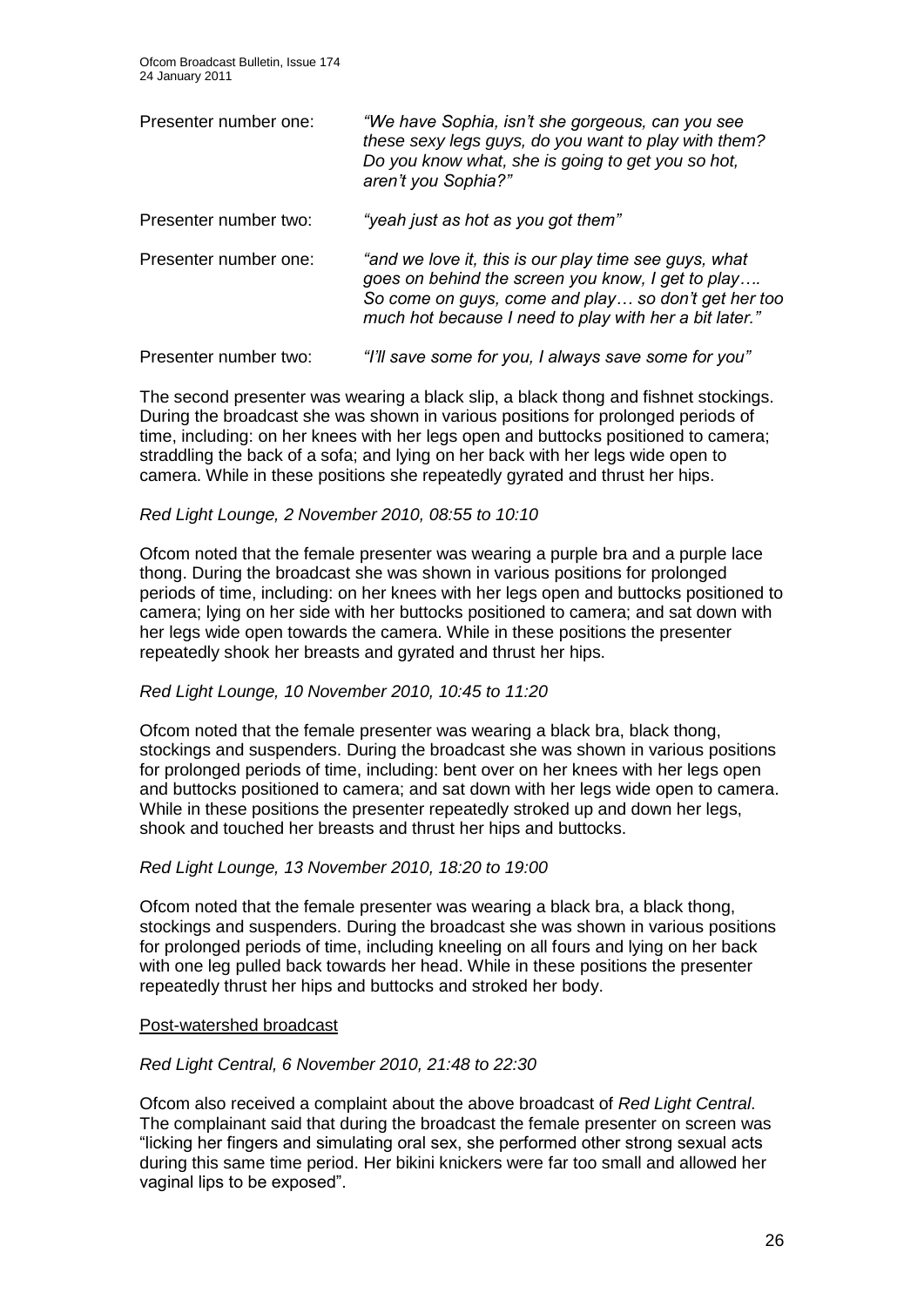| | |
|---|---|
| Presenter number one: | *"We have Sophia, isn't she gorgeous, can you see these sexy legs guys, do you want to play with them? Do you know what, she is going to get you so hot, aren't you Sophia?"* |
| Presenter number two: | *"yeah just as hot as you got them"* |
| Presenter number one: | *"and we love it, this is our play time see guys, what goes on behind the screen you know, I get to play…. So come on guys, come and play… so don't get her too much hot because I need to play with her a bit later."* |
| Presenter number two: | *"I'll save some for you, I always save some for you"* |

The second presenter was wearing a black slip, a black thong and fishnet stockings. During the broadcast she was shown in various positions for prolonged periods of time, including: on her knees with her legs open and buttocks positioned to camera; straddling the back of a sofa; and lying on her back with her legs wide open to camera. While in these positions she repeatedly gyrated and thrust her hips.

*Red Light Lounge, 2 November 2010, 08:55 to 10:10*

Ofcom noted that the female presenter was wearing a purple bra and a purple lace thong. During the broadcast she was shown in various positions for prolonged periods of time, including: on her knees with her legs open and buttocks positioned to camera; lying on her side with her buttocks positioned to camera; and sat down with her legs wide open towards the camera. While in these positions the presenter repeatedly shook her breasts and gyrated and thrust her hips.

*Red Light Lounge, 10 November 2010, 10:45 to 11:20*

Ofcom noted that the female presenter was wearing a black bra, black thong, stockings and suspenders. During the broadcast she was shown in various positions for prolonged periods of time, including: bent over on her knees with her legs open and buttocks positioned to camera; and sat down with her legs wide open to camera. While in these positions the presenter repeatedly stroked up and down her legs, shook and touched her breasts and thrust her hips and buttocks.

*Red Light Lounge, 13 November 2010, 18:20 to 19:00*

Ofcom noted that the female presenter was wearing a black bra, a black thong, stockings and suspenders. During the broadcast she was shown in various positions for prolonged periods of time, including kneeling on all fours and lying on her back with one leg pulled back towards her head. While in these positions the presenter repeatedly thrust her hips and buttocks and stroked her body.

<u>Post-watershed broadcast</u>

*Red Light Central, 6 November 2010, 21:48 to 22:30*

Ofcom also received a complaint about the above broadcast of *Red Light Central*. The complainant said that during the broadcast the female presenter on screen was "licking her fingers and simulating oral sex, she performed other strong sexual acts during this same time period. Her bikini knickers were far too small and allowed her vaginal lips to be exposed".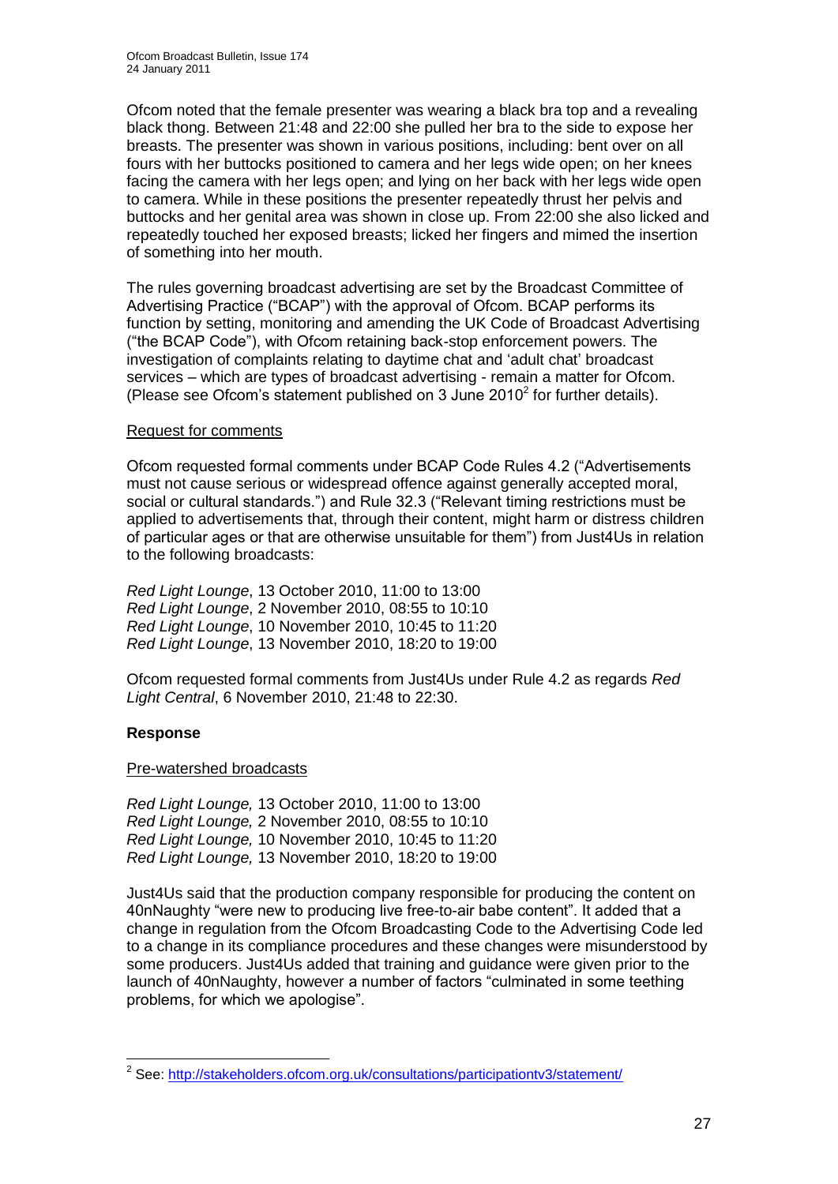Ofcom noted that the female presenter was wearing a black bra top and a revealing black thong. Between 21:48 and 22:00 she pulled her bra to the side to expose her breasts. The presenter was shown in various positions, including: bent over on all fours with her buttocks positioned to camera and her legs wide open; on her knees facing the camera with her legs open; and lying on her back with her legs wide open to camera. While in these positions the presenter repeatedly thrust her pelvis and buttocks and her genital area was shown in close up. From 22:00 she also licked and repeatedly touched her exposed breasts; licked her fingers and mimed the insertion of something into her mouth.

The rules governing broadcast advertising are set by the Broadcast Committee of Advertising Practice ("BCAP") with the approval of Ofcom. BCAP performs its function by setting, monitoring and amending the UK Code of Broadcast Advertising ("the BCAP Code"), with Ofcom retaining back-stop enforcement powers. The investigation of complaints relating to daytime chat and 'adult chat' broadcast services – which are types of broadcast advertising - remain a matter for Ofcom. (Please see Ofcom's statement published on 3 June 2010[2] for further details).

Request for comments

Ofcom requested formal comments under BCAP Code Rules 4.2 ("Advertisements must not cause serious or widespread offence against generally accepted moral, social or cultural standards.") and Rule 32.3 ("Relevant timing restrictions must be applied to advertisements that, through their content, might harm or distress children of particular ages or that are otherwise unsuitable for them") from Just4Us in relation to the following broadcasts:

*Red Light Lounge*, 13 October 2010, 11:00 to 13:00
*Red Light Lounge*, 2 November 2010, 08:55 to 10:10
*Red Light Lounge*, 10 November 2010, 10:45 to 11:20
*Red Light Lounge*, 13 November 2010, 18:20 to 19:00

Ofcom requested formal comments from Just4Us under Rule 4.2 as regards *Red Light Central*, 6 November 2010, 21:48 to 22:30.

**Response**

Pre-watershed broadcasts

*Red Light Lounge,* 13 October 2010, 11:00 to 13:00
*Red Light Lounge,* 2 November 2010, 08:55 to 10:10
*Red Light Lounge,* 10 November 2010, 10:45 to 11:20
*Red Light Lounge,* 13 November 2010, 18:20 to 19:00

Just4Us said that the production company responsible for producing the content on 40nNaughty "were new to producing live free-to-air babe content". It added that a change in regulation from the Ofcom Broadcasting Code to the Advertising Code led to a change in its compliance procedures and these changes were misunderstood by some producers. Just4Us added that training and guidance were given prior to the launch of 40nNaughty, however a number of factors "culminated in some teething problems, for which we apologise".

[2] See: http://stakeholders.ofcom.org.uk/consultations/participationtv3/statement/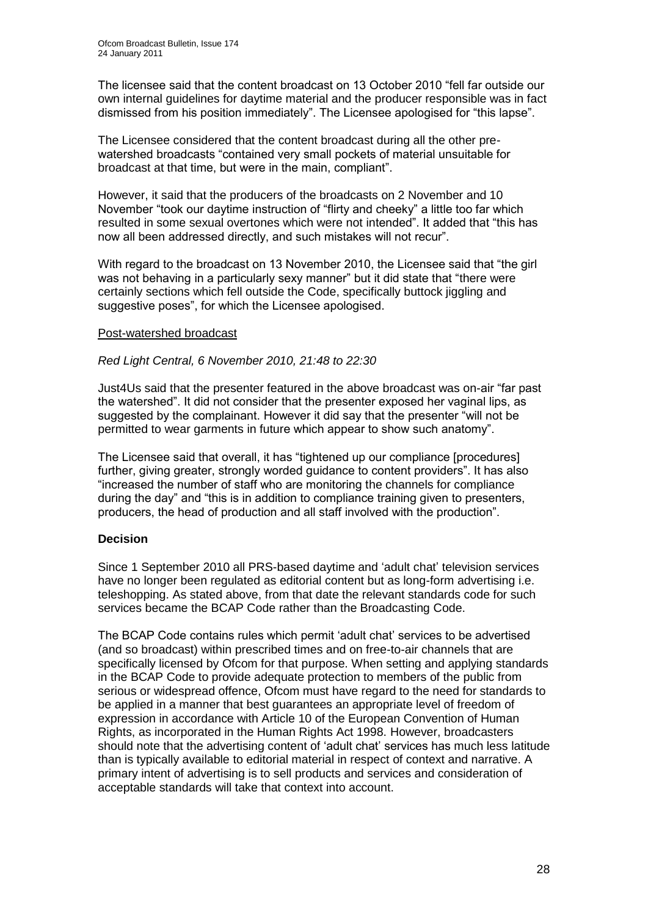The licensee said that the content broadcast on 13 October 2010 "fell far outside our own internal guidelines for daytime material and the producer responsible was in fact dismissed from his position immediately". The Licensee apologised for "this lapse".

The Licensee considered that the content broadcast during all the other pre-watershed broadcasts "contained very small pockets of material unsuitable for broadcast at that time, but were in the main, compliant".

However, it said that the producers of the broadcasts on 2 November and 10 November "took our daytime instruction of "flirty and cheeky" a little too far which resulted in some sexual overtones which were not intended". It added that "this has now all been addressed directly, and such mistakes will not recur".

With regard to the broadcast on 13 November 2010, the Licensee said that "the girl was not behaving in a particularly sexy manner" but it did state that "there were certainly sections which fell outside the Code, specifically buttock jiggling and suggestive poses", for which the Licensee apologised.

Post-watershed broadcast

*Red Light Central, 6 November 2010, 21:48 to 22:30*

Just4Us said that the presenter featured in the above broadcast was on-air "far past the watershed". It did not consider that the presenter exposed her vaginal lips, as suggested by the complainant. However it did say that the presenter "will not be permitted to wear garments in future which appear to show such anatomy".

The Licensee said that overall, it has "tightened up our compliance [procedures] further, giving greater, strongly worded guidance to content providers". It has also "increased the number of staff who are monitoring the channels for compliance during the day" and "this is in addition to compliance training given to presenters, producers, the head of production and all staff involved with the production".

**Decision**

Since 1 September 2010 all PRS-based daytime and 'adult chat' television services have no longer been regulated as editorial content but as long-form advertising i.e. teleshopping. As stated above, from that date the relevant standards code for such services became the BCAP Code rather than the Broadcasting Code.

The BCAP Code contains rules which permit 'adult chat' services to be advertised (and so broadcast) within prescribed times and on free-to-air channels that are specifically licensed by Ofcom for that purpose. When setting and applying standards in the BCAP Code to provide adequate protection to members of the public from serious or widespread offence, Ofcom must have regard to the need for standards to be applied in a manner that best guarantees an appropriate level of freedom of expression in accordance with Article 10 of the European Convention of Human Rights, as incorporated in the Human Rights Act 1998. However, broadcasters should note that the advertising content of 'adult chat' services has much less latitude than is typically available to editorial material in respect of context and narrative. A primary intent of advertising is to sell products and services and consideration of acceptable standards will take that context into account.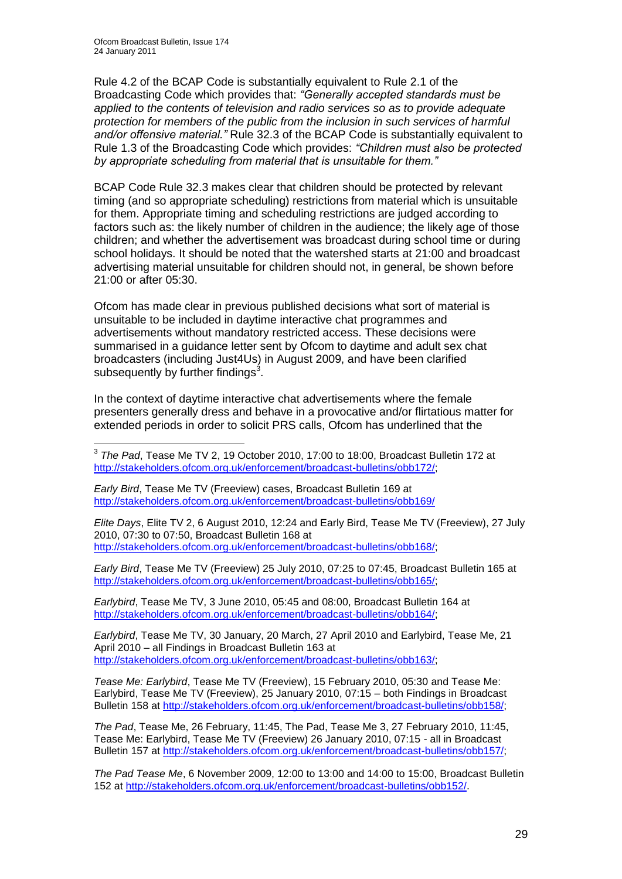Rule 4.2 of the BCAP Code is substantially equivalent to Rule 2.1 of the Broadcasting Code which provides that: *"Generally accepted standards must be applied to the contents of television and radio services so as to provide adequate protection for members of the public from the inclusion in such services of harmful and/or offensive material."* Rule 32.3 of the BCAP Code is substantially equivalent to Rule 1.3 of the Broadcasting Code which provides: *"Children must also be protected by appropriate scheduling from material that is unsuitable for them."*

BCAP Code Rule 32.3 makes clear that children should be protected by relevant timing (and so appropriate scheduling) restrictions from material which is unsuitable for them. Appropriate timing and scheduling restrictions are judged according to factors such as: the likely number of children in the audience; the likely age of those children; and whether the advertisement was broadcast during school time or during school holidays. It should be noted that the watershed starts at 21:00 and broadcast advertising material unsuitable for children should not, in general, be shown before 21:00 or after 05:30.

Ofcom has made clear in previous published decisions what sort of material is unsuitable to be included in daytime interactive chat programmes and advertisements without mandatory restricted access. These decisions were summarised in a guidance letter sent by Ofcom to daytime and adult sex chat broadcasters (including Just4Us) in August 2009, and have been clarified subsequently by further findings[3].

In the context of daytime interactive chat advertisements where the female presenters generally dress and behave in a provocative and/or flirtatious matter for extended periods in order to solicit PRS calls, Ofcom has underlined that the

---

[3] *The Pad*, Tease Me TV 2, 19 October 2010, 17:00 to 18:00, Broadcast Bulletin 172 at http://stakeholders.ofcom.org.uk/enforcement/broadcast-bulletins/obb172/;

*Early Bird*, Tease Me TV (Freeview) cases, Broadcast Bulletin 169 at http://stakeholders.ofcom.org.uk/enforcement/broadcast-bulletins/obb169/

*Elite Days*, Elite TV 2, 6 August 2010, 12:24 and Early Bird, Tease Me TV (Freeview), 27 July 2010, 07:30 to 07:50, Broadcast Bulletin 168 at http://stakeholders.ofcom.org.uk/enforcement/broadcast-bulletins/obb168/;

*Early Bird*, Tease Me TV (Freeview) 25 July 2010, 07:25 to 07:45, Broadcast Bulletin 165 at http://stakeholders.ofcom.org.uk/enforcement/broadcast-bulletins/obb165/;

*Earlybird*, Tease Me TV, 3 June 2010, 05:45 and 08:00, Broadcast Bulletin 164 at http://stakeholders.ofcom.org.uk/enforcement/broadcast-bulletins/obb164/;

*Earlybird*, Tease Me TV, 30 January, 20 March, 27 April 2010 and Earlybird, Tease Me, 21 April 2010 – all Findings in Broadcast Bulletin 163 at http://stakeholders.ofcom.org.uk/enforcement/broadcast-bulletins/obb163/;

*Tease Me: Earlybird*, Tease Me TV (Freeview), 15 February 2010, 05:30 and Tease Me: Earlybird, Tease Me TV (Freeview), 25 January 2010, 07:15 – both Findings in Broadcast Bulletin 158 at http://stakeholders.ofcom.org.uk/enforcement/broadcast-bulletins/obb158/;

*The Pad*, Tease Me, 26 February, 11:45, The Pad, Tease Me 3, 27 February 2010, 11:45, Tease Me: Earlybird, Tease Me TV (Freeview) 26 January 2010, 07:15 - all in Broadcast Bulletin 157 at http://stakeholders.ofcom.org.uk/enforcement/broadcast-bulletins/obb157/;

*The Pad Tease Me*, 6 November 2009, 12:00 to 13:00 and 14:00 to 15:00, Broadcast Bulletin 152 at http://stakeholders.ofcom.org.uk/enforcement/broadcast-bulletins/obb152/.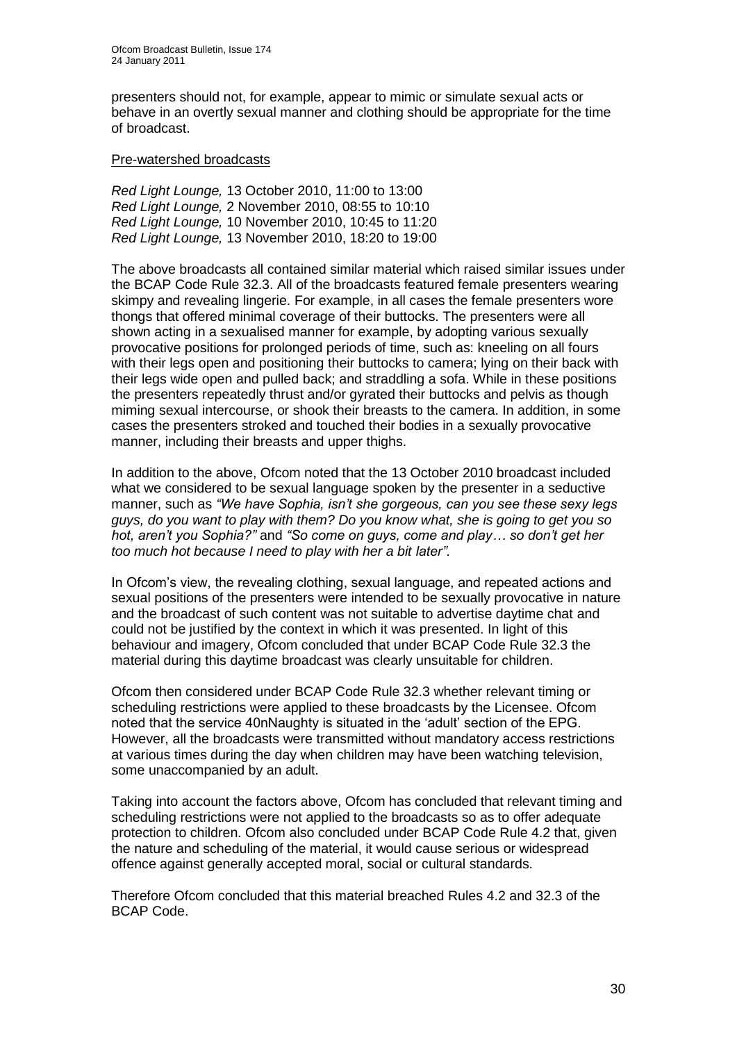presenters should not, for example, appear to mimic or simulate sexual acts or behave in an overtly sexual manner and clothing should be appropriate for the time of broadcast.

Pre-watershed broadcasts

*Red Light Lounge,* 13 October 2010, 11:00 to 13:00
*Red Light Lounge,* 2 November 2010, 08:55 to 10:10
*Red Light Lounge,* 10 November 2010, 10:45 to 11:20
*Red Light Lounge,* 13 November 2010, 18:20 to 19:00

The above broadcasts all contained similar material which raised similar issues under the BCAP Code Rule 32.3. All of the broadcasts featured female presenters wearing skimpy and revealing lingerie. For example, in all cases the female presenters wore thongs that offered minimal coverage of their buttocks. The presenters were all shown acting in a sexualised manner for example, by adopting various sexually provocative positions for prolonged periods of time, such as: kneeling on all fours with their legs open and positioning their buttocks to camera; lying on their back with their legs wide open and pulled back; and straddling a sofa. While in these positions the presenters repeatedly thrust and/or gyrated their buttocks and pelvis as though miming sexual intercourse, or shook their breasts to the camera. In addition, in some cases the presenters stroked and touched their bodies in a sexually provocative manner, including their breasts and upper thighs.

In addition to the above, Ofcom noted that the 13 October 2010 broadcast included what we considered to be sexual language spoken by the presenter in a seductive manner, such as *"We have Sophia, isn't she gorgeous, can you see these sexy legs guys, do you want to play with them? Do you know what, she is going to get you so hot, aren't you Sophia?"* and *"So come on guys, come and play… so don't get her too much hot because I need to play with her a bit later".*

In Ofcom's view, the revealing clothing, sexual language, and repeated actions and sexual positions of the presenters were intended to be sexually provocative in nature and the broadcast of such content was not suitable to advertise daytime chat and could not be justified by the context in which it was presented. In light of this behaviour and imagery, Ofcom concluded that under BCAP Code Rule 32.3 the material during this daytime broadcast was clearly unsuitable for children.

Ofcom then considered under BCAP Code Rule 32.3 whether relevant timing or scheduling restrictions were applied to these broadcasts by the Licensee. Ofcom noted that the service 40nNaughty is situated in the 'adult' section of the EPG. However, all the broadcasts were transmitted without mandatory access restrictions at various times during the day when children may have been watching television, some unaccompanied by an adult.

Taking into account the factors above, Ofcom has concluded that relevant timing and scheduling restrictions were not applied to the broadcasts so as to offer adequate protection to children. Ofcom also concluded under BCAP Code Rule 4.2 that, given the nature and scheduling of the material, it would cause serious or widespread offence against generally accepted moral, social or cultural standards.

Therefore Ofcom concluded that this material breached Rules 4.2 and 32.3 of the BCAP Code.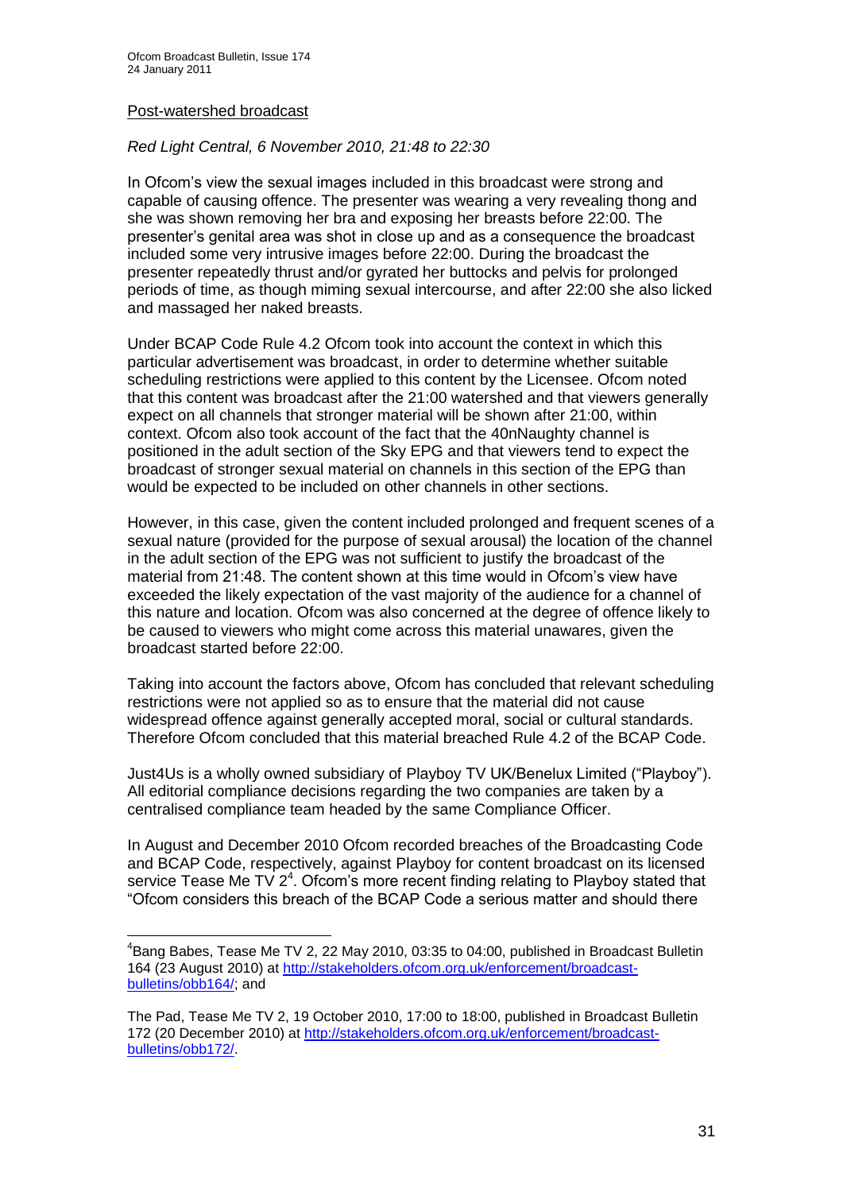Post-watershed broadcast

*Red Light Central, 6 November 2010, 21:48 to 22:30*

In Ofcom's view the sexual images included in this broadcast were strong and capable of causing offence. The presenter was wearing a very revealing thong and she was shown removing her bra and exposing her breasts before 22:00. The presenter's genital area was shot in close up and as a consequence the broadcast included some very intrusive images before 22:00. During the broadcast the presenter repeatedly thrust and/or gyrated her buttocks and pelvis for prolonged periods of time, as though miming sexual intercourse, and after 22:00 she also licked and massaged her naked breasts.

Under BCAP Code Rule 4.2 Ofcom took into account the context in which this particular advertisement was broadcast, in order to determine whether suitable scheduling restrictions were applied to this content by the Licensee. Ofcom noted that this content was broadcast after the 21:00 watershed and that viewers generally expect on all channels that stronger material will be shown after 21:00, within context. Ofcom also took account of the fact that the 40nNaughty channel is positioned in the adult section of the Sky EPG and that viewers tend to expect the broadcast of stronger sexual material on channels in this section of the EPG than would be expected to be included on other channels in other sections.

However, in this case, given the content included prolonged and frequent scenes of a sexual nature (provided for the purpose of sexual arousal) the location of the channel in the adult section of the EPG was not sufficient to justify the broadcast of the material from 21:48. The content shown at this time would in Ofcom's view have exceeded the likely expectation of the vast majority of the audience for a channel of this nature and location. Ofcom was also concerned at the degree of offence likely to be caused to viewers who might come across this material unawares, given the broadcast started before 22:00.

Taking into account the factors above, Ofcom has concluded that relevant scheduling restrictions were not applied so as to ensure that the material did not cause widespread offence against generally accepted moral, social or cultural standards. Therefore Ofcom concluded that this material breached Rule 4.2 of the BCAP Code.

Just4Us is a wholly owned subsidiary of Playboy TV UK/Benelux Limited ("Playboy"). All editorial compliance decisions regarding the two companies are taken by a centralised compliance team headed by the same Compliance Officer.

In August and December 2010 Ofcom recorded breaches of the Broadcasting Code and BCAP Code, respectively, against Playboy for content broadcast on its licensed service Tease Me TV 2[4]. Ofcom's more recent finding relating to Playboy stated that "Ofcom considers this breach of the BCAP Code a serious matter and should there

---

[4]Bang Babes, Tease Me TV 2, 22 May 2010, 03:35 to 04:00, published in Broadcast Bulletin 164 (23 August 2010) at http://stakeholders.ofcom.org.uk/enforcement/broadcast-bulletins/obb164/; and

The Pad, Tease Me TV 2, 19 October 2010, 17:00 to 18:00, published in Broadcast Bulletin 172 (20 December 2010) at http://stakeholders.ofcom.org.uk/enforcement/broadcast-bulletins/obb172/.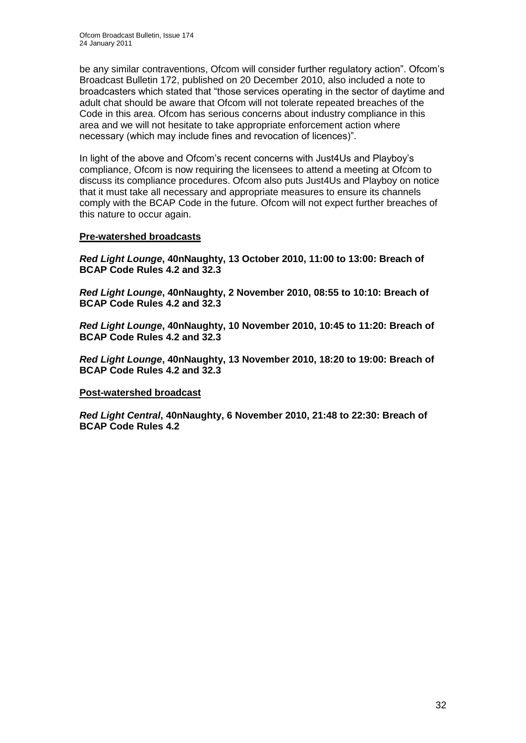be any similar contraventions, Ofcom will consider further regulatory action". Ofcom's Broadcast Bulletin 172, published on 20 December 2010, also included a note to broadcasters which stated that "those services operating in the sector of daytime and adult chat should be aware that Ofcom will not tolerate repeated breaches of the Code in this area. Ofcom has serious concerns about industry compliance in this area and we will not hesitate to take appropriate enforcement action where necessary (which may include fines and revocation of licences)".

In light of the above and Ofcom's recent concerns with Just4Us and Playboy's compliance, Ofcom is now requiring the licensees to attend a meeting at Ofcom to discuss its compliance procedures. Ofcom also puts Just4Us and Playboy on notice that it must take all necessary and appropriate measures to ensure its channels comply with the BCAP Code in the future. Ofcom will not expect further breaches of this nature to occur again.

**Pre-watershed broadcasts**

***Red Light Lounge*, 40nNaughty, 13 October 2010, 11:00 to 13:00: Breach of BCAP Code Rules 4.2 and 32.3**

***Red Light Lounge*, 40nNaughty, 2 November 2010, 08:55 to 10:10: Breach of BCAP Code Rules 4.2 and 32.3**

***Red Light Lounge*, 40nNaughty, 10 November 2010, 10:45 to 11:20: Breach of BCAP Code Rules 4.2 and 32.3**

***Red Light Lounge*, 40nNaughty, 13 November 2010, 18:20 to 19:00: Breach of BCAP Code Rules 4.2 and 32.3**

**Post-watershed broadcast**

***Red Light Central*, 40nNaughty, 6 November 2010, 21:48 to 22:30: Breach of BCAP Code Rules 4.2**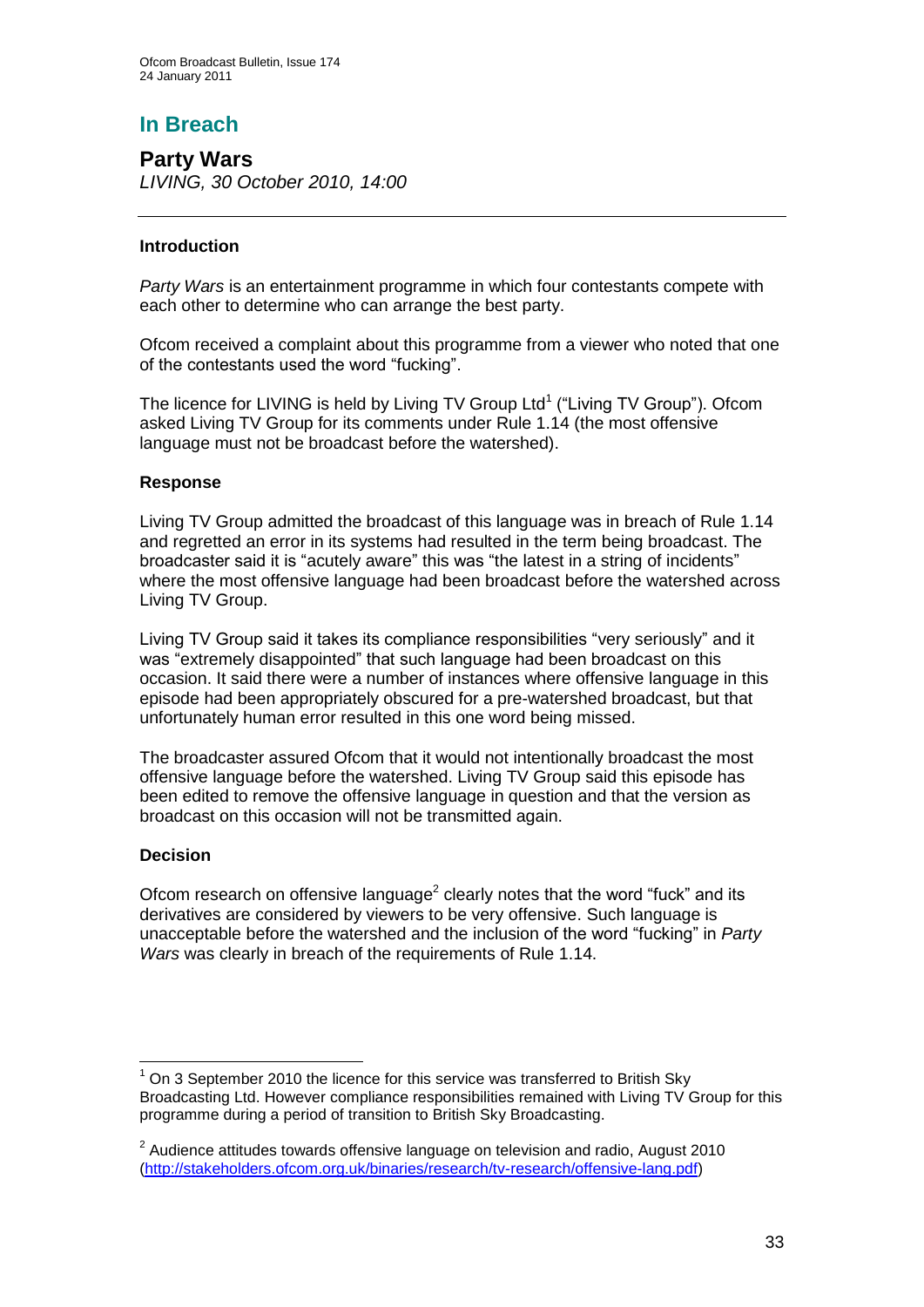## In Breach

### Party Wars

*LIVING, 30 October 2010, 14:00*

---

#### Introduction

*Party Wars* is an entertainment programme in which four contestants compete with each other to determine who can arrange the best party.

Ofcom received a complaint about this programme from a viewer who noted that one of the contestants used the word "fucking".

The licence for LIVING is held by Living TV Group Ltd[1] ("Living TV Group"). Ofcom asked Living TV Group for its comments under Rule 1.14 (the most offensive language must not be broadcast before the watershed).

#### Response

Living TV Group admitted the broadcast of this language was in breach of Rule 1.14 and regretted an error in its systems had resulted in the term being broadcast. The broadcaster said it is "acutely aware" this was "the latest in a string of incidents" where the most offensive language had been broadcast before the watershed across Living TV Group.

Living TV Group said it takes its compliance responsibilities "very seriously" and it was "extremely disappointed" that such language had been broadcast on this occasion. It said there were a number of instances where offensive language in this episode had been appropriately obscured for a pre-watershed broadcast, but that unfortunately human error resulted in this one word being missed.

The broadcaster assured Ofcom that it would not intentionally broadcast the most offensive language before the watershed. Living TV Group said this episode has been edited to remove the offensive language in question and that the version as broadcast on this occasion will not be transmitted again.

#### Decision

Ofcom research on offensive language[2] clearly notes that the word "fuck" and its derivatives are considered by viewers to be very offensive. Such language is unacceptable before the watershed and the inclusion of the word "fucking" in *Party Wars* was clearly in breach of the requirements of Rule 1.14.

---

[1] On 3 September 2010 the licence for this service was transferred to British Sky Broadcasting Ltd. However compliance responsibilities remained with Living TV Group for this programme during a period of transition to British Sky Broadcasting.

[2] Audience attitudes towards offensive language on television and radio, August 2010 (http://stakeholders.ofcom.org.uk/binaries/research/tv-research/offensive-lang.pdf)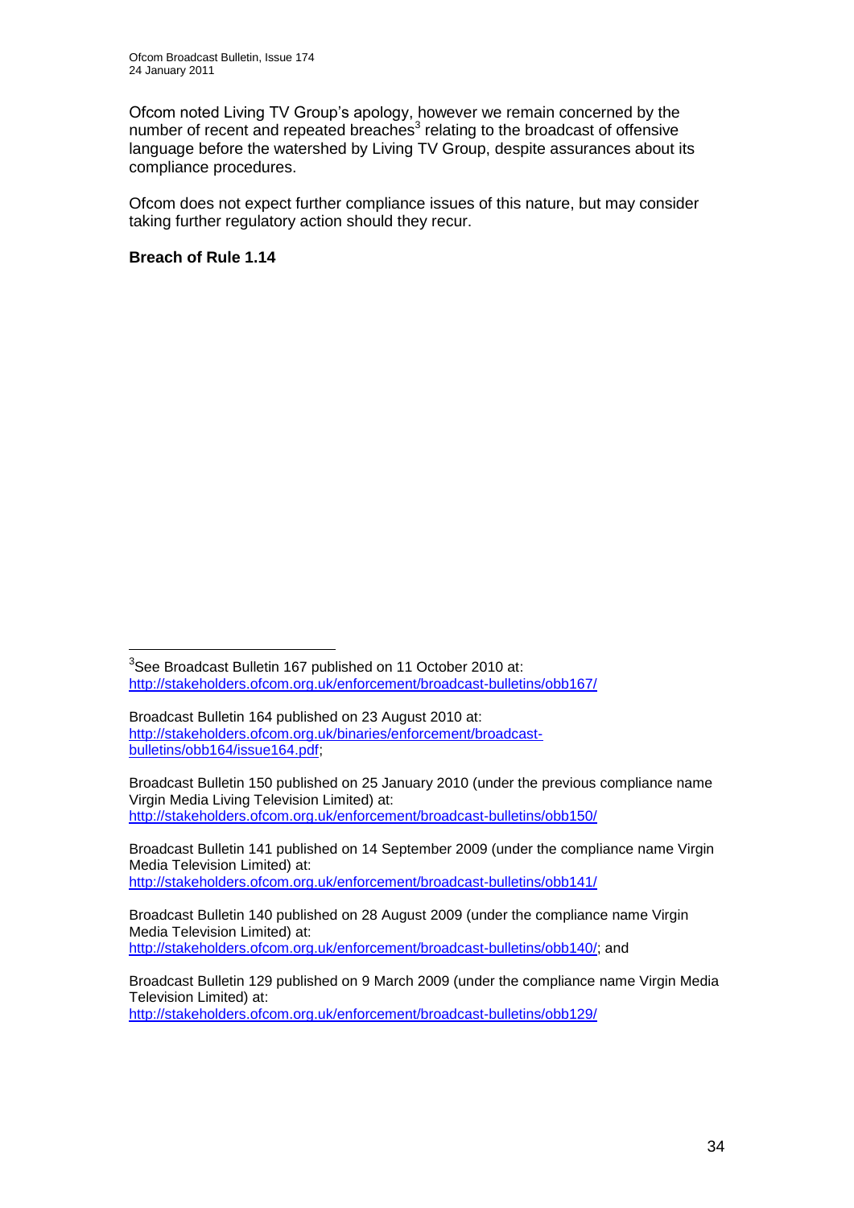Ofcom noted Living TV Group's apology, however we remain concerned by the number of recent and repeated breaches[3] relating to the broadcast of offensive language before the watershed by Living TV Group, despite assurances about its compliance procedures.

Ofcom does not expect further compliance issues of this nature, but may consider taking further regulatory action should they recur.

**Breach of Rule 1.14**

---

[3] See Broadcast Bulletin 167 published on 11 October 2010 at: http://stakeholders.ofcom.org.uk/enforcement/broadcast-bulletins/obb167/

Broadcast Bulletin 164 published on 23 August 2010 at: http://stakeholders.ofcom.org.uk/binaries/enforcement/broadcast-bulletins/obb164/issue164.pdf;

Broadcast Bulletin 150 published on 25 January 2010 (under the previous compliance name Virgin Media Living Television Limited) at: http://stakeholders.ofcom.org.uk/enforcement/broadcast-bulletins/obb150/

Broadcast Bulletin 141 published on 14 September 2009 (under the compliance name Virgin Media Television Limited) at: http://stakeholders.ofcom.org.uk/enforcement/broadcast-bulletins/obb141/

Broadcast Bulletin 140 published on 28 August 2009 (under the compliance name Virgin Media Television Limited) at: http://stakeholders.ofcom.org.uk/enforcement/broadcast-bulletins/obb140/; and

Broadcast Bulletin 129 published on 9 March 2009 (under the compliance name Virgin Media Television Limited) at: http://stakeholders.ofcom.org.uk/enforcement/broadcast-bulletins/obb129/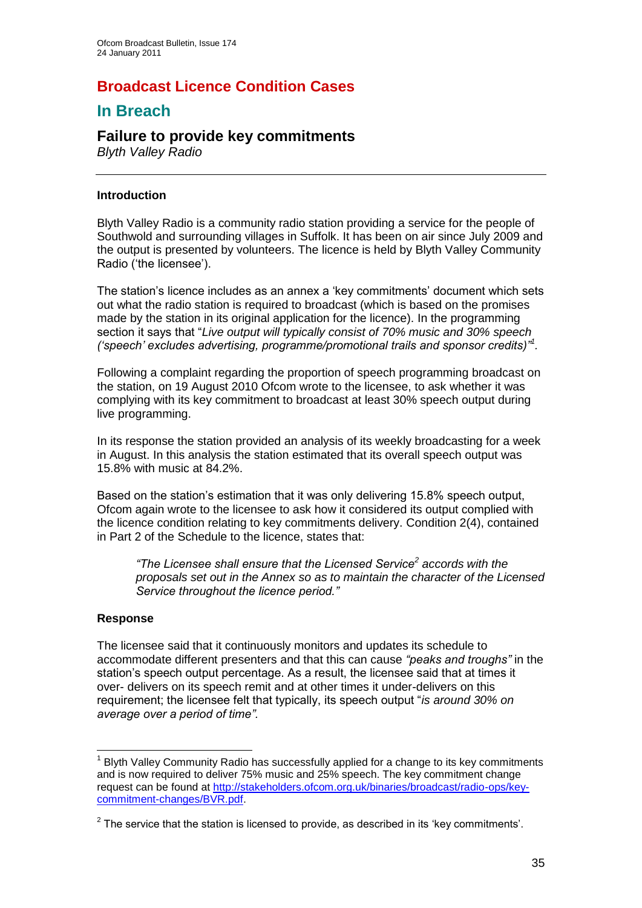# Broadcast Licence Condition Cases

## In Breach

### Failure to provide key commitments

*Blyth Valley Radio*

---

**Introduction**

Blyth Valley Radio is a community radio station providing a service for the people of Southwold and surrounding villages in Suffolk. It has been on air since July 2009 and the output is presented by volunteers. The licence is held by Blyth Valley Community Radio ('the licensee').

The station's licence includes as an annex a 'key commitments' document which sets out what the radio station is required to broadcast (which is based on the promises made by the station in its original application for the licence). In the programming section it says that "*Live output will typically consist of 70% music and 30% speech ('speech' excludes advertising, programme/promotional trails and sponsor credits)*"[1].

Following a complaint regarding the proportion of speech programming broadcast on the station, on 19 August 2010 Ofcom wrote to the licensee, to ask whether it was complying with its key commitment to broadcast at least 30% speech output during live programming.

In its response the station provided an analysis of its weekly broadcasting for a week in August. In this analysis the station estimated that its overall speech output was 15.8% with music at 84.2%.

Based on the station's estimation that it was only delivering 15.8% speech output, Ofcom again wrote to the licensee to ask how it considered its output complied with the licence condition relating to key commitments delivery. Condition 2(4), contained in Part 2 of the Schedule to the licence, states that:

> *"The Licensee shall ensure that the Licensed Service[2] accords with the proposals set out in the Annex so as to maintain the character of the Licensed Service throughout the licence period."*

**Response**

The licensee said that it continuously monitors and updates its schedule to accommodate different presenters and that this can cause *"peaks and troughs"* in the station's speech output percentage. As a result, the licensee said that at times it over- delivers on its speech remit and at other times it under-delivers on this requirement; the licensee felt that typically, its speech output "*is around 30% on average over a period of time".*

---

[1] Blyth Valley Community Radio has successfully applied for a change to its key commitments and is now required to deliver 75% music and 25% speech. The key commitment change request can be found at http://stakeholders.ofcom.org.uk/binaries/broadcast/radio-ops/key-commitment-changes/BVR.pdf.

[2] The service that the station is licensed to provide, as described in its 'key commitments'.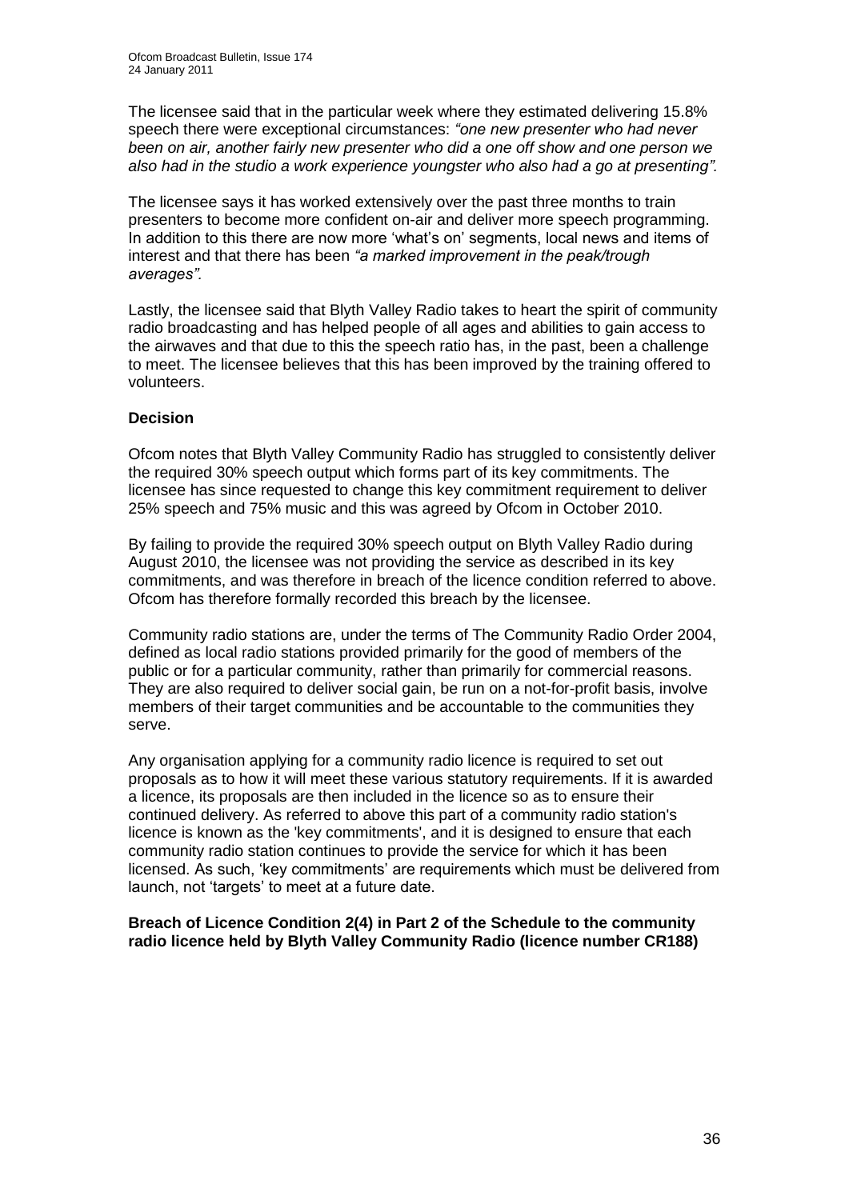The licensee said that in the particular week where they estimated delivering 15.8% speech there were exceptional circumstances: *"one new presenter who had never been on air, another fairly new presenter who did a one off show and one person we also had in the studio a work experience youngster who also had a go at presenting".*

The licensee says it has worked extensively over the past three months to train presenters to become more confident on-air and deliver more speech programming. In addition to this there are now more 'what's on' segments, local news and items of interest and that there has been *"a marked improvement in the peak/trough averages".*

Lastly, the licensee said that Blyth Valley Radio takes to heart the spirit of community radio broadcasting and has helped people of all ages and abilities to gain access to the airwaves and that due to this the speech ratio has, in the past, been a challenge to meet. The licensee believes that this has been improved by the training offered to volunteers.

### Decision

Ofcom notes that Blyth Valley Community Radio has struggled to consistently deliver the required 30% speech output which forms part of its key commitments. The licensee has since requested to change this key commitment requirement to deliver 25% speech and 75% music and this was agreed by Ofcom in October 2010.

By failing to provide the required 30% speech output on Blyth Valley Radio during August 2010, the licensee was not providing the service as described in its key commitments, and was therefore in breach of the licence condition referred to above. Ofcom has therefore formally recorded this breach by the licensee.

Community radio stations are, under the terms of The Community Radio Order 2004, defined as local radio stations provided primarily for the good of members of the public or for a particular community, rather than primarily for commercial reasons. They are also required to deliver social gain, be run on a not-for-profit basis, involve members of their target communities and be accountable to the communities they serve.

Any organisation applying for a community radio licence is required to set out proposals as to how it will meet these various statutory requirements. If it is awarded a licence, its proposals are then included in the licence so as to ensure their continued delivery. As referred to above this part of a community radio station's licence is known as the 'key commitments', and it is designed to ensure that each community radio station continues to provide the service for which it has been licensed. As such, 'key commitments' are requirements which must be delivered from launch, not 'targets' to meet at a future date.

**Breach of Licence Condition 2(4) in Part 2 of the Schedule to the community radio licence held by Blyth Valley Community Radio (licence number CR188)**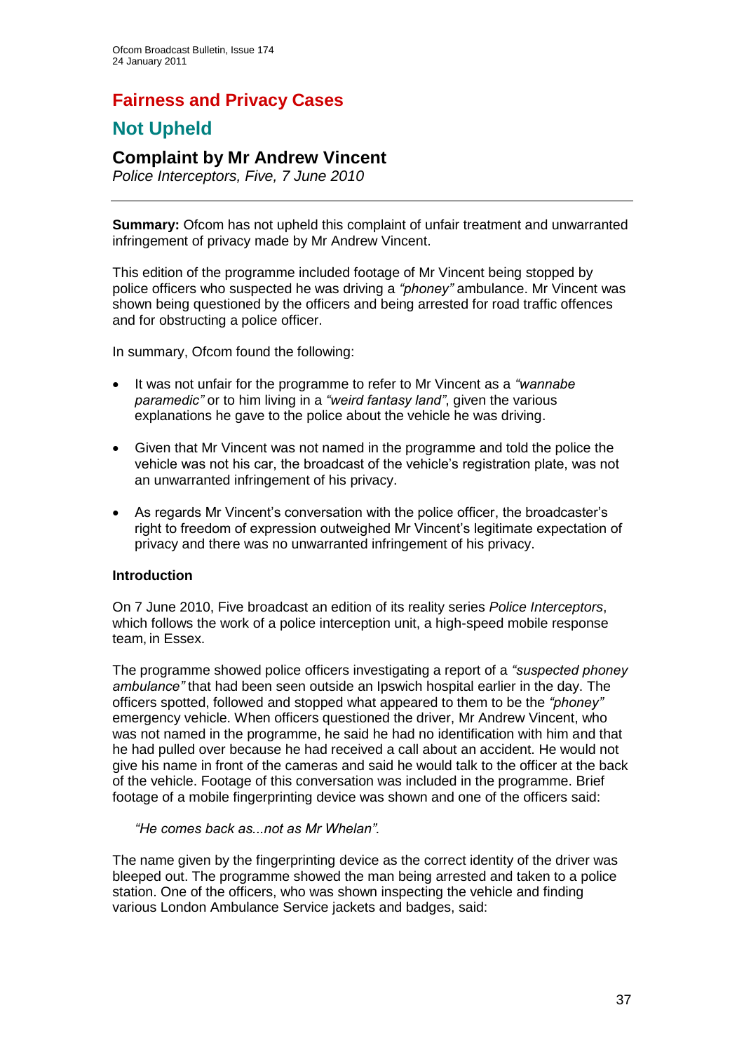# Fairness and Privacy Cases

## Not Upheld

### Complaint by Mr Andrew Vincent

*Police Interceptors, Five, 7 June 2010*

---

**Summary:** Ofcom has not upheld this complaint of unfair treatment and unwarranted infringement of privacy made by Mr Andrew Vincent.

This edition of the programme included footage of Mr Vincent being stopped by police officers who suspected he was driving a *"phoney"* ambulance. Mr Vincent was shown being questioned by the officers and being arrested for road traffic offences and for obstructing a police officer.

In summary, Ofcom found the following:

- It was not unfair for the programme to refer to Mr Vincent as a *"wannabe paramedic"* or to him living in a *"weird fantasy land"*, given the various explanations he gave to the police about the vehicle he was driving.
- Given that Mr Vincent was not named in the programme and told the police the vehicle was not his car, the broadcast of the vehicle's registration plate, was not an unwarranted infringement of his privacy.
- As regards Mr Vincent's conversation with the police officer, the broadcaster's right to freedom of expression outweighed Mr Vincent's legitimate expectation of privacy and there was no unwarranted infringement of his privacy.

**Introduction**

On 7 June 2010, Five broadcast an edition of its reality series *Police Interceptors*, which follows the work of a police interception unit, a high-speed mobile response team, in Essex.

The programme showed police officers investigating a report of a *"suspected phoney ambulance"* that had been seen outside an Ipswich hospital earlier in the day. The officers spotted, followed and stopped what appeared to them to be the *"phoney"* emergency vehicle. When officers questioned the driver, Mr Andrew Vincent, who was not named in the programme, he said he had no identification with him and that he had pulled over because he had received a call about an accident. He would not give his name in front of the cameras and said he would talk to the officer at the back of the vehicle. Footage of this conversation was included in the programme. Brief footage of a mobile fingerprinting device was shown and one of the officers said:

> *"He comes back as...not as Mr Whelan".*

The name given by the fingerprinting device as the correct identity of the driver was bleeped out. The programme showed the man being arrested and taken to a police station. One of the officers, who was shown inspecting the vehicle and finding various London Ambulance Service jackets and badges, said: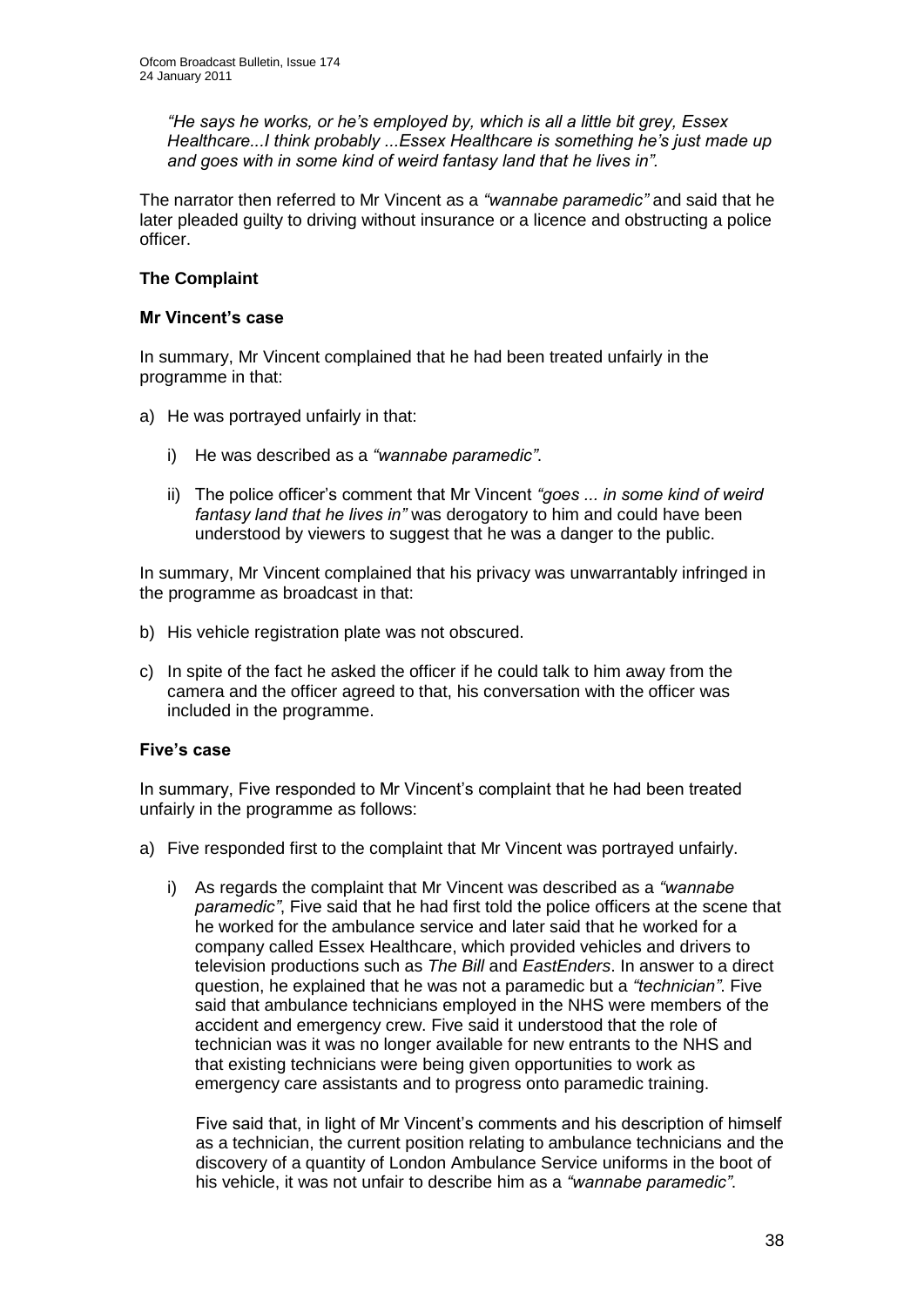*"He says he works, or he's employed by, which is all a little bit grey, Essex Healthcare...I think probably ...Essex Healthcare is something he's just made up and goes with in some kind of weird fantasy land that he lives in".*

The narrator then referred to Mr Vincent as a *"wannabe paramedic"* and said that he later pleaded guilty to driving without insurance or a licence and obstructing a police officer.

**The Complaint**

**Mr Vincent's case**

In summary, Mr Vincent complained that he had been treated unfairly in the programme in that:

a) He was portrayed unfairly in that:

   i) He was described as a *"wannabe paramedic"*.

   ii) The police officer's comment that Mr Vincent *"goes ... in some kind of weird fantasy land that he lives in"* was derogatory to him and could have been understood by viewers to suggest that he was a danger to the public.

In summary, Mr Vincent complained that his privacy was unwarrantably infringed in the programme as broadcast in that:

b) His vehicle registration plate was not obscured.

c) In spite of the fact he asked the officer if he could talk to him away from the camera and the officer agreed to that, his conversation with the officer was included in the programme.

**Five's case**

In summary, Five responded to Mr Vincent's complaint that he had been treated unfairly in the programme as follows:

a) Five responded first to the complaint that Mr Vincent was portrayed unfairly.

   i) As regards the complaint that Mr Vincent was described as a *"wannabe paramedic"*, Five said that he had first told the police officers at the scene that he worked for the ambulance service and later said that he worked for a company called Essex Healthcare, which provided vehicles and drivers to television productions such as *The Bill* and *EastEnders*. In answer to a direct question, he explained that he was not a paramedic but a *"technician"*. Five said that ambulance technicians employed in the NHS were members of the accident and emergency crew. Five said it understood that the role of technician was it was no longer available for new entrants to the NHS and that existing technicians were being given opportunities to work as emergency care assistants and to progress onto paramedic training.

   Five said that, in light of Mr Vincent's comments and his description of himself as a technician, the current position relating to ambulance technicians and the discovery of a quantity of London Ambulance Service uniforms in the boot of his vehicle, it was not unfair to describe him as a *"wannabe paramedic"*.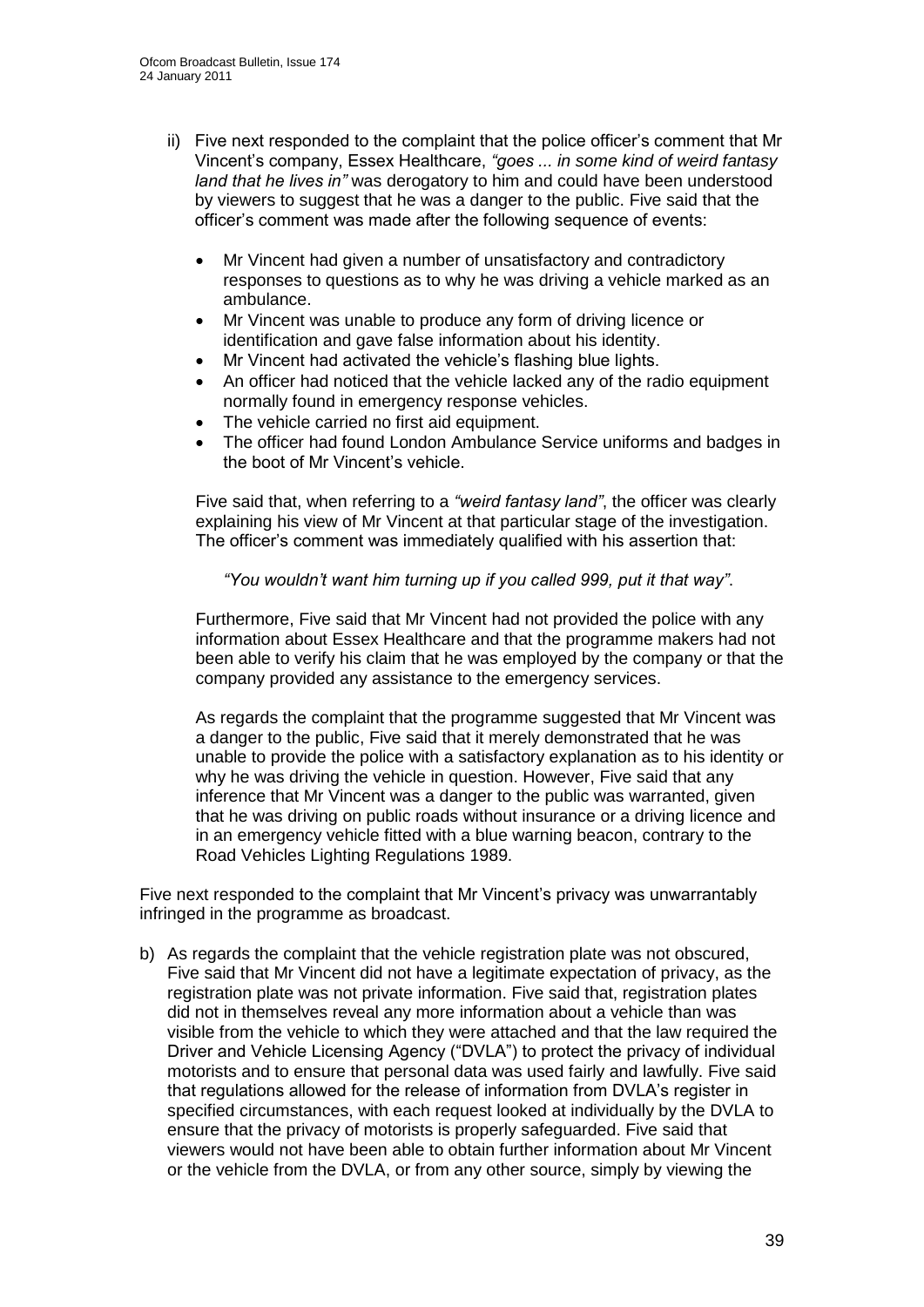ii) Five next responded to the complaint that the police officer's comment that Mr Vincent's company, Essex Healthcare, *"goes ... in some kind of weird fantasy land that he lives in"* was derogatory to him and could have been understood by viewers to suggest that he was a danger to the public. Five said that the officer's comment was made after the following sequence of events:

   - Mr Vincent had given a number of unsatisfactory and contradictory responses to questions as to why he was driving a vehicle marked as an ambulance.
   - Mr Vincent was unable to produce any form of driving licence or identification and gave false information about his identity.
   - Mr Vincent had activated the vehicle's flashing blue lights.
   - An officer had noticed that the vehicle lacked any of the radio equipment normally found in emergency response vehicles.
   - The vehicle carried no first aid equipment.
   - The officer had found London Ambulance Service uniforms and badges in the boot of Mr Vincent's vehicle.

   Five said that, when referring to a *"weird fantasy land"*, the officer was clearly explaining his view of Mr Vincent at that particular stage of the investigation. The officer's comment was immediately qualified with his assertion that:

   > *"You wouldn't want him turning up if you called 999, put it that way"*.

   Furthermore, Five said that Mr Vincent had not provided the police with any information about Essex Healthcare and that the programme makers had not been able to verify his claim that he was employed by the company or that the company provided any assistance to the emergency services.

   As regards the complaint that the programme suggested that Mr Vincent was a danger to the public, Five said that it merely demonstrated that he was unable to provide the police with a satisfactory explanation as to his identity or why he was driving the vehicle in question. However, Five said that any inference that Mr Vincent was a danger to the public was warranted, given that he was driving on public roads without insurance or a driving licence and in an emergency vehicle fitted with a blue warning beacon, contrary to the Road Vehicles Lighting Regulations 1989.

Five next responded to the complaint that Mr Vincent's privacy was unwarrantably infringed in the programme as broadcast.

b) As regards the complaint that the vehicle registration plate was not obscured, Five said that Mr Vincent did not have a legitimate expectation of privacy, as the registration plate was not private information. Five said that, registration plates did not in themselves reveal any more information about a vehicle than was visible from the vehicle to which they were attached and that the law required the Driver and Vehicle Licensing Agency ("DVLA") to protect the privacy of individual motorists and to ensure that personal data was used fairly and lawfully. Five said that regulations allowed for the release of information from DVLA's register in specified circumstances, with each request looked at individually by the DVLA to ensure that the privacy of motorists is properly safeguarded. Five said that viewers would not have been able to obtain further information about Mr Vincent or the vehicle from the DVLA, or from any other source, simply by viewing the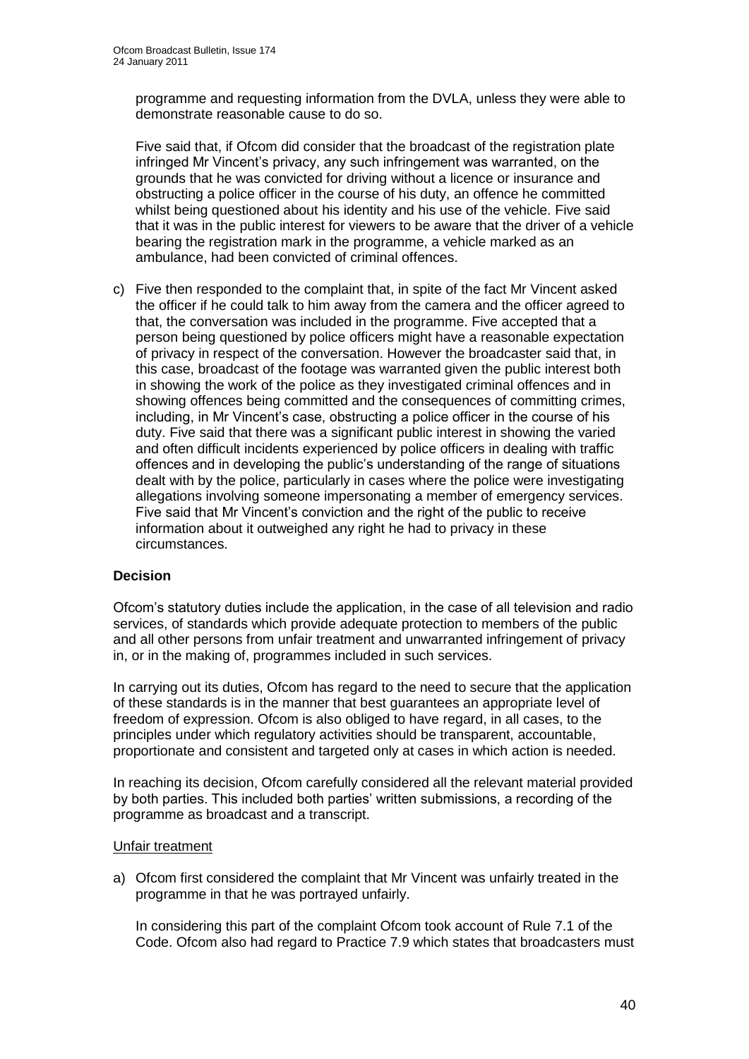programme and requesting information from the DVLA, unless they were able to demonstrate reasonable cause to do so.

Five said that, if Ofcom did consider that the broadcast of the registration plate infringed Mr Vincent's privacy, any such infringement was warranted, on the grounds that he was convicted for driving without a licence or insurance and obstructing a police officer in the course of his duty, an offence he committed whilst being questioned about his identity and his use of the vehicle. Five said that it was in the public interest for viewers to be aware that the driver of a vehicle bearing the registration mark in the programme, a vehicle marked as an ambulance, had been convicted of criminal offences.

c) Five then responded to the complaint that, in spite of the fact Mr Vincent asked the officer if he could talk to him away from the camera and the officer agreed to that, the conversation was included in the programme. Five accepted that a person being questioned by police officers might have a reasonable expectation of privacy in respect of the conversation. However the broadcaster said that, in this case, broadcast of the footage was warranted given the public interest both in showing the work of the police as they investigated criminal offences and in showing offences being committed and the consequences of committing crimes, including, in Mr Vincent's case, obstructing a police officer in the course of his duty. Five said that there was a significant public interest in showing the varied and often difficult incidents experienced by police officers in dealing with traffic offences and in developing the public's understanding of the range of situations dealt with by the police, particularly in cases where the police were investigating allegations involving someone impersonating a member of emergency services. Five said that Mr Vincent's conviction and the right of the public to receive information about it outweighed any right he had to privacy in these circumstances.

**Decision**

Ofcom's statutory duties include the application, in the case of all television and radio services, of standards which provide adequate protection to members of the public and all other persons from unfair treatment and unwarranted infringement of privacy in, or in the making of, programmes included in such services.

In carrying out its duties, Ofcom has regard to the need to secure that the application of these standards is in the manner that best guarantees an appropriate level of freedom of expression. Ofcom is also obliged to have regard, in all cases, to the principles under which regulatory activities should be transparent, accountable, proportionate and consistent and targeted only at cases in which action is needed.

In reaching its decision, Ofcom carefully considered all the relevant material provided by both parties. This included both parties' written submissions, a recording of the programme as broadcast and a transcript.

Unfair treatment

a) Ofcom first considered the complaint that Mr Vincent was unfairly treated in the programme in that he was portrayed unfairly.

In considering this part of the complaint Ofcom took account of Rule 7.1 of the Code. Ofcom also had regard to Practice 7.9 which states that broadcasters must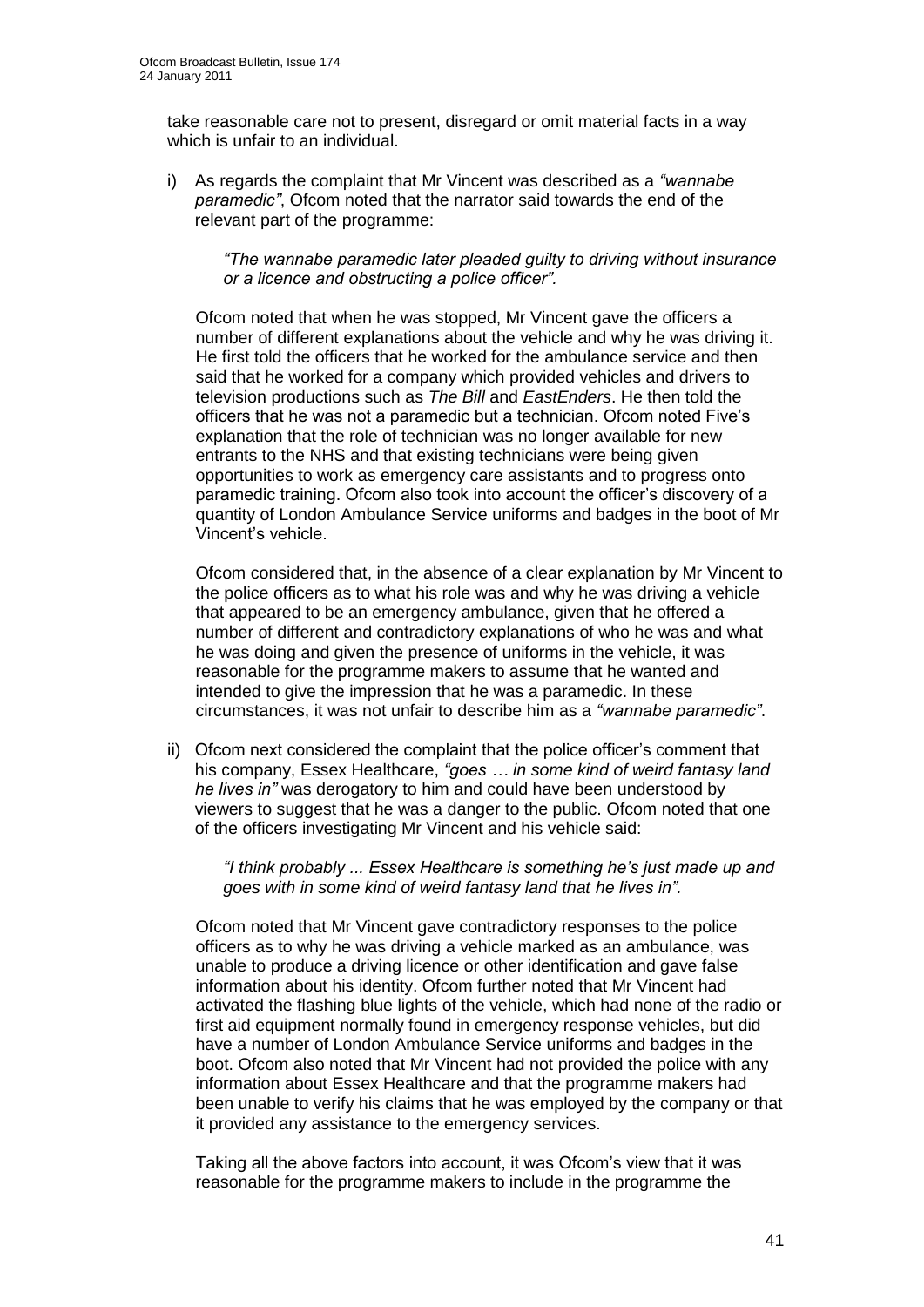take reasonable care not to present, disregard or omit material facts in a way which is unfair to an individual.

i) As regards the complaint that Mr Vincent was described as a *"wannabe paramedic"*, Ofcom noted that the narrator said towards the end of the relevant part of the programme:

> *"The wannabe paramedic later pleaded guilty to driving without insurance or a licence and obstructing a police officer".*

Ofcom noted that when he was stopped, Mr Vincent gave the officers a number of different explanations about the vehicle and why he was driving it. He first told the officers that he worked for the ambulance service and then said that he worked for a company which provided vehicles and drivers to television productions such as *The Bill* and *EastEnders*. He then told the officers that he was not a paramedic but a technician. Ofcom noted Five's explanation that the role of technician was no longer available for new entrants to the NHS and that existing technicians were being given opportunities to work as emergency care assistants and to progress onto paramedic training. Ofcom also took into account the officer's discovery of a quantity of London Ambulance Service uniforms and badges in the boot of Mr Vincent's vehicle.

Ofcom considered that, in the absence of a clear explanation by Mr Vincent to the police officers as to what his role was and why he was driving a vehicle that appeared to be an emergency ambulance, given that he offered a number of different and contradictory explanations of who he was and what he was doing and given the presence of uniforms in the vehicle, it was reasonable for the programme makers to assume that he wanted and intended to give the impression that he was a paramedic. In these circumstances, it was not unfair to describe him as a *"wannabe paramedic"*.

ii) Ofcom next considered the complaint that the police officer's comment that his company, Essex Healthcare, *"goes … in some kind of weird fantasy land he lives in"* was derogatory to him and could have been understood by viewers to suggest that he was a danger to the public. Ofcom noted that one of the officers investigating Mr Vincent and his vehicle said:

> *"I think probably ... Essex Healthcare is something he's just made up and goes with in some kind of weird fantasy land that he lives in".*

Ofcom noted that Mr Vincent gave contradictory responses to the police officers as to why he was driving a vehicle marked as an ambulance, was unable to produce a driving licence or other identification and gave false information about his identity. Ofcom further noted that Mr Vincent had activated the flashing blue lights of the vehicle, which had none of the radio or first aid equipment normally found in emergency response vehicles, but did have a number of London Ambulance Service uniforms and badges in the boot. Ofcom also noted that Mr Vincent had not provided the police with any information about Essex Healthcare and that the programme makers had been unable to verify his claims that he was employed by the company or that it provided any assistance to the emergency services.

Taking all the above factors into account, it was Ofcom's view that it was reasonable for the programme makers to include in the programme the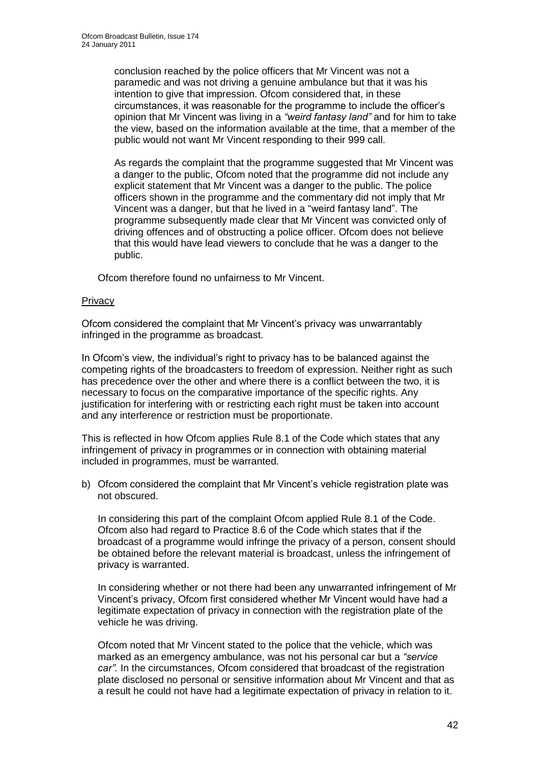conclusion reached by the police officers that Mr Vincent was not a paramedic and was not driving a genuine ambulance but that it was his intention to give that impression. Ofcom considered that, in these circumstances, it was reasonable for the programme to include the officer's opinion that Mr Vincent was living in a *"weird fantasy land"* and for him to take the view, based on the information available at the time, that a member of the public would not want Mr Vincent responding to their 999 call.

As regards the complaint that the programme suggested that Mr Vincent was a danger to the public, Ofcom noted that the programme did not include any explicit statement that Mr Vincent was a danger to the public. The police officers shown in the programme and the commentary did not imply that Mr Vincent was a danger, but that he lived in a "weird fantasy land". The programme subsequently made clear that Mr Vincent was convicted only of driving offences and of obstructing a police officer. Ofcom does not believe that this would have lead viewers to conclude that he was a danger to the public.

Ofcom therefore found no unfairness to Mr Vincent.

<u>Privacy</u>

Ofcom considered the complaint that Mr Vincent's privacy was unwarrantably infringed in the programme as broadcast.

In Ofcom's view, the individual's right to privacy has to be balanced against the competing rights of the broadcasters to freedom of expression. Neither right as such has precedence over the other and where there is a conflict between the two, it is necessary to focus on the comparative importance of the specific rights. Any justification for interfering with or restricting each right must be taken into account and any interference or restriction must be proportionate.

This is reflected in how Ofcom applies Rule 8.1 of the Code which states that any infringement of privacy in programmes or in connection with obtaining material included in programmes, must be warranted.

b) Ofcom considered the complaint that Mr Vincent's vehicle registration plate was not obscured.

   In considering this part of the complaint Ofcom applied Rule 8.1 of the Code. Ofcom also had regard to Practice 8.6 of the Code which states that if the broadcast of a programme would infringe the privacy of a person, consent should be obtained before the relevant material is broadcast, unless the infringement of privacy is warranted.

   In considering whether or not there had been any unwarranted infringement of Mr Vincent's privacy, Ofcom first considered whether Mr Vincent would have had a legitimate expectation of privacy in connection with the registration plate of the vehicle he was driving.

   Ofcom noted that Mr Vincent stated to the police that the vehicle, which was marked as an emergency ambulance, was not his personal car but a *"service car".* In the circumstances, Ofcom considered that broadcast of the registration plate disclosed no personal or sensitive information about Mr Vincent and that as a result he could not have had a legitimate expectation of privacy in relation to it.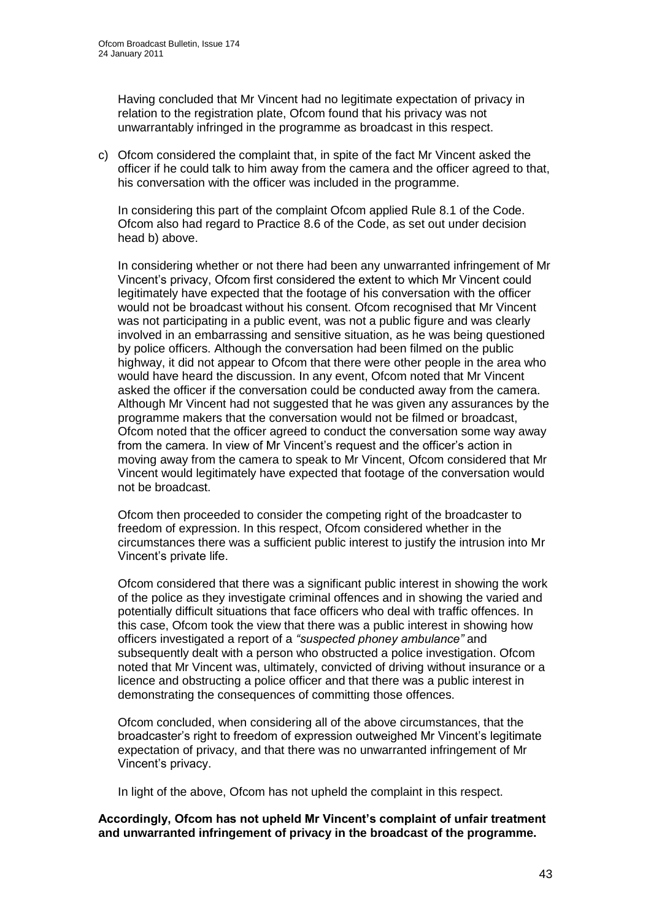Having concluded that Mr Vincent had no legitimate expectation of privacy in relation to the registration plate, Ofcom found that his privacy was not unwarrantably infringed in the programme as broadcast in this respect.

c) Ofcom considered the complaint that, in spite of the fact Mr Vincent asked the officer if he could talk to him away from the camera and the officer agreed to that, his conversation with the officer was included in the programme.

   In considering this part of the complaint Ofcom applied Rule 8.1 of the Code. Ofcom also had regard to Practice 8.6 of the Code, as set out under decision head b) above.

   In considering whether or not there had been any unwarranted infringement of Mr Vincent's privacy, Ofcom first considered the extent to which Mr Vincent could legitimately have expected that the footage of his conversation with the officer would not be broadcast without his consent. Ofcom recognised that Mr Vincent was not participating in a public event, was not a public figure and was clearly involved in an embarrassing and sensitive situation, as he was being questioned by police officers. Although the conversation had been filmed on the public highway, it did not appear to Ofcom that there were other people in the area who would have heard the discussion. In any event, Ofcom noted that Mr Vincent asked the officer if the conversation could be conducted away from the camera. Although Mr Vincent had not suggested that he was given any assurances by the programme makers that the conversation would not be filmed or broadcast, Ofcom noted that the officer agreed to conduct the conversation some way away from the camera. In view of Mr Vincent's request and the officer's action in moving away from the camera to speak to Mr Vincent, Ofcom considered that Mr Vincent would legitimately have expected that footage of the conversation would not be broadcast.

   Ofcom then proceeded to consider the competing right of the broadcaster to freedom of expression. In this respect, Ofcom considered whether in the circumstances there was a sufficient public interest to justify the intrusion into Mr Vincent's private life.

   Ofcom considered that there was a significant public interest in showing the work of the police as they investigate criminal offences and in showing the varied and potentially difficult situations that face officers who deal with traffic offences. In this case, Ofcom took the view that there was a public interest in showing how officers investigated a report of a *"suspected phoney ambulance"* and subsequently dealt with a person who obstructed a police investigation. Ofcom noted that Mr Vincent was, ultimately, convicted of driving without insurance or a licence and obstructing a police officer and that there was a public interest in demonstrating the consequences of committing those offences.

   Ofcom concluded, when considering all of the above circumstances, that the broadcaster's right to freedom of expression outweighed Mr Vincent's legitimate expectation of privacy, and that there was no unwarranted infringement of Mr Vincent's privacy.

   In light of the above, Ofcom has not upheld the complaint in this respect.

**Accordingly, Ofcom has not upheld Mr Vincent's complaint of unfair treatment and unwarranted infringement of privacy in the broadcast of the programme.**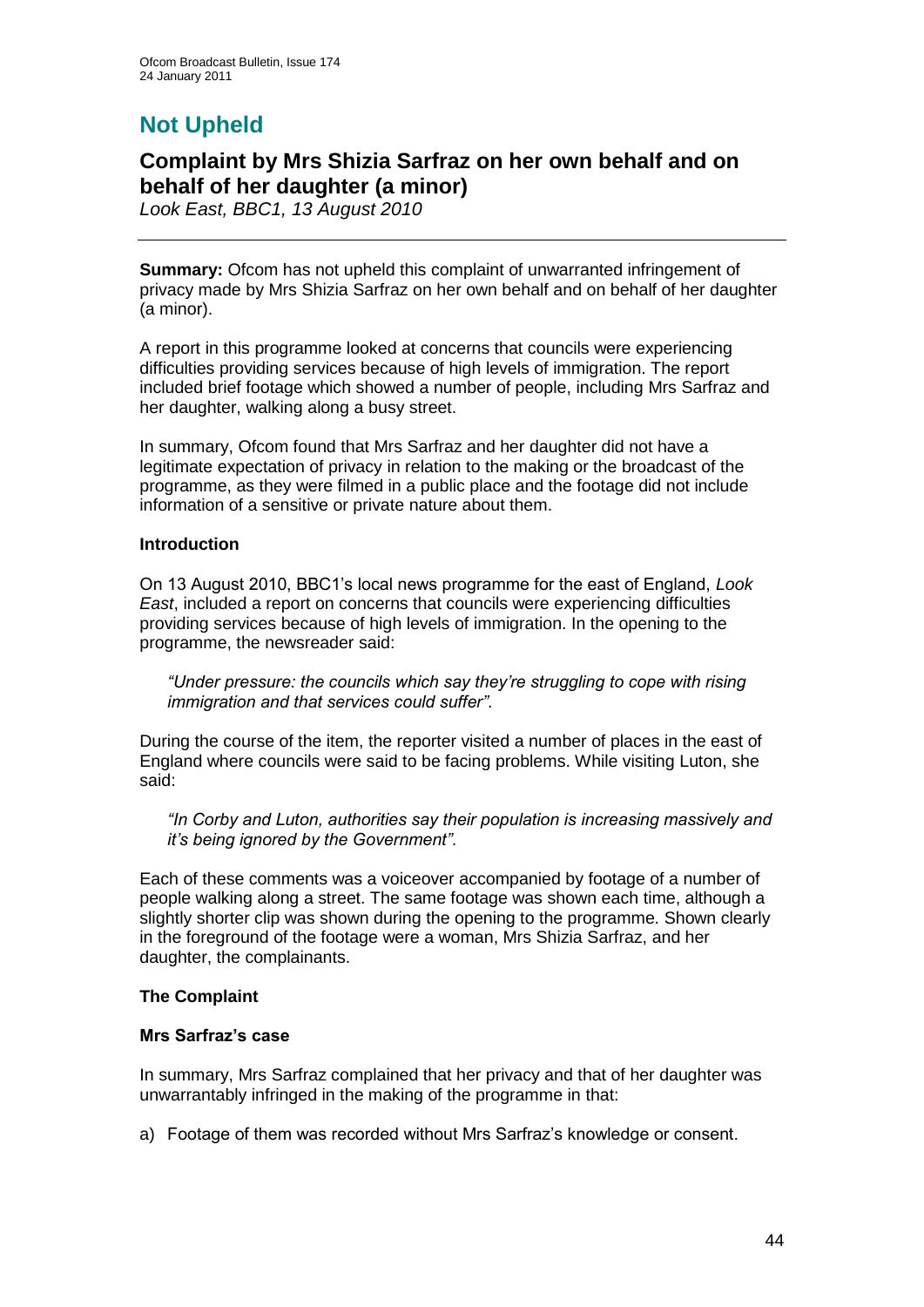# Not Upheld

## Complaint by Mrs Shizia Sarfraz on her own behalf and on behalf of her daughter (a minor)

*Look East, BBC1, 13 August 2010*

---

**Summary:** Ofcom has not upheld this complaint of unwarranted infringement of privacy made by Mrs Shizia Sarfraz on her own behalf and on behalf of her daughter (a minor).

A report in this programme looked at concerns that councils were experiencing difficulties providing services because of high levels of immigration. The report included brief footage which showed a number of people, including Mrs Sarfraz and her daughter, walking along a busy street.

In summary, Ofcom found that Mrs Sarfraz and her daughter did not have a legitimate expectation of privacy in relation to the making or the broadcast of the programme, as they were filmed in a public place and the footage did not include information of a sensitive or private nature about them.

### Introduction

On 13 August 2010, BBC1's local news programme for the east of England, *Look East*, included a report on concerns that councils were experiencing difficulties providing services because of high levels of immigration. In the opening to the programme, the newsreader said:

> *"Under pressure: the councils which say they're struggling to cope with rising immigration and that services could suffer".*

During the course of the item, the reporter visited a number of places in the east of England where councils were said to be facing problems. While visiting Luton, she said:

> *"In Corby and Luton, authorities say their population is increasing massively and it's being ignored by the Government".*

Each of these comments was a voiceover accompanied by footage of a number of people walking along a street. The same footage was shown each time, although a slightly shorter clip was shown during the opening to the programme. Shown clearly in the foreground of the footage were a woman, Mrs Shizia Sarfraz, and her daughter, the complainants.

### The Complaint

#### Mrs Sarfraz's case

In summary, Mrs Sarfraz complained that her privacy and that of her daughter was unwarrantably infringed in the making of the programme in that:

a) Footage of them was recorded without Mrs Sarfraz's knowledge or consent.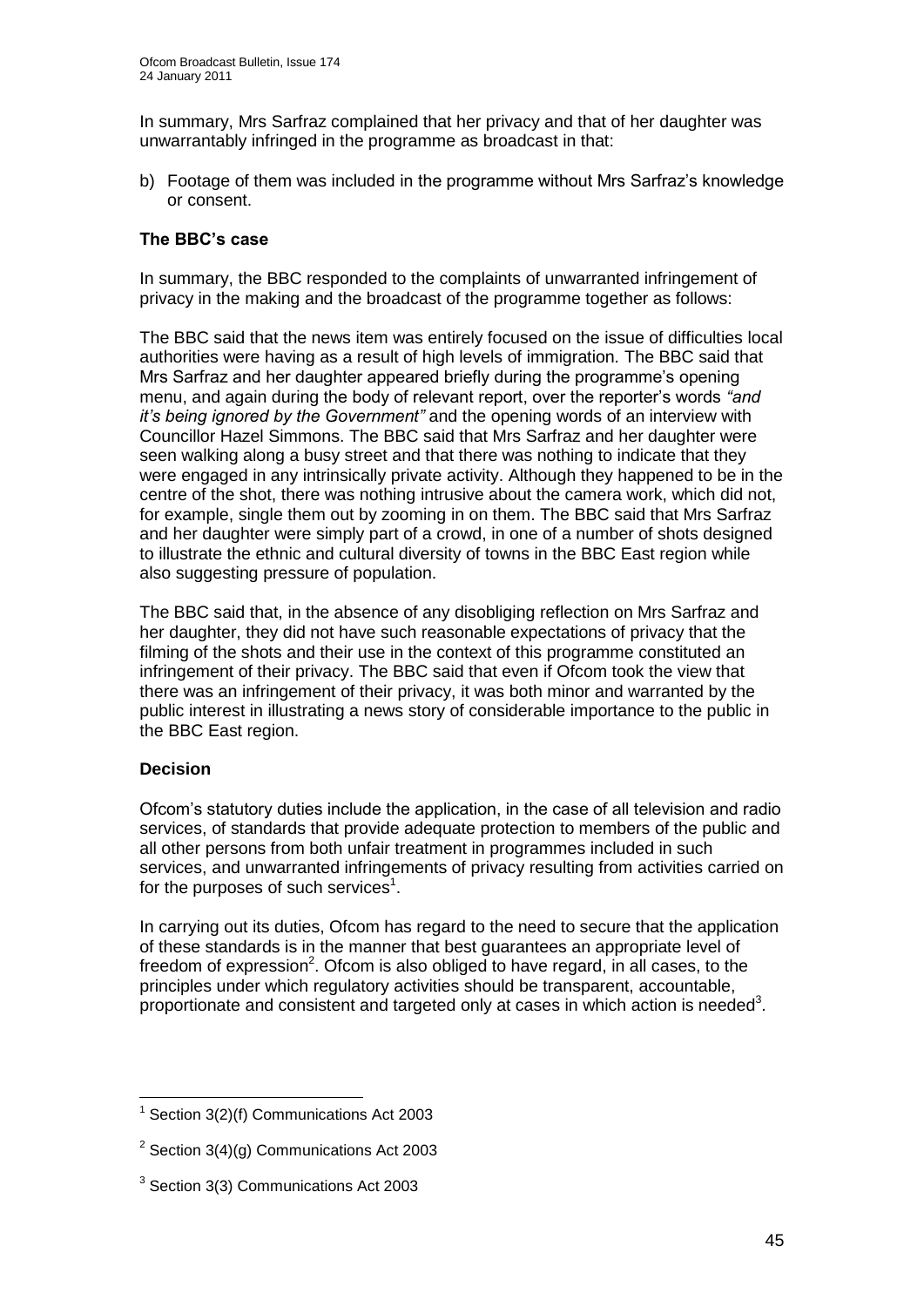In summary, Mrs Sarfraz complained that her privacy and that of her daughter was unwarrantably infringed in the programme as broadcast in that:

b) Footage of them was included in the programme without Mrs Sarfraz's knowledge or consent.

**The BBC's case**

In summary, the BBC responded to the complaints of unwarranted infringement of privacy in the making and the broadcast of the programme together as follows:

The BBC said that the news item was entirely focused on the issue of difficulties local authorities were having as a result of high levels of immigration. The BBC said that Mrs Sarfraz and her daughter appeared briefly during the programme's opening menu, and again during the body of relevant report, over the reporter's words *"and it's being ignored by the Government"* and the opening words of an interview with Councillor Hazel Simmons. The BBC said that Mrs Sarfraz and her daughter were seen walking along a busy street and that there was nothing to indicate that they were engaged in any intrinsically private activity. Although they happened to be in the centre of the shot, there was nothing intrusive about the camera work, which did not, for example, single them out by zooming in on them. The BBC said that Mrs Sarfraz and her daughter were simply part of a crowd, in one of a number of shots designed to illustrate the ethnic and cultural diversity of towns in the BBC East region while also suggesting pressure of population.

The BBC said that, in the absence of any disobliging reflection on Mrs Sarfraz and her daughter, they did not have such reasonable expectations of privacy that the filming of the shots and their use in the context of this programme constituted an infringement of their privacy. The BBC said that even if Ofcom took the view that there was an infringement of their privacy, it was both minor and warranted by the public interest in illustrating a news story of considerable importance to the public in the BBC East region.

**Decision**

Ofcom's statutory duties include the application, in the case of all television and radio services, of standards that provide adequate protection to members of the public and all other persons from both unfair treatment in programmes included in such services, and unwarranted infringements of privacy resulting from activities carried on for the purposes of such services[1].

In carrying out its duties, Ofcom has regard to the need to secure that the application of these standards is in the manner that best guarantees an appropriate level of freedom of expression[2]. Ofcom is also obliged to have regard, in all cases, to the principles under which regulatory activities should be transparent, accountable, proportionate and consistent and targeted only at cases in which action is needed[3].

---

[1] Section 3(2)(f) Communications Act 2003

[2] Section 3(4)(g) Communications Act 2003

[3] Section 3(3) Communications Act 2003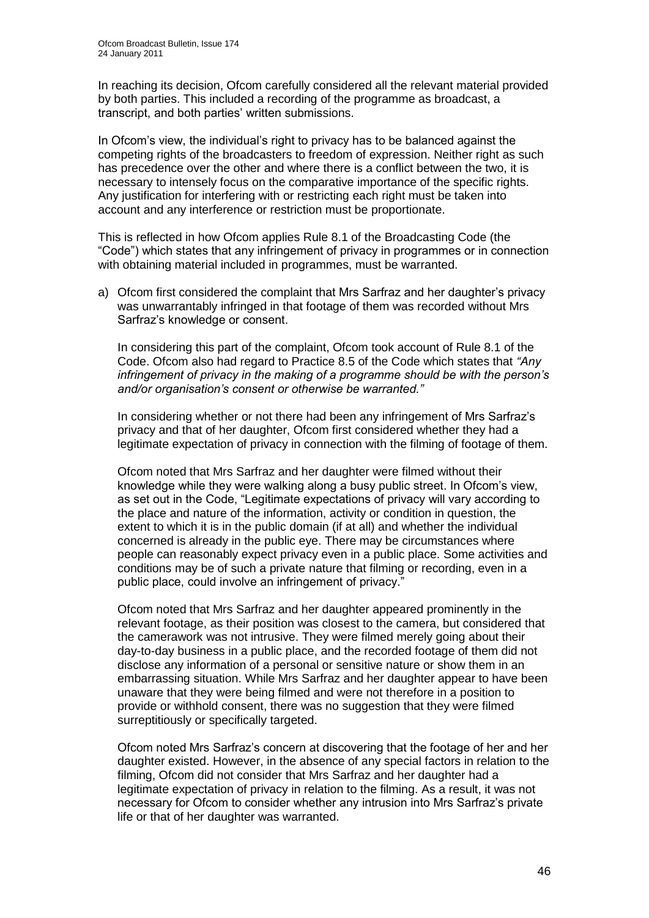In reaching its decision, Ofcom carefully considered all the relevant material provided by both parties. This included a recording of the programme as broadcast, a transcript, and both parties' written submissions.

In Ofcom's view, the individual's right to privacy has to be balanced against the competing rights of the broadcasters to freedom of expression. Neither right as such has precedence over the other and where there is a conflict between the two, it is necessary to intensely focus on the comparative importance of the specific rights. Any justification for interfering with or restricting each right must be taken into account and any interference or restriction must be proportionate.

This is reflected in how Ofcom applies Rule 8.1 of the Broadcasting Code (the "Code") which states that any infringement of privacy in programmes or in connection with obtaining material included in programmes, must be warranted.

a) Ofcom first considered the complaint that Mrs Sarfraz and her daughter's privacy was unwarrantably infringed in that footage of them was recorded without Mrs Sarfraz's knowledge or consent.

   In considering this part of the complaint, Ofcom took account of Rule 8.1 of the Code. Ofcom also had regard to Practice 8.5 of the Code which states that *"Any infringement of privacy in the making of a programme should be with the person's and/or organisation's consent or otherwise be warranted."*

   In considering whether or not there had been any infringement of Mrs Sarfraz's privacy and that of her daughter, Ofcom first considered whether they had a legitimate expectation of privacy in connection with the filming of footage of them.

   Ofcom noted that Mrs Sarfraz and her daughter were filmed without their knowledge while they were walking along a busy public street. In Ofcom's view, as set out in the Code, "Legitimate expectations of privacy will vary according to the place and nature of the information, activity or condition in question, the extent to which it is in the public domain (if at all) and whether the individual concerned is already in the public eye. There may be circumstances where people can reasonably expect privacy even in a public place. Some activities and conditions may be of such a private nature that filming or recording, even in a public place, could involve an infringement of privacy."

   Ofcom noted that Mrs Sarfraz and her daughter appeared prominently in the relevant footage, as their position was closest to the camera, but considered that the camerawork was not intrusive. They were filmed merely going about their day-to-day business in a public place, and the recorded footage of them did not disclose any information of a personal or sensitive nature or show them in an embarrassing situation. While Mrs Sarfraz and her daughter appear to have been unaware that they were being filmed and were not therefore in a position to provide or withhold consent, there was no suggestion that they were filmed surreptitiously or specifically targeted.

   Ofcom noted Mrs Sarfraz's concern at discovering that the footage of her and her daughter existed. However, in the absence of any special factors in relation to the filming, Ofcom did not consider that Mrs Sarfraz and her daughter had a legitimate expectation of privacy in relation to the filming. As a result, it was not necessary for Ofcom to consider whether any intrusion into Mrs Sarfraz's private life or that of her daughter was warranted.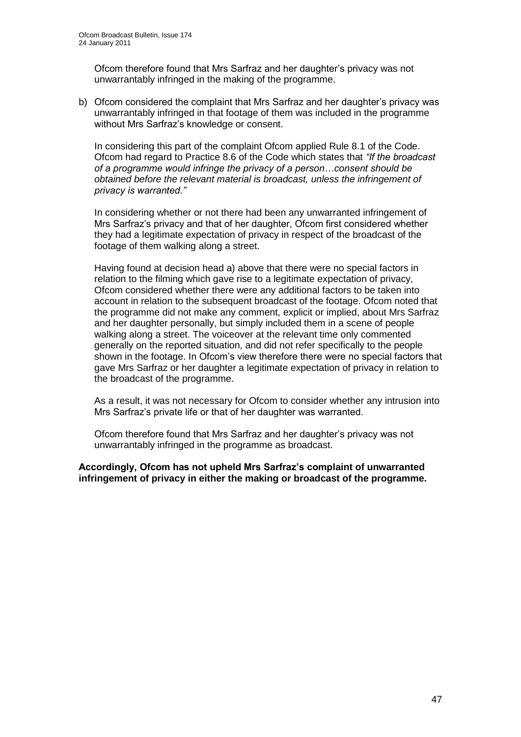Ofcom therefore found that Mrs Sarfraz and her daughter's privacy was not unwarrantably infringed in the making of the programme.

b) Ofcom considered the complaint that Mrs Sarfraz and her daughter's privacy was unwarrantably infringed in that footage of them was included in the programme without Mrs Sarfraz's knowledge or consent.

   In considering this part of the complaint Ofcom applied Rule 8.1 of the Code. Ofcom had regard to Practice 8.6 of the Code which states that *"If the broadcast of a programme would infringe the privacy of a person…consent should be obtained before the relevant material is broadcast, unless the infringement of privacy is warranted."*

   In considering whether or not there had been any unwarranted infringement of Mrs Sarfraz's privacy and that of her daughter, Ofcom first considered whether they had a legitimate expectation of privacy in respect of the broadcast of the footage of them walking along a street.

   Having found at decision head a) above that there were no special factors in relation to the filming which gave rise to a legitimate expectation of privacy, Ofcom considered whether there were any additional factors to be taken into account in relation to the subsequent broadcast of the footage. Ofcom noted that the programme did not make any comment, explicit or implied, about Mrs Sarfraz and her daughter personally, but simply included them in a scene of people walking along a street. The voiceover at the relevant time only commented generally on the reported situation, and did not refer specifically to the people shown in the footage. In Ofcom's view therefore there were no special factors that gave Mrs Sarfraz or her daughter a legitimate expectation of privacy in relation to the broadcast of the programme.

   As a result, it was not necessary for Ofcom to consider whether any intrusion into Mrs Sarfraz's private life or that of her daughter was warranted.

   Ofcom therefore found that Mrs Sarfraz and her daughter's privacy was not unwarrantably infringed in the programme as broadcast.

**Accordingly, Ofcom has not upheld Mrs Sarfraz's complaint of unwarranted infringement of privacy in either the making or broadcast of the programme.**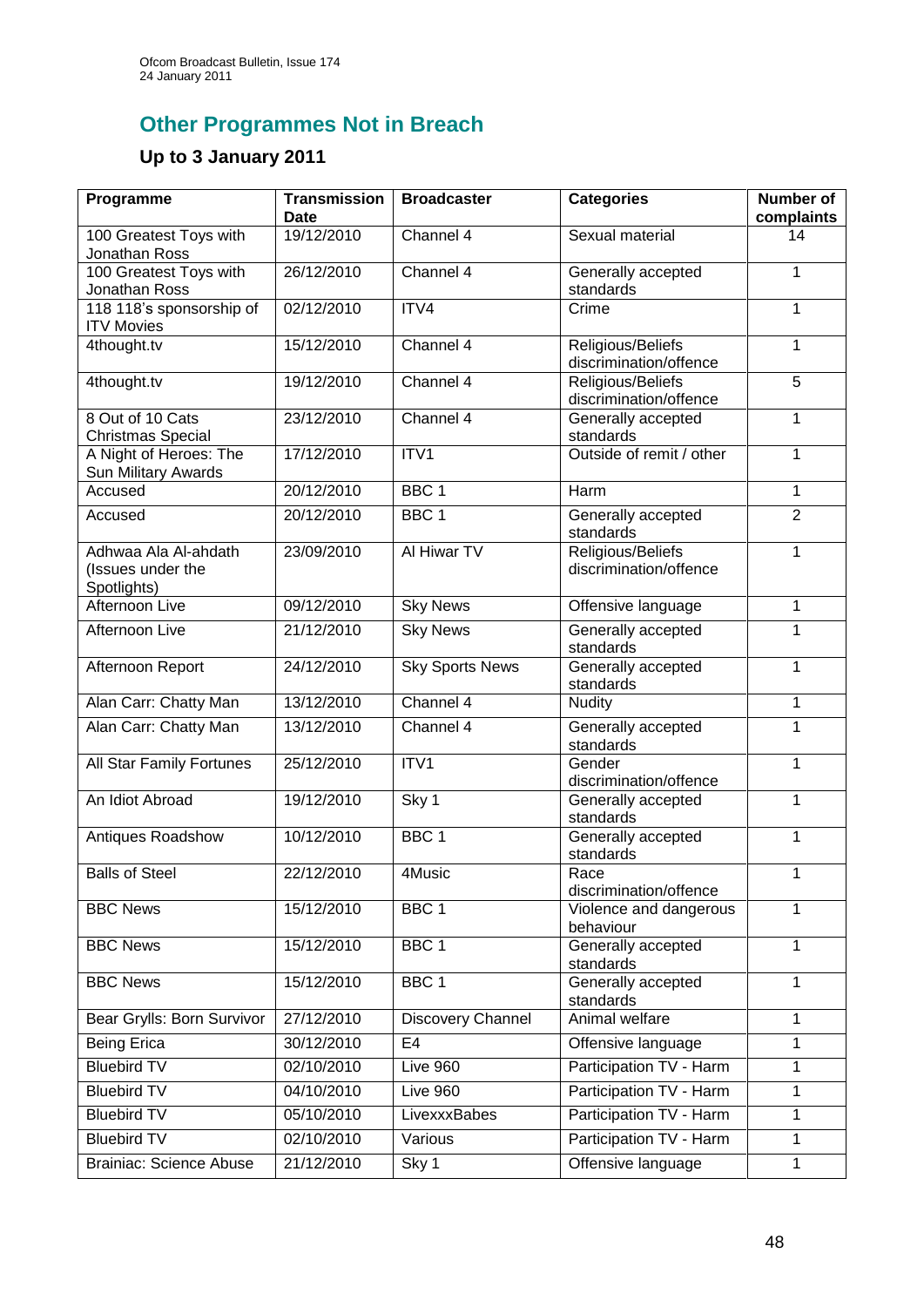## Other Programmes Not in Breach

### Up to 3 January 2011

| Programme | Transmission Date | Broadcaster | Categories | Number of complaints |
|---|---|---|---|---|
| 100 Greatest Toys with Jonathan Ross | 19/12/2010 | Channel 4 | Sexual material | 14 |
| 100 Greatest Toys with Jonathan Ross | 26/12/2010 | Channel 4 | Generally accepted standards | 1 |
| 118 118's sponsorship of ITV Movies | 02/12/2010 | ITV4 | Crime | 1 |
| 4thought.tv | 15/12/2010 | Channel 4 | Religious/Beliefs discrimination/offence | 1 |
| 4thought.tv | 19/12/2010 | Channel 4 | Religious/Beliefs discrimination/offence | 5 |
| 8 Out of 10 Cats Christmas Special | 23/12/2010 | Channel 4 | Generally accepted standards | 1 |
| A Night of Heroes: The Sun Military Awards | 17/12/2010 | ITV1 | Outside of remit / other | 1 |
| Accused | 20/12/2010 | BBC 1 | Harm | 1 |
| Accused | 20/12/2010 | BBC 1 | Generally accepted standards | 2 |
| Adhwaa Ala Al-ahdath (Issues under the Spotlights) | 23/09/2010 | Al Hiwar TV | Religious/Beliefs discrimination/offence | 1 |
| Afternoon Live | 09/12/2010 | Sky News | Offensive language | 1 |
| Afternoon Live | 21/12/2010 | Sky News | Generally accepted standards | 1 |
| Afternoon Report | 24/12/2010 | Sky Sports News | Generally accepted standards | 1 |
| Alan Carr: Chatty Man | 13/12/2010 | Channel 4 | Nudity | 1 |
| Alan Carr: Chatty Man | 13/12/2010 | Channel 4 | Generally accepted standards | 1 |
| All Star Family Fortunes | 25/12/2010 | ITV1 | Gender discrimination/offence | 1 |
| An Idiot Abroad | 19/12/2010 | Sky 1 | Generally accepted standards | 1 |
| Antiques Roadshow | 10/12/2010 | BBC 1 | Generally accepted standards | 1 |
| Balls of Steel | 22/12/2010 | 4Music | Race discrimination/offence | 1 |
| BBC News | 15/12/2010 | BBC 1 | Violence and dangerous behaviour | 1 |
| BBC News | 15/12/2010 | BBC 1 | Generally accepted standards | 1 |
| BBC News | 15/12/2010 | BBC 1 | Generally accepted standards | 1 |
| Bear Grylls: Born Survivor | 27/12/2010 | Discovery Channel | Animal welfare | 1 |
| Being Erica | 30/12/2010 | E4 | Offensive language | 1 |
| Bluebird TV | 02/10/2010 | Live 960 | Participation TV - Harm | 1 |
| Bluebird TV | 04/10/2010 | Live 960 | Participation TV - Harm | 1 |
| Bluebird TV | 05/10/2010 | LivexxxBabes | Participation TV - Harm | 1 |
| Bluebird TV | 02/10/2010 | Various | Participation TV - Harm | 1 |
| Brainiac: Science Abuse | 21/12/2010 | Sky 1 | Offensive language | 1 |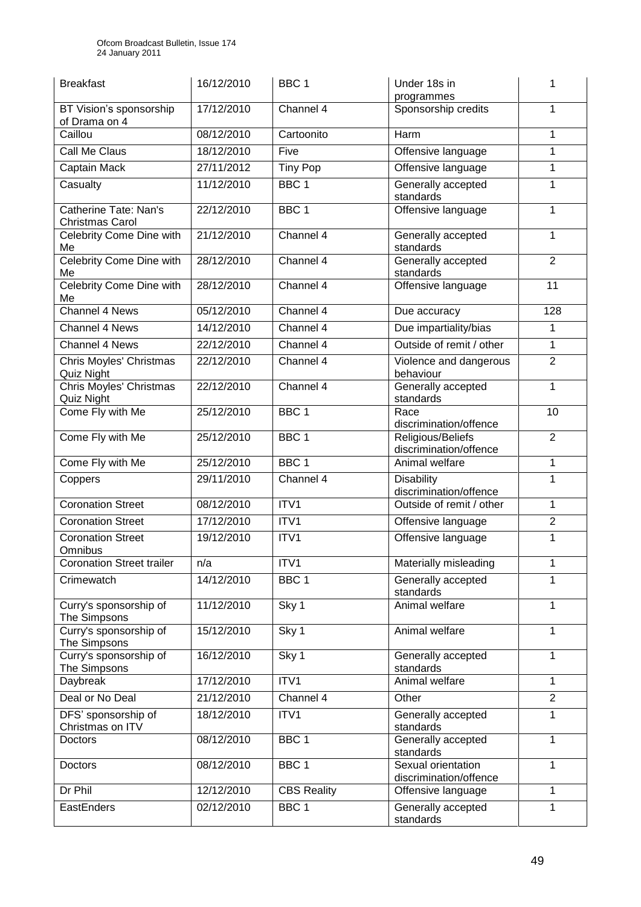| Breakfast | 16/12/2010 | BBC 1 | Under 18s in programmes | 1 |
|---|---|---|---|---|
| BT Vision's sponsorship of Drama on 4 | 17/12/2010 | Channel 4 | Sponsorship credits | 1 |
| Caillou | 08/12/2010 | Cartoonito | Harm | 1 |
| Call Me Claus | 18/12/2010 | Five | Offensive language | 1 |
| Captain Mack | 27/11/2012 | Tiny Pop | Offensive language | 1 |
| Casualty | 11/12/2010 | BBC 1 | Generally accepted standards | 1 |
| Catherine Tate: Nan's Christmas Carol | 22/12/2010 | BBC 1 | Offensive language | 1 |
| Celebrity Come Dine with Me | 21/12/2010 | Channel 4 | Generally accepted standards | 1 |
| Celebrity Come Dine with Me | 28/12/2010 | Channel 4 | Generally accepted standards | 2 |
| Celebrity Come Dine with Me | 28/12/2010 | Channel 4 | Offensive language | 11 |
| Channel 4 News | 05/12/2010 | Channel 4 | Due accuracy | 128 |
| Channel 4 News | 14/12/2010 | Channel 4 | Due impartiality/bias | 1 |
| Channel 4 News | 22/12/2010 | Channel 4 | Outside of remit / other | 1 |
| Chris Moyles' Christmas Quiz Night | 22/12/2010 | Channel 4 | Violence and dangerous behaviour | 2 |
| Chris Moyles' Christmas Quiz Night | 22/12/2010 | Channel 4 | Generally accepted standards | 1 |
| Come Fly with Me | 25/12/2010 | BBC 1 | Race discrimination/offence | 10 |
| Come Fly with Me | 25/12/2010 | BBC 1 | Religious/Beliefs discrimination/offence | 2 |
| Come Fly with Me | 25/12/2010 | BBC 1 | Animal welfare | 1 |
| Coppers | 29/11/2010 | Channel 4 | Disability discrimination/offence | 1 |
| Coronation Street | 08/12/2010 | ITV1 | Outside of remit / other | 1 |
| Coronation Street | 17/12/2010 | ITV1 | Offensive language | 2 |
| Coronation Street Omnibus | 19/12/2010 | ITV1 | Offensive language | 1 |
| Coronation Street trailer | n/a | ITV1 | Materially misleading | 1 |
| Crimewatch | 14/12/2010 | BBC 1 | Generally accepted standards | 1 |
| Curry's sponsorship of The Simpsons | 11/12/2010 | Sky 1 | Animal welfare | 1 |
| Curry's sponsorship of The Simpsons | 15/12/2010 | Sky 1 | Animal welfare | 1 |
| Curry's sponsorship of The Simpsons | 16/12/2010 | Sky 1 | Generally accepted standards | 1 |
| Daybreak | 17/12/2010 | ITV1 | Animal welfare | 1 |
| Deal or No Deal | 21/12/2010 | Channel 4 | Other | 2 |
| DFS' sponsorship of Christmas on ITV | 18/12/2010 | ITV1 | Generally accepted standards | 1 |
| Doctors | 08/12/2010 | BBC 1 | Generally accepted standards | 1 |
| Doctors | 08/12/2010 | BBC 1 | Sexual orientation discrimination/offence | 1 |
| Dr Phil | 12/12/2010 | CBS Reality | Offensive language | 1 |
| EastEnders | 02/12/2010 | BBC 1 | Generally accepted standards | 1 |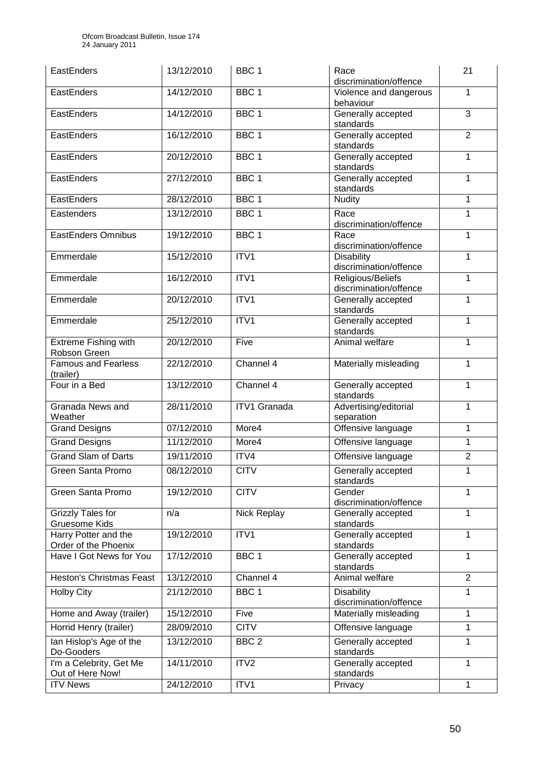| EastEnders | 13/12/2010 | BBC 1 | Race discrimination/offence | 21 |
|---|---|---|---|---|
| EastEnders | 14/12/2010 | BBC 1 | Violence and dangerous behaviour | 1 |
| EastEnders | 14/12/2010 | BBC 1 | Generally accepted standards | 3 |
| EastEnders | 16/12/2010 | BBC 1 | Generally accepted standards | 2 |
| EastEnders | 20/12/2010 | BBC 1 | Generally accepted standards | 1 |
| EastEnders | 27/12/2010 | BBC 1 | Generally accepted standards | 1 |
| EastEnders | 28/12/2010 | BBC 1 | Nudity | 1 |
| Eastenders | 13/12/2010 | BBC 1 | Race discrimination/offence | 1 |
| EastEnders Omnibus | 19/12/2010 | BBC 1 | Race discrimination/offence | 1 |
| Emmerdale | 15/12/2010 | ITV1 | Disability discrimination/offence | 1 |
| Emmerdale | 16/12/2010 | ITV1 | Religious/Beliefs discrimination/offence | 1 |
| Emmerdale | 20/12/2010 | ITV1 | Generally accepted standards | 1 |
| Emmerdale | 25/12/2010 | ITV1 | Generally accepted standards | 1 |
| Extreme Fishing with Robson Green | 20/12/2010 | Five | Animal welfare | 1 |
| Famous and Fearless (trailer) | 22/12/2010 | Channel 4 | Materially misleading | 1 |
| Four in a Bed | 13/12/2010 | Channel 4 | Generally accepted standards | 1 |
| Granada News and Weather | 28/11/2010 | ITV1 Granada | Advertising/editorial separation | 1 |
| Grand Designs | 07/12/2010 | More4 | Offensive language | 1 |
| Grand Designs | 11/12/2010 | More4 | Offensive language | 1 |
| Grand Slam of Darts | 19/11/2010 | ITV4 | Offensive language | 2 |
| Green Santa Promo | 08/12/2010 | CITV | Generally accepted standards | 1 |
| Green Santa Promo | 19/12/2010 | CITV | Gender discrimination/offence | 1 |
| Grizzly Tales for Gruesome Kids | n/a | Nick Replay | Generally accepted standards | 1 |
| Harry Potter and the Order of the Phoenix | 19/12/2010 | ITV1 | Generally accepted standards | 1 |
| Have I Got News for You | 17/12/2010 | BBC 1 | Generally accepted standards | 1 |
| Heston's Christmas Feast | 13/12/2010 | Channel 4 | Animal welfare | 2 |
| Holby City | 21/12/2010 | BBC 1 | Disability discrimination/offence | 1 |
| Home and Away (trailer) | 15/12/2010 | Five | Materially misleading | 1 |
| Horrid Henry (trailer) | 28/09/2010 | CITV | Offensive language | 1 |
| Ian Hislop's Age of the Do-Gooders | 13/12/2010 | BBC 2 | Generally accepted standards | 1 |
| I'm a Celebrity, Get Me Out of Here Now! | 14/11/2010 | ITV2 | Generally accepted standards | 1 |
| ITV News | 24/12/2010 | ITV1 | Privacy | 1 |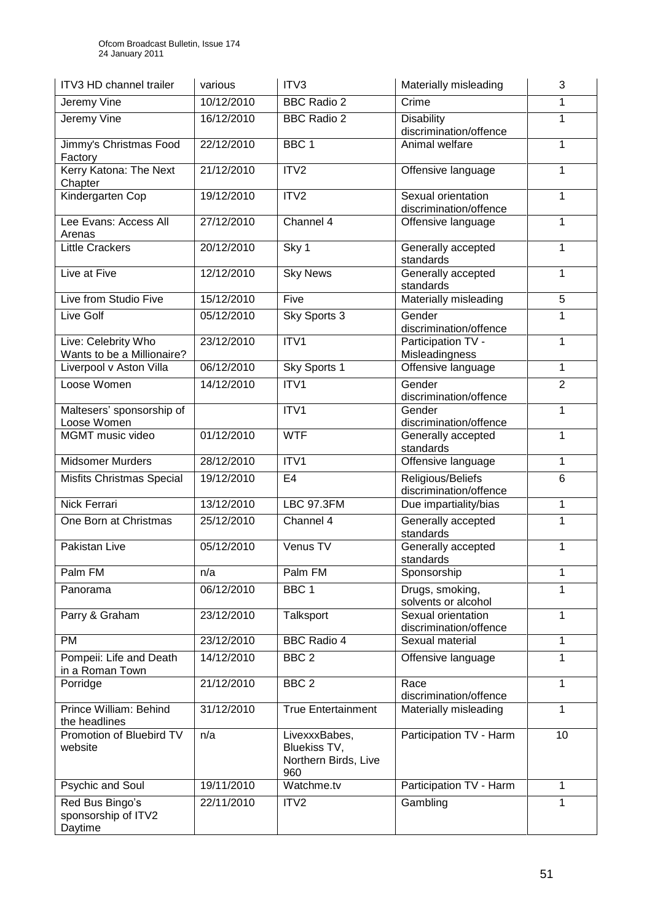| ITV3 HD channel trailer | various | ITV3 | Materially misleading | 3 |
|---|---|---|---|---|
| Jeremy Vine | 10/12/2010 | BBC Radio 2 | Crime | 1 |
| Jeremy Vine | 16/12/2010 | BBC Radio 2 | Disability discrimination/offence | 1 |
| Jimmy's Christmas Food Factory | 22/12/2010 | BBC 1 | Animal welfare | 1 |
| Kerry Katona: The Next Chapter | 21/12/2010 | ITV2 | Offensive language | 1 |
| Kindergarten Cop | 19/12/2010 | ITV2 | Sexual orientation discrimination/offence | 1 |
| Lee Evans: Access All Arenas | 27/12/2010 | Channel 4 | Offensive language | 1 |
| Little Crackers | 20/12/2010 | Sky 1 | Generally accepted standards | 1 |
| Live at Five | 12/12/2010 | Sky News | Generally accepted standards | 1 |
| Live from Studio Five | 15/12/2010 | Five | Materially misleading | 5 |
| Live Golf | 05/12/2010 | Sky Sports 3 | Gender discrimination/offence | 1 |
| Live: Celebrity Who Wants to be a Millionaire? | 23/12/2010 | ITV1 | Participation TV - Misleadingness | 1 |
| Liverpool v Aston Villa | 06/12/2010 | Sky Sports 1 | Offensive language | 1 |
| Loose Women | 14/12/2010 | ITV1 | Gender discrimination/offence | 2 |
| Maltesers' sponsorship of Loose Women | | ITV1 | Gender discrimination/offence | 1 |
| MGMT music video | 01/12/2010 | WTF | Generally accepted standards | 1 |
| Midsomer Murders | 28/12/2010 | ITV1 | Offensive language | 1 |
| Misfits Christmas Special | 19/12/2010 | E4 | Religious/Beliefs discrimination/offence | 6 |
| Nick Ferrari | 13/12/2010 | LBC 97.3FM | Due impartiality/bias | 1 |
| One Born at Christmas | 25/12/2010 | Channel 4 | Generally accepted standards | 1 |
| Pakistan Live | 05/12/2010 | Venus TV | Generally accepted standards | 1 |
| Palm FM | n/a | Palm FM | Sponsorship | 1 |
| Panorama | 06/12/2010 | BBC 1 | Drugs, smoking, solvents or alcohol | 1 |
| Parry & Graham | 23/12/2010 | Talksport | Sexual orientation discrimination/offence | 1 |
| PM | 23/12/2010 | BBC Radio 4 | Sexual material | 1 |
| Pompeii: Life and Death in a Roman Town | 14/12/2010 | BBC 2 | Offensive language | 1 |
| Porridge | 21/12/2010 | BBC 2 | Race discrimination/offence | 1 |
| Prince William: Behind the headlines | 31/12/2010 | True Entertainment | Materially misleading | 1 |
| Promotion of Bluebird TV website | n/a | LivexxxBabes, Bluekiss TV, Northern Birds, Live 960 | Participation TV - Harm | 10 |
| Psychic and Soul | 19/11/2010 | Watchme.tv | Participation TV - Harm | 1 |
| Red Bus Bingo's sponsorship of ITV2 Daytime | 22/11/2010 | ITV2 | Gambling | 1 |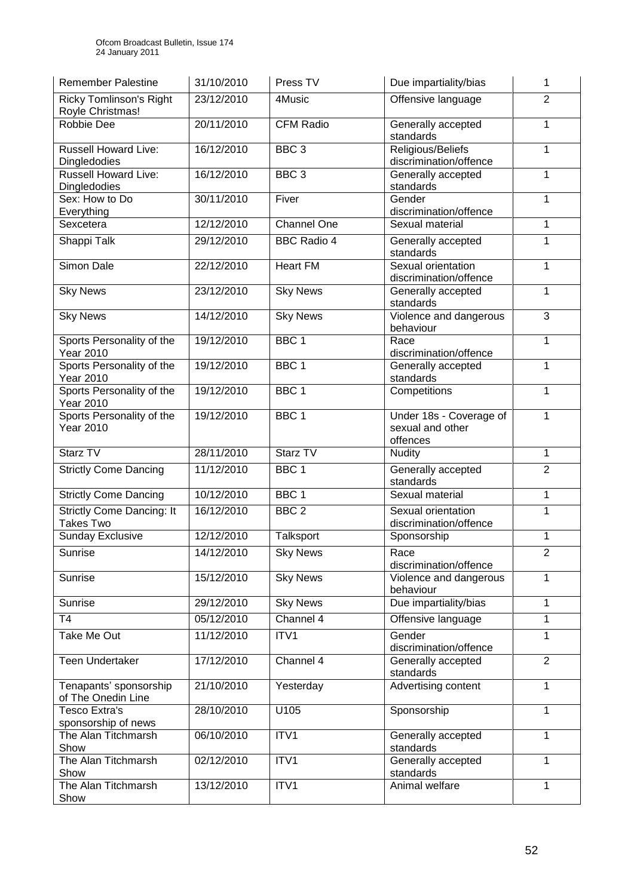| Remember Palestine | 31/10/2010 | Press TV | Due impartiality/bias | 1 |
|---|---|---|---|---|
| Ricky Tomlinson's Right Royle Christmas! | 23/12/2010 | 4Music | Offensive language | 2 |
| Robbie Dee | 20/11/2010 | CFM Radio | Generally accepted standards | 1 |
| Russell Howard Live: Dingledodies | 16/12/2010 | BBC 3 | Religious/Beliefs discrimination/offence | 1 |
| Russell Howard Live: Dingledodies | 16/12/2010 | BBC 3 | Generally accepted standards | 1 |
| Sex: How to Do Everything | 30/11/2010 | Fiver | Gender discrimination/offence | 1 |
| Sexcetera | 12/12/2010 | Channel One | Sexual material | 1 |
| Shappi Talk | 29/12/2010 | BBC Radio 4 | Generally accepted standards | 1 |
| Simon Dale | 22/12/2010 | Heart FM | Sexual orientation discrimination/offence | 1 |
| Sky News | 23/12/2010 | Sky News | Generally accepted standards | 1 |
| Sky News | 14/12/2010 | Sky News | Violence and dangerous behaviour | 3 |
| Sports Personality of the Year 2010 | 19/12/2010 | BBC 1 | Race discrimination/offence | 1 |
| Sports Personality of the Year 2010 | 19/12/2010 | BBC 1 | Generally accepted standards | 1 |
| Sports Personality of the Year 2010 | 19/12/2010 | BBC 1 | Competitions | 1 |
| Sports Personality of the Year 2010 | 19/12/2010 | BBC 1 | Under 18s - Coverage of sexual and other offences | 1 |
| Starz TV | 28/11/2010 | Starz TV | Nudity | 1 |
| Strictly Come Dancing | 11/12/2010 | BBC 1 | Generally accepted standards | 2 |
| Strictly Come Dancing | 10/12/2010 | BBC 1 | Sexual material | 1 |
| Strictly Come Dancing: It Takes Two | 16/12/2010 | BBC 2 | Sexual orientation discrimination/offence | 1 |
| Sunday Exclusive | 12/12/2010 | Talksport | Sponsorship | 1 |
| Sunrise | 14/12/2010 | Sky News | Race discrimination/offence | 2 |
| Sunrise | 15/12/2010 | Sky News | Violence and dangerous behaviour | 1 |
| Sunrise | 29/12/2010 | Sky News | Due impartiality/bias | 1 |
| T4 | 05/12/2010 | Channel 4 | Offensive language | 1 |
| Take Me Out | 11/12/2010 | ITV1 | Gender discrimination/offence | 1 |
| Teen Undertaker | 17/12/2010 | Channel 4 | Generally accepted standards | 2 |
| Tenapants' sponsorship of The Onedin Line | 21/10/2010 | Yesterday | Advertising content | 1 |
| Tesco Extra's sponsorship of news | 28/10/2010 | U105 | Sponsorship | 1 |
| The Alan Titchmarsh Show | 06/10/2010 | ITV1 | Generally accepted standards | 1 |
| The Alan Titchmarsh Show | 02/12/2010 | ITV1 | Generally accepted standards | 1 |
| The Alan Titchmarsh Show | 13/12/2010 | ITV1 | Animal welfare | 1 |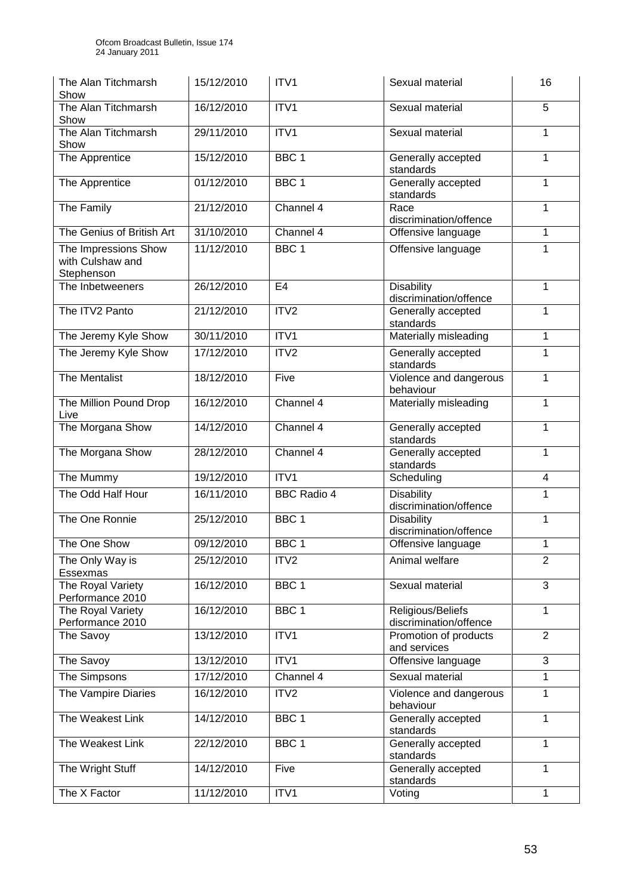| The Alan Titchmarsh Show | 15/12/2010 | ITV1 | Sexual material | 16 |
|---|---|---|---|---|
| The Alan Titchmarsh Show | 16/12/2010 | ITV1 | Sexual material | 5 |
| The Alan Titchmarsh Show | 29/11/2010 | ITV1 | Sexual material | 1 |
| The Apprentice | 15/12/2010 | BBC 1 | Generally accepted standards | 1 |
| The Apprentice | 01/12/2010 | BBC 1 | Generally accepted standards | 1 |
| The Family | 21/12/2010 | Channel 4 | Race discrimination/offence | 1 |
| The Genius of British Art | 31/10/2010 | Channel 4 | Offensive language | 1 |
| The Impressions Show with Culshaw and Stephenson | 11/12/2010 | BBC 1 | Offensive language | 1 |
| The Inbetweeners | 26/12/2010 | E4 | Disability discrimination/offence | 1 |
| The ITV2 Panto | 21/12/2010 | ITV2 | Generally accepted standards | 1 |
| The Jeremy Kyle Show | 30/11/2010 | ITV1 | Materially misleading | 1 |
| The Jeremy Kyle Show | 17/12/2010 | ITV2 | Generally accepted standards | 1 |
| The Mentalist | 18/12/2010 | Five | Violence and dangerous behaviour | 1 |
| The Million Pound Drop Live | 16/12/2010 | Channel 4 | Materially misleading | 1 |
| The Morgana Show | 14/12/2010 | Channel 4 | Generally accepted standards | 1 |
| The Morgana Show | 28/12/2010 | Channel 4 | Generally accepted standards | 1 |
| The Mummy | 19/12/2010 | ITV1 | Scheduling | 4 |
| The Odd Half Hour | 16/11/2010 | BBC Radio 4 | Disability discrimination/offence | 1 |
| The One Ronnie | 25/12/2010 | BBC 1 | Disability discrimination/offence | 1 |
| The One Show | 09/12/2010 | BBC 1 | Offensive language | 1 |
| The Only Way is Essexmas | 25/12/2010 | ITV2 | Animal welfare | 2 |
| The Royal Variety Performance 2010 | 16/12/2010 | BBC 1 | Sexual material | 3 |
| The Royal Variety Performance 2010 | 16/12/2010 | BBC 1 | Religious/Beliefs discrimination/offence | 1 |
| The Savoy | 13/12/2010 | ITV1 | Promotion of products and services | 2 |
| The Savoy | 13/12/2010 | ITV1 | Offensive language | 3 |
| The Simpsons | 17/12/2010 | Channel 4 | Sexual material | 1 |
| The Vampire Diaries | 16/12/2010 | ITV2 | Violence and dangerous behaviour | 1 |
| The Weakest Link | 14/12/2010 | BBC 1 | Generally accepted standards | 1 |
| The Weakest Link | 22/12/2010 | BBC 1 | Generally accepted standards | 1 |
| The Wright Stuff | 14/12/2010 | Five | Generally accepted standards | 1 |
| The X Factor | 11/12/2010 | ITV1 | Voting | 1 |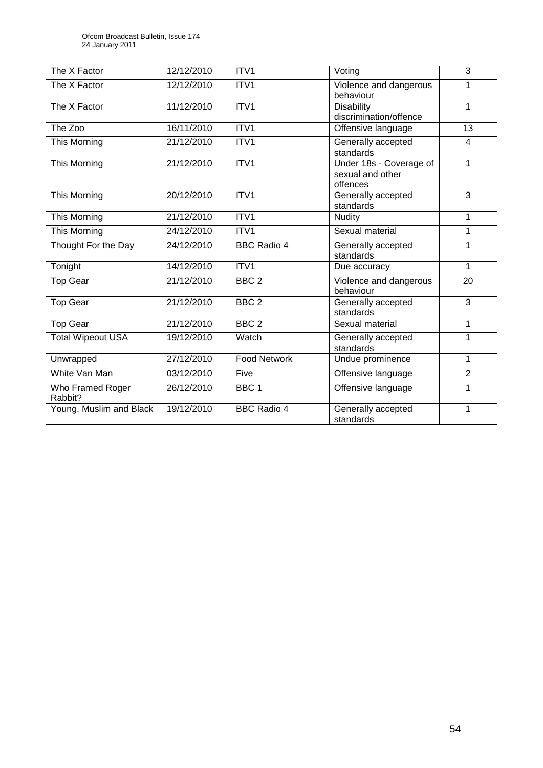| | | | | |
|---|---|---|---|---|
| The X Factor | 12/12/2010 | ITV1 | Voting | 3 |
| The X Factor | 12/12/2010 | ITV1 | Violence and dangerous behaviour | 1 |
| The X Factor | 11/12/2010 | ITV1 | Disability discrimination/offence | 1 |
| The Zoo | 16/11/2010 | ITV1 | Offensive language | 13 |
| This Morning | 21/12/2010 | ITV1 | Generally accepted standards | 4 |
| This Morning | 21/12/2010 | ITV1 | Under 18s - Coverage of sexual and other offences | 1 |
| This Morning | 20/12/2010 | ITV1 | Generally accepted standards | 3 |
| This Morning | 21/12/2010 | ITV1 | Nudity | 1 |
| This Morning | 24/12/2010 | ITV1 | Sexual material | 1 |
| Thought For the Day | 24/12/2010 | BBC Radio 4 | Generally accepted standards | 1 |
| Tonight | 14/12/2010 | ITV1 | Due accuracy | 1 |
| Top Gear | 21/12/2010 | BBC 2 | Violence and dangerous behaviour | 20 |
| Top Gear | 21/12/2010 | BBC 2 | Generally accepted standards | 3 |
| Top Gear | 21/12/2010 | BBC 2 | Sexual material | 1 |
| Total Wipeout USA | 19/12/2010 | Watch | Generally accepted standards | 1 |
| Unwrapped | 27/12/2010 | Food Network | Undue prominence | 1 |
| White Van Man | 03/12/2010 | Five | Offensive language | 2 |
| Who Framed Roger Rabbit? | 26/12/2010 | BBC 1 | Offensive language | 1 |
| Young, Muslim and Black | 19/12/2010 | BBC Radio 4 | Generally accepted standards | 1 |